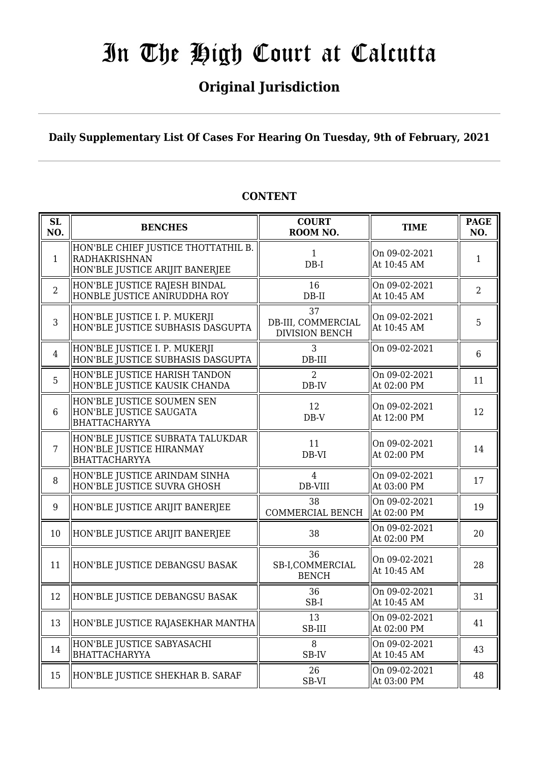# In The High Court at Calcutta

## Original Jurisdiction

**Daily Supplementary List Of Cases For Hearing On Tuesday, 9th of February, 2021**

### CONTENT

| SL NO. | BENCHES | COURT ROOM NO. | TIME | PAGE NO. |
|---|---|---|---|---|
| 1 | HON'BLE CHIEF JUSTICE THOTTATHIL B. RADHAKRISHNAN<br>HON'BLE JUSTICE ARIJIT BANERJEE | 1<br>DB-I | On 09-02-2021<br>At 10:45 AM | 1 |
| 2 | HON'BLE JUSTICE RAJESH BINDAL<br>HONBLE JUSTICE ANIRUDDHA ROY | 16<br>DB-II | On 09-02-2021<br>At 10:45 AM | 2 |
| 3 | HON'BLE JUSTICE I. P. MUKERJI<br>HON'BLE JUSTICE SUBHASIS DASGUPTA | 37<br>DB-III, COMMERCIAL DIVISION BENCH | On 09-02-2021<br>At 10:45 AM | 5 |
| 4 | HON'BLE JUSTICE I. P. MUKERJI<br>HON'BLE JUSTICE SUBHASIS DASGUPTA | 3<br>DB-III | On 09-02-2021 | 6 |
| 5 | HON'BLE JUSTICE HARISH TANDON<br>HON'BLE JUSTICE KAUSIK CHANDA | 2<br>DB-IV | On 09-02-2021<br>At 02:00 PM | 11 |
| 6 | HON'BLE JUSTICE SOUMEN SEN<br>HON'BLE JUSTICE SAUGATA BHATTACHARYYA | 12<br>DB-V | On 09-02-2021<br>At 12:00 PM | 12 |
| 7 | HON'BLE JUSTICE SUBRATA TALUKDAR<br>HON'BLE JUSTICE HIRANMAY BHATTACHARYYA | 11<br>DB-VI | On 09-02-2021<br>At 02:00 PM | 14 |
| 8 | HON'BLE JUSTICE ARINDAM SINHA<br>HON'BLE JUSTICE SUVRA GHOSH | 4<br>DB-VIII | On 09-02-2021<br>At 03:00 PM | 17 |
| 9 | HON'BLE JUSTICE ARIJIT BANERJEE | 38<br>COMMERCIAL BENCH | On 09-02-2021<br>At 02:00 PM | 19 |
| 10 | HON'BLE JUSTICE ARIJIT BANERJEE | 38 | On 09-02-2021<br>At 02:00 PM | 20 |
| 11 | HON'BLE JUSTICE DEBANGSU BASAK | 36<br>SB-I,COMMERCIAL BENCH | On 09-02-2021<br>At 10:45 AM | 28 |
| 12 | HON'BLE JUSTICE DEBANGSU BASAK | 36<br>SB-I | On 09-02-2021<br>At 10:45 AM | 31 |
| 13 | HON'BLE JUSTICE RAJASEKHAR MANTHA | 13<br>SB-III | On 09-02-2021<br>At 02:00 PM | 41 |
| 14 | HON'BLE JUSTICE SABYASACHI BHATTACHARYYA | 8<br>SB-IV | On 09-02-2021<br>At 10:45 AM | 43 |
| 15 | HON'BLE JUSTICE SHEKHAR B. SARAF | 26<br>SB-VI | On 09-02-2021<br>At 03:00 PM | 48 |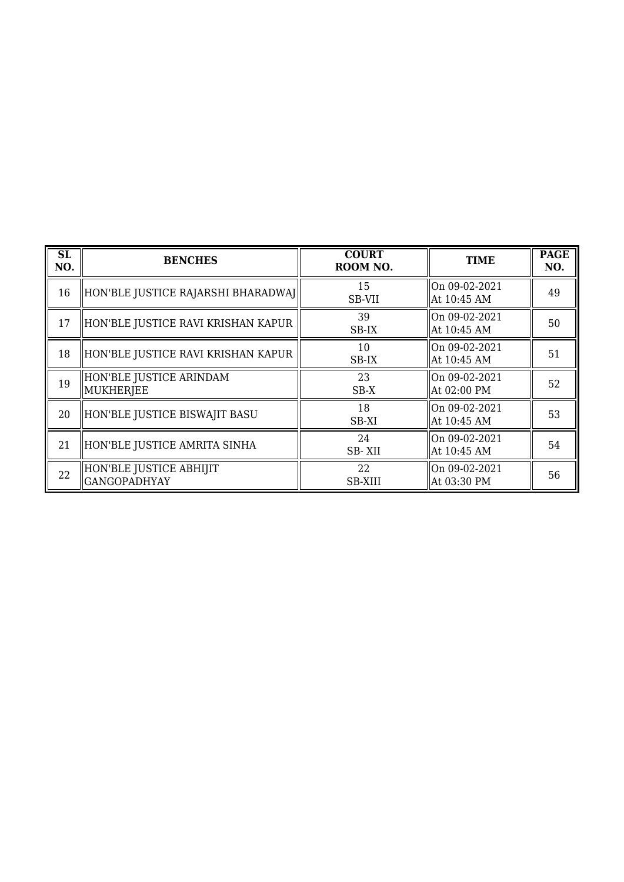| SL NO. | BENCHES | COURT ROOM NO. | TIME | PAGE NO. |
|---|---|---|---|---|
| 16 | HON'BLE JUSTICE RAJARSHI BHARADWAJ | 15 SB-VII | On 09-02-2021 At 10:45 AM | 49 |
| 17 | HON'BLE JUSTICE RAVI KRISHAN KAPUR | 39 SB-IX | On 09-02-2021 At 10:45 AM | 50 |
| 18 | HON'BLE JUSTICE RAVI KRISHAN KAPUR | 10 SB-IX | On 09-02-2021 At 10:45 AM | 51 |
| 19 | HON'BLE JUSTICE ARINDAM MUKHERJEE | 23 SB-X | On 09-02-2021 At 02:00 PM | 52 |
| 20 | HON'BLE JUSTICE BISWAJIT BASU | 18 SB-XI | On 09-02-2021 At 10:45 AM | 53 |
| 21 | HON'BLE JUSTICE AMRITA SINHA | 24 SB- XII | On 09-02-2021 At 10:45 AM | 54 |
| 22 | HON'BLE JUSTICE ABHIJIT GANGOPADHYAY | 22 SB-XIII | On 09-02-2021 At 03:30 PM | 56 |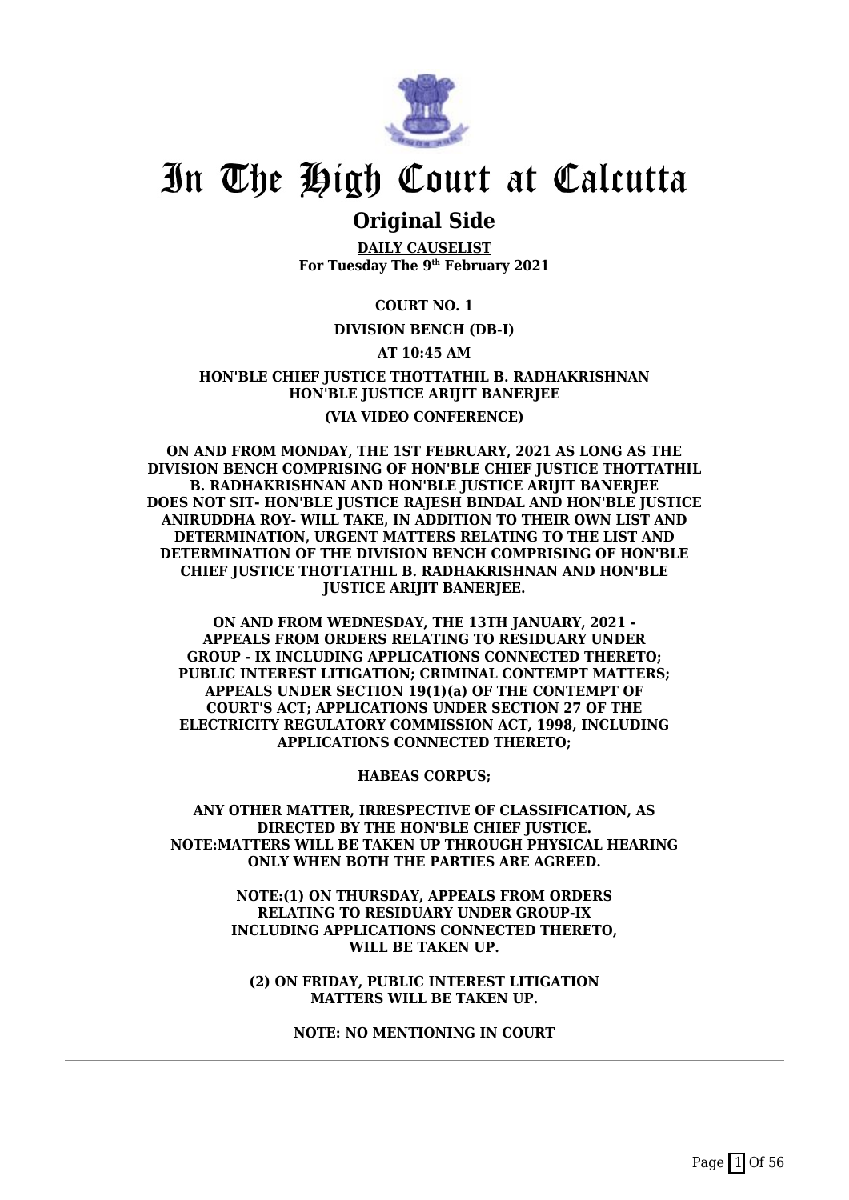# In The High Court at Calcutta

## Original Side

**DAILY CAUSELIST**
**For Tuesday The 9th February 2021**

**COURT NO. 1**

**DIVISION BENCH (DB-I)**

**AT 10:45 AM**

**HON'BLE CHIEF JUSTICE THOTTATHIL B. RADHAKRISHNAN**
**HON'BLE JUSTICE ARIJIT BANERJEE**

**(VIA VIDEO CONFERENCE)**

**ON AND FROM MONDAY, THE 1ST FEBRUARY, 2021 AS LONG AS THE DIVISION BENCH COMPRISING OF HON'BLE CHIEF JUSTICE THOTTATHIL B. RADHAKRISHNAN AND HON'BLE JUSTICE ARIJIT BANERJEE DOES NOT SIT- HON'BLE JUSTICE RAJESH BINDAL AND HON'BLE JUSTICE ANIRUDDHA ROY- WILL TAKE, IN ADDITION TO THEIR OWN LIST AND DETERMINATION, URGENT MATTERS RELATING TO THE LIST AND DETERMINATION OF THE DIVISION BENCH COMPRISING OF HON'BLE CHIEF JUSTICE THOTTATHIL B. RADHAKRISHNAN AND HON'BLE JUSTICE ARIJIT BANERJEE.**

**ON AND FROM WEDNESDAY, THE 13TH JANUARY, 2021 - APPEALS FROM ORDERS RELATING TO RESIDUARY UNDER GROUP - IX INCLUDING APPLICATIONS CONNECTED THERETO; PUBLIC INTEREST LITIGATION; CRIMINAL CONTEMPT MATTERS; APPEALS UNDER SECTION 19(1)(a) OF THE CONTEMPT OF COURT'S ACT; APPLICATIONS UNDER SECTION 27 OF THE ELECTRICITY REGULATORY COMMISSION ACT, 1998, INCLUDING APPLICATIONS CONNECTED THERETO;**

**HABEAS CORPUS;**

**ANY OTHER MATTER, IRRESPECTIVE OF CLASSIFICATION, AS DIRECTED BY THE HON'BLE CHIEF JUSTICE.**
**NOTE:MATTERS WILL BE TAKEN UP THROUGH PHYSICAL HEARING ONLY WHEN BOTH THE PARTIES ARE AGREED.**

**NOTE:(1) ON THURSDAY, APPEALS FROM ORDERS RELATING TO RESIDUARY UNDER GROUP-IX INCLUDING APPLICATIONS CONNECTED THERETO, WILL BE TAKEN UP.**

**(2) ON FRIDAY, PUBLIC INTEREST LITIGATION MATTERS WILL BE TAKEN UP.**

**NOTE: NO MENTIONING IN COURT**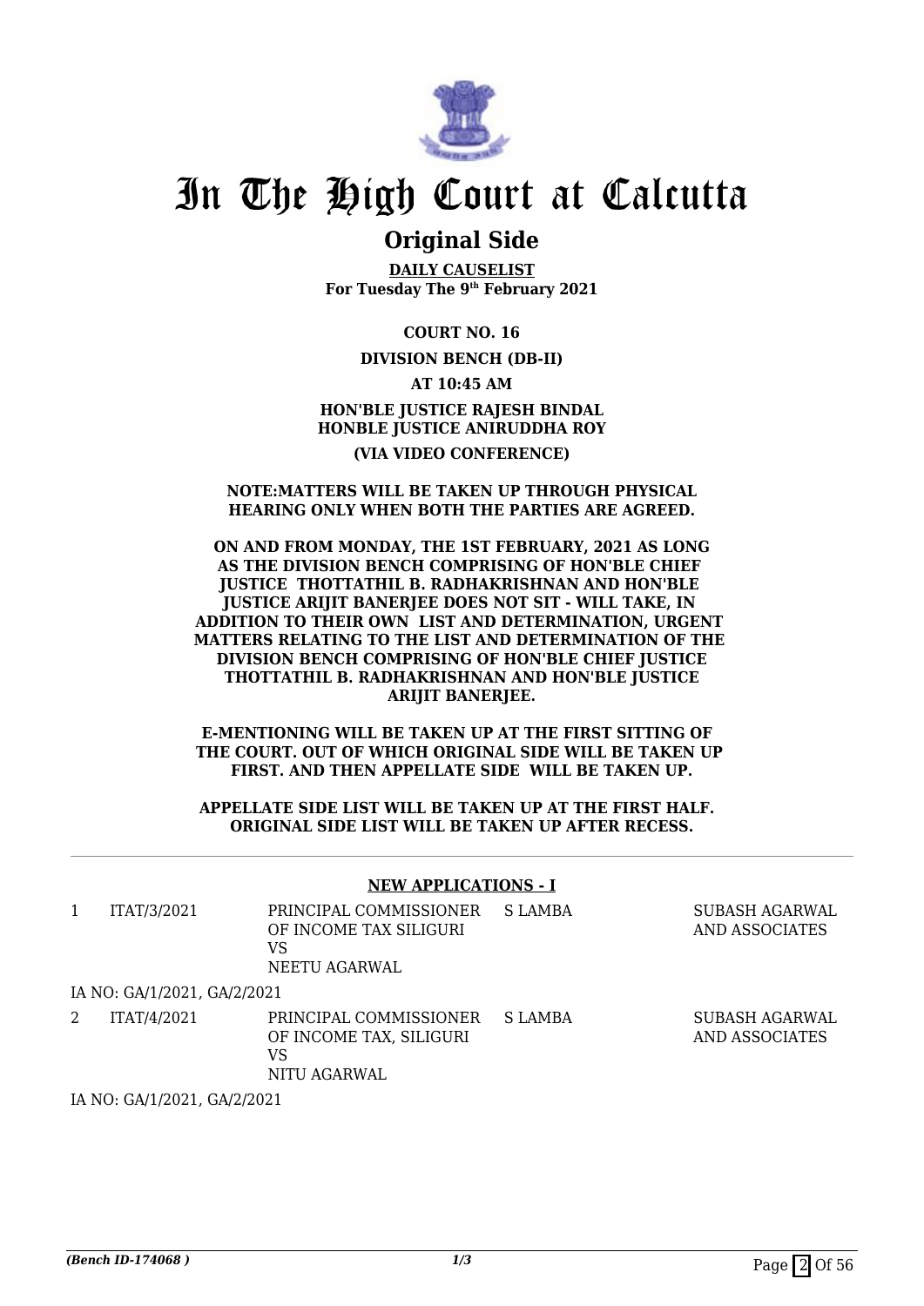# In The High Court at Calcutta

## Original Side

**DAILY CAUSELIST**
**For Tuesday The 9th February 2021**

**COURT NO. 16**

**DIVISION BENCH (DB-II)**

**AT 10:45 AM**

**HON'BLE JUSTICE RAJESH BINDAL**
**HONBLE JUSTICE ANIRUDDHA ROY**

**(VIA VIDEO CONFERENCE)**

**NOTE:MATTERS WILL BE TAKEN UP THROUGH PHYSICAL HEARING ONLY WHEN BOTH THE PARTIES ARE AGREED.**

**ON AND FROM MONDAY, THE 1ST FEBRUARY, 2021 AS LONG AS THE DIVISION BENCH COMPRISING OF HON'BLE CHIEF JUSTICE THOTTATHIL B. RADHAKRISHNAN AND HON'BLE JUSTICE ARIJIT BANERJEE DOES NOT SIT - WILL TAKE, IN ADDITION TO THEIR OWN LIST AND DETERMINATION, URGENT MATTERS RELATING TO THE LIST AND DETERMINATION OF THE DIVISION BENCH COMPRISING OF HON'BLE CHIEF JUSTICE THOTTATHIL B. RADHAKRISHNAN AND HON'BLE JUSTICE ARIJIT BANERJEE.**

**E-MENTIONING WILL BE TAKEN UP AT THE FIRST SITTING OF THE COURT. OUT OF WHICH ORIGINAL SIDE WILL BE TAKEN UP FIRST. AND THEN APPELLATE SIDE WILL BE TAKEN UP.**

**APPELLATE SIDE LIST WILL BE TAKEN UP AT THE FIRST HALF. ORIGINAL SIDE LIST WILL BE TAKEN UP AFTER RECESS.**

**NEW APPLICATIONS - I**

| | | | | |
|---|---|---|---|---|
| 1 | ITAT/3/2021 | PRINCIPAL COMMISSIONER OF INCOME TAX SILIGURI<br>VS<br>NEETU AGARWAL | S LAMBA | SUBASH AGARWAL AND ASSOCIATES |
| | IA NO: GA/1/2021, GA/2/2021 | | | |
| 2 | ITAT/4/2021 | PRINCIPAL COMMISSIONER OF INCOME TAX, SILIGURI<br>VS<br>NITU AGARWAL | S LAMBA | SUBASH AGARWAL AND ASSOCIATES |
| | IA NO: GA/1/2021, GA/2/2021 | | | |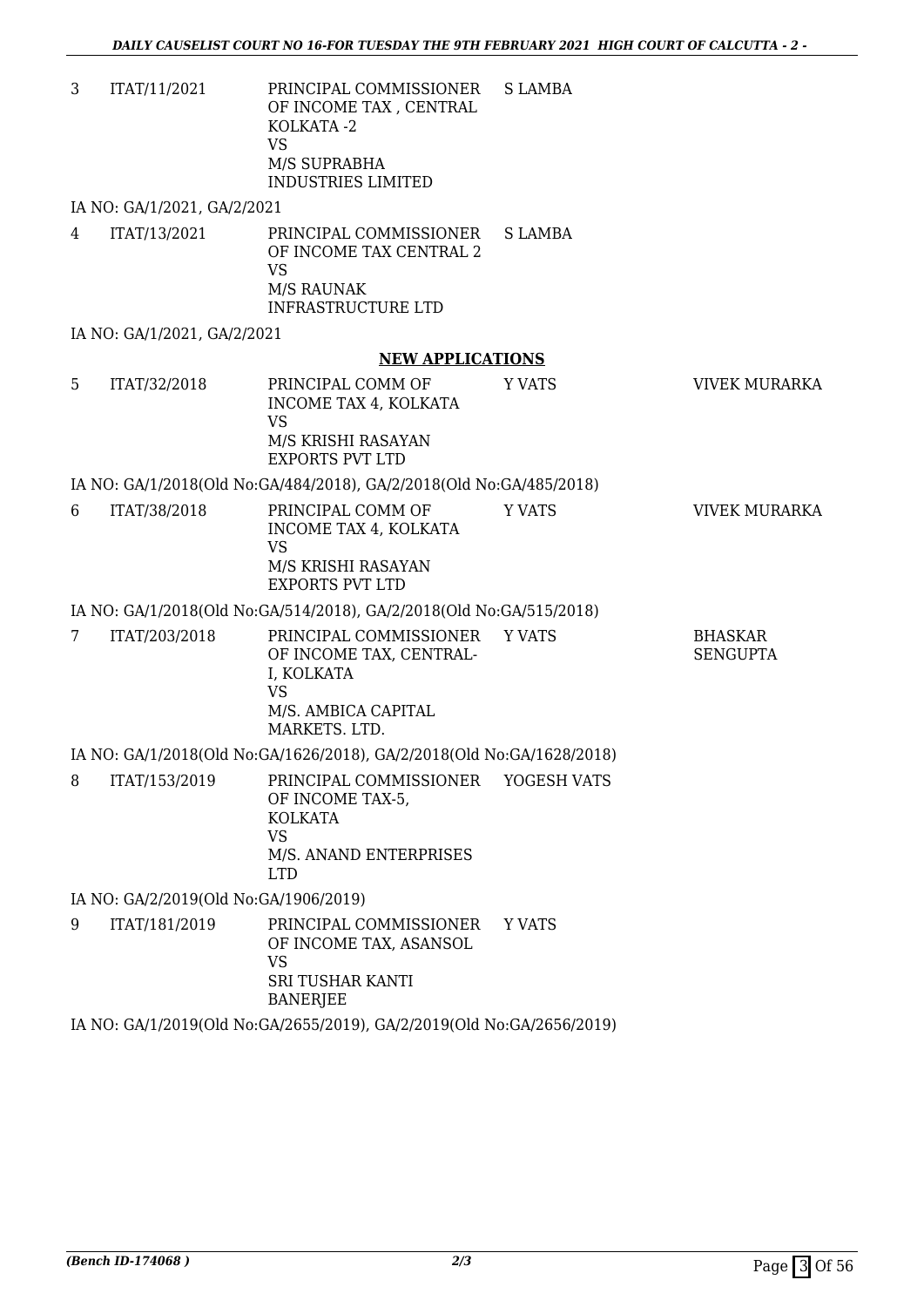| | | | | |
|---|---|---|---|---|
| 3 | ITAT/11/2021 | PRINCIPAL COMMISSIONER OF INCOME TAX , CENTRAL KOLKATA -2<br>VS<br>M/S SUPRABHA INDUSTRIES LIMITED | S LAMBA | |

IA NO: GA/1/2021, GA/2/2021

| | | | | |
|---|---|---|---|---|
| 4 | ITAT/13/2021 | PRINCIPAL COMMISSIONER OF INCOME TAX CENTRAL 2<br>VS<br>M/S RAUNAK INFRASTRUCTURE LTD | S LAMBA | |

IA NO: GA/1/2021, GA/2/2021

**NEW APPLICATIONS**

| | | | | |
|---|---|---|---|---|
| 5 | ITAT/32/2018 | PRINCIPAL COMM OF INCOME TAX 4, KOLKATA<br>VS<br>M/S KRISHI RASAYAN EXPORTS PVT LTD | Y VATS | VIVEK MURARKA |

IA NO: GA/1/2018(Old No:GA/484/2018), GA/2/2018(Old No:GA/485/2018)

| | | | | |
|---|---|---|---|---|
| 6 | ITAT/38/2018 | PRINCIPAL COMM OF INCOME TAX 4, KOLKATA<br>VS<br>M/S KRISHI RASAYAN EXPORTS PVT LTD | Y VATS | VIVEK MURARKA |

IA NO: GA/1/2018(Old No:GA/514/2018), GA/2/2018(Old No:GA/515/2018)

| | | | | |
|---|---|---|---|---|
| 7 | ITAT/203/2018 | PRINCIPAL COMMISSIONER OF INCOME TAX, CENTRAL-I, KOLKATA<br>VS<br>M/S. AMBICA CAPITAL MARKETS. LTD. | Y VATS | BHASKAR SENGUPTA |

IA NO: GA/1/2018(Old No:GA/1626/2018), GA/2/2018(Old No:GA/1628/2018)

| | | | | |
|---|---|---|---|---|
| 8 | ITAT/153/2019 | PRINCIPAL COMMISSIONER OF INCOME TAX-5, KOLKATA<br>VS<br>M/S. ANAND ENTERPRISES LTD | YOGESH VATS | |

IA NO: GA/2/2019(Old No:GA/1906/2019)

| | | | | |
|---|---|---|---|---|
| 9 | ITAT/181/2019 | PRINCIPAL COMMISSIONER OF INCOME TAX, ASANSOL<br>VS<br>SRI TUSHAR KANTI BANERJEE | Y VATS | |

IA NO: GA/1/2019(Old No:GA/2655/2019), GA/2/2019(Old No:GA/2656/2019)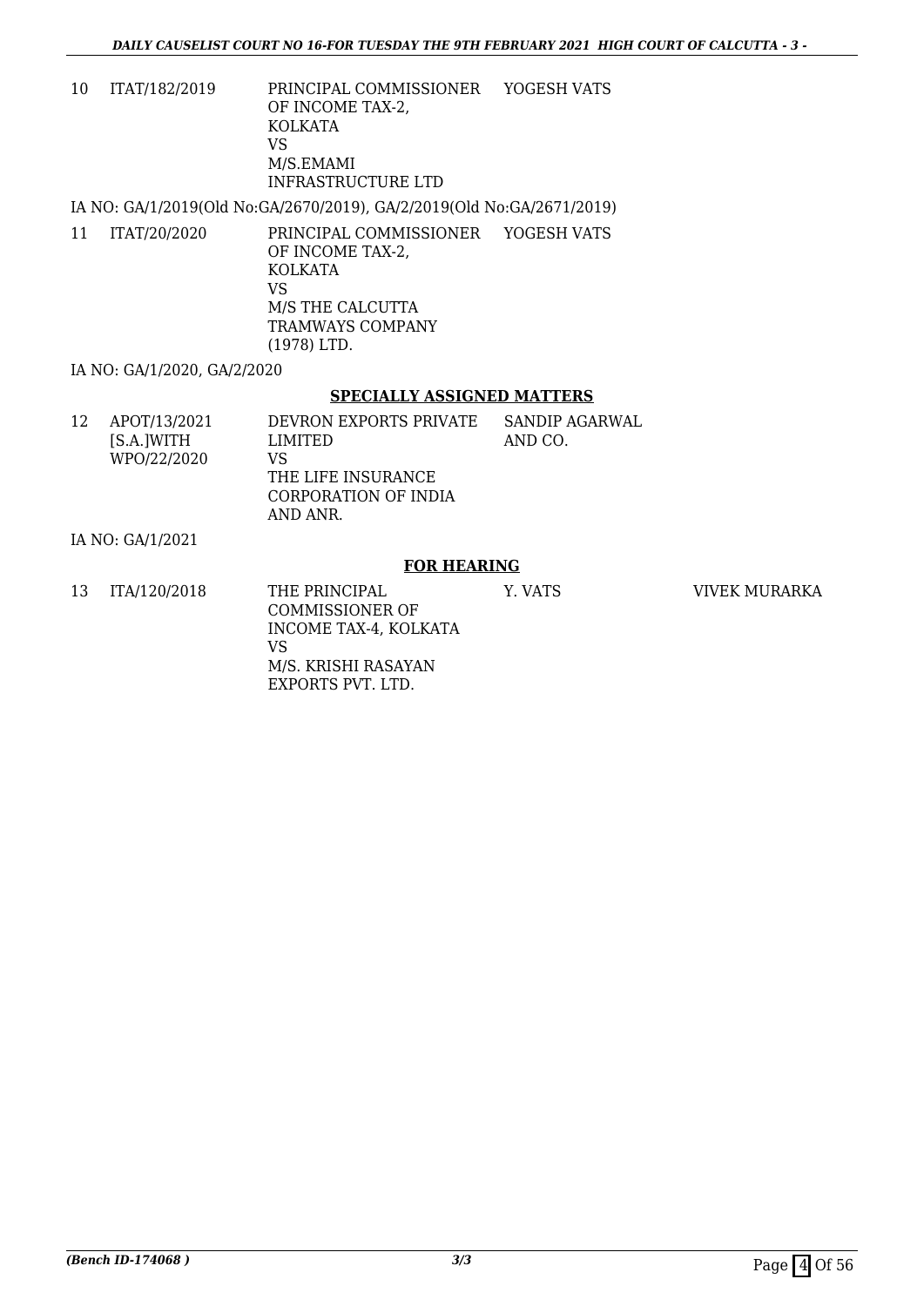| | | | | |
|---|---|---|---|---|
| 10 | ITAT/182/2019 | PRINCIPAL COMMISSIONER OF INCOME TAX-2, KOLKATA<br>VS<br>M/S.EMAMI INFRASTRUCTURE LTD | YOGESH VATS | |

IA NO: GA/1/2019(Old No:GA/2670/2019), GA/2/2019(Old No:GA/2671/2019)

| | | | | |
|---|---|---|---|---|
| 11 | ITAT/20/2020 | PRINCIPAL COMMISSIONER OF INCOME TAX-2, KOLKATA<br>VS<br>M/S THE CALCUTTA TRAMWAYS COMPANY (1978) LTD. | YOGESH VATS | |

IA NO: GA/1/2020, GA/2/2020

## SPECIALLY ASSIGNED MATTERS

| | | | | |
|---|---|---|---|---|
| 12 | APOT/13/2021 [S.A.]WITH WPO/22/2020 | DEVRON EXPORTS PRIVATE LIMITED<br>VS<br>THE LIFE INSURANCE CORPORATION OF INDIA AND ANR. | SANDIP AGARWAL AND CO. | |

IA NO: GA/1/2021

## FOR HEARING

| | | | | |
|---|---|---|---|---|
| 13 | ITA/120/2018 | THE PRINCIPAL COMMISSIONER OF INCOME TAX-4, KOLKATA<br>VS<br>M/S. KRISHI RASAYAN EXPORTS PVT. LTD. | Y. VATS | VIVEK MURARKA |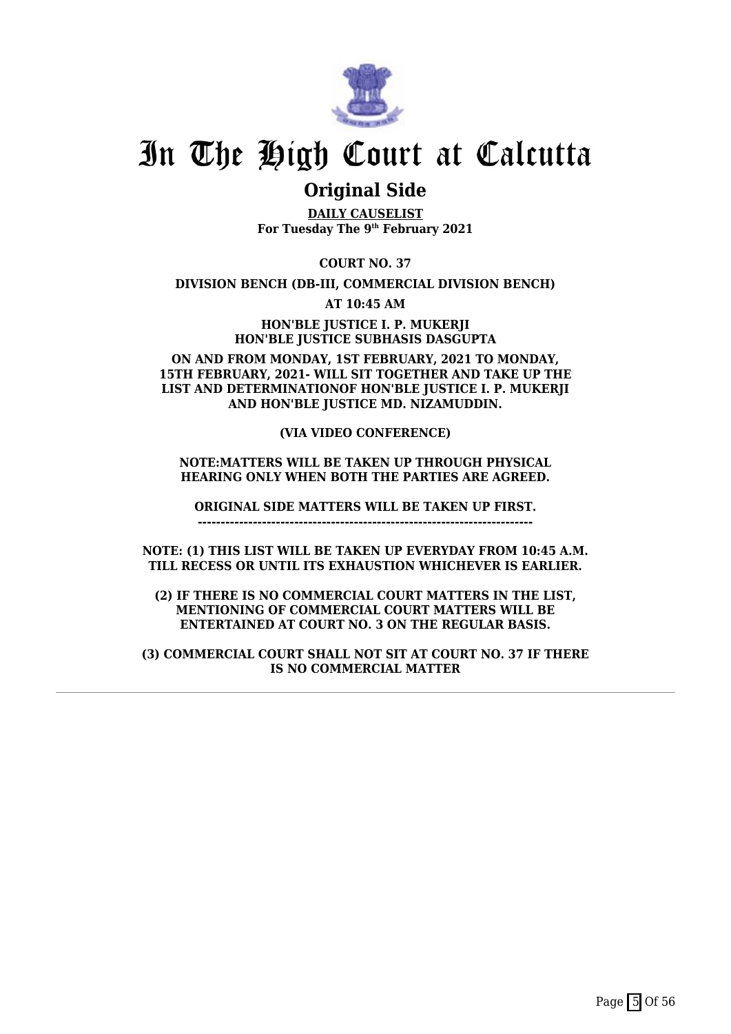# In The High Court at Calcutta

## Original Side

**DAILY CAUSELIST**
**For Tuesday The 9th February 2021**

**COURT NO. 37**

**DIVISION BENCH (DB-III, COMMERCIAL DIVISION BENCH)**

**AT 10:45 AM**

**HON'BLE JUSTICE I. P. MUKERJI**
**HON'BLE JUSTICE SUBHASIS DASGUPTA**

**ON AND FROM MONDAY, 1ST FEBRUARY, 2021 TO MONDAY, 15TH FEBRUARY, 2021- WILL SIT TOGETHER AND TAKE UP THE LIST AND DETERMINATIONOF HON'BLE JUSTICE I. P. MUKERJI AND HON'BLE JUSTICE MD. NIZAMUDDIN.**

**(VIA VIDEO CONFERENCE)**

**NOTE:MATTERS WILL BE TAKEN UP THROUGH PHYSICAL HEARING ONLY WHEN BOTH THE PARTIES ARE AGREED.**

**ORIGINAL SIDE MATTERS WILL BE TAKEN UP FIRST.**

---

**NOTE: (1) THIS LIST WILL BE TAKEN UP EVERYDAY FROM 10:45 A.M. TILL RECESS OR UNTIL ITS EXHAUSTION WHICHEVER IS EARLIER.**

**(2) IF THERE IS NO COMMERCIAL COURT MATTERS IN THE LIST, MENTIONING OF COMMERCIAL COURT MATTERS WILL BE ENTERTAINED AT COURT NO. 3 ON THE REGULAR BASIS.**

**(3) COMMERCIAL COURT SHALL NOT SIT AT COURT NO. 37 IF THERE IS NO COMMERCIAL MATTER**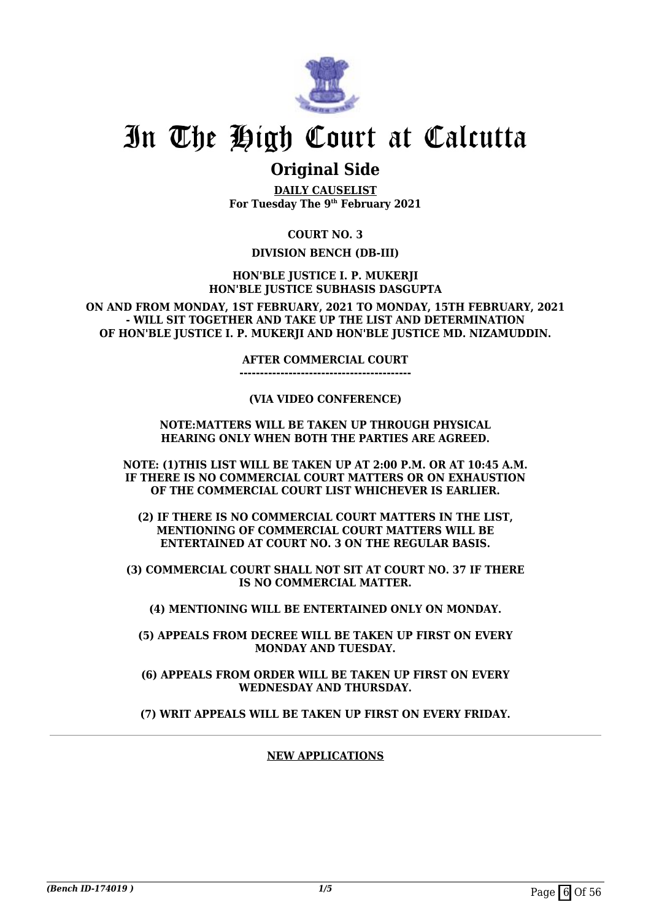# In The High Court at Calcutta

## Original Side

**DAILY CAUSELIST**
**For Tuesday The 9th February 2021**

**COURT NO. 3**

**DIVISION BENCH (DB-III)**

**HON'BLE JUSTICE I. P. MUKERJI**
**HON'BLE JUSTICE SUBHASIS DASGUPTA**

**ON AND FROM MONDAY, 1ST FEBRUARY, 2021 TO MONDAY, 15TH FEBRUARY, 2021 - WILL SIT TOGETHER AND TAKE UP THE LIST AND DETERMINATION OF HON'BLE JUSTICE I. P. MUKERJI AND HON'BLE JUSTICE MD. NIZAMUDDIN.**

**AFTER COMMERCIAL COURT**
**------------------------------------------**

**(VIA VIDEO CONFERENCE)**

**NOTE:MATTERS WILL BE TAKEN UP THROUGH PHYSICAL HEARING ONLY WHEN BOTH THE PARTIES ARE AGREED.**

**NOTE: (1)THIS LIST WILL BE TAKEN UP AT 2:00 P.M. OR AT 10:45 A.M. IF THERE IS NO COMMERCIAL COURT MATTERS OR ON EXHAUSTION OF THE COMMERCIAL COURT LIST WHICHEVER IS EARLIER.**

**(2) IF THERE IS NO COMMERCIAL COURT MATTERS IN THE LIST, MENTIONING OF COMMERCIAL COURT MATTERS WILL BE ENTERTAINED AT COURT NO. 3 ON THE REGULAR BASIS.**

**(3) COMMERCIAL COURT SHALL NOT SIT AT COURT NO. 37 IF THERE IS NO COMMERCIAL MATTER.**

**(4) MENTIONING WILL BE ENTERTAINED ONLY ON MONDAY.**

**(5) APPEALS FROM DECREE WILL BE TAKEN UP FIRST ON EVERY MONDAY AND TUESDAY.**

**(6) APPEALS FROM ORDER WILL BE TAKEN UP FIRST ON EVERY WEDNESDAY AND THURSDAY.**

**(7) WRIT APPEALS WILL BE TAKEN UP FIRST ON EVERY FRIDAY.**

**NEW APPLICATIONS**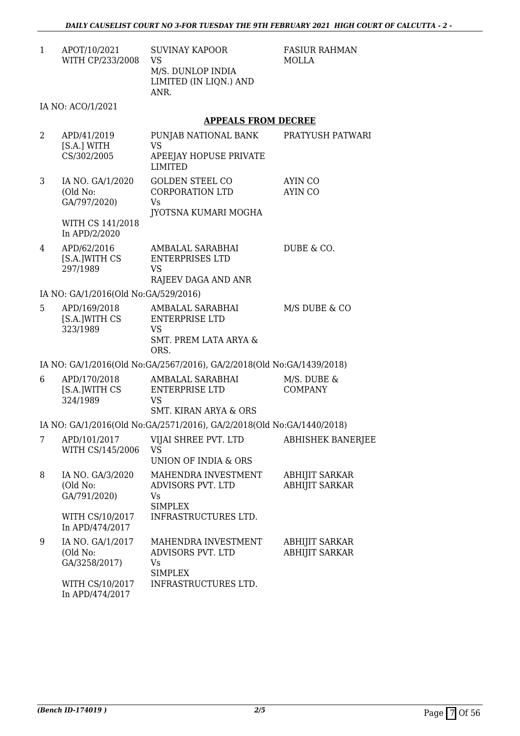| | | | |
|---|---|---|---|
| 1 | APOT/10/2021 WITH CP/233/2008 | SUVINAY KAPOOR VS M/S. DUNLOP INDIA LIMITED (IN LIQN.) AND ANR. | FASIUR RAHMAN MOLLA |

IA NO: ACO/1/2021

## APPEALS FROM DECREE

| | | | |
|---|---|---|---|
| 2 | APD/41/2019 [S.A.] WITH CS/302/2005 | PUNJAB NATIONAL BANK VS APEEJAY HOPUSE PRIVATE LIMITED | PRATYUSH PATWARI |
| 3 | IA NO. GA/1/2020 (Old No: GA/797/2020) WITH CS 141/2018 In APD/2/2020 | GOLDEN STEEL CO CORPORATION LTD Vs JYOTSNA KUMARI MOGHA | AYIN CO AYIN CO |
| 4 | APD/62/2016 [S.A.]WITH CS 297/1989 | AMBALAL SARABHAI ENTERPRISES LTD VS RAJEEV DAGA AND ANR | DUBE & CO. |

IA NO: GA/1/2016(Old No:GA/529/2016)

| | | | |
|---|---|---|---|
| 5 | APD/169/2018 [S.A.]WITH CS 323/1989 | AMBALAL SARABHAI ENTERPRISE LTD VS SMT. PREM LATA ARYA & ORS. | M/S DUBE & CO |

IA NO: GA/1/2016(Old No:GA/2567/2016), GA/2/2018(Old No:GA/1439/2018)

| | | | |
|---|---|---|---|
| 6 | APD/170/2018 [S.A.]WITH CS 324/1989 | AMBALAL SARABHAI ENTERPRISE LTD VS SMT. KIRAN ARYA & ORS | M/S. DUBE & COMPANY |

IA NO: GA/1/2016(Old No:GA/2571/2016), GA/2/2018(Old No:GA/1440/2018)

| | | | |
|---|---|---|---|
| 7 | APD/101/2017 WITH CS/145/2006 | VIJAI SHREE PVT. LTD VS UNION OF INDIA & ORS | ABHISHEK BANERJEE |
| 8 | IA NO. GA/3/2020 (Old No: GA/791/2020) WITH CS/10/2017 In APD/474/2017 | MAHENDRA INVESTMENT ADVISORS PVT. LTD Vs SIMPLEX INFRASTRUCTURES LTD. | ABHIJIT SARKAR ABHIJIT SARKAR |
| 9 | IA NO. GA/1/2017 (Old No: GA/3258/2017) WITH CS/10/2017 In APD/474/2017 | MAHENDRA INVESTMENT ADVISORS PVT. LTD Vs SIMPLEX INFRASTRUCTURES LTD. | ABHIJIT SARKAR ABHIJIT SARKAR |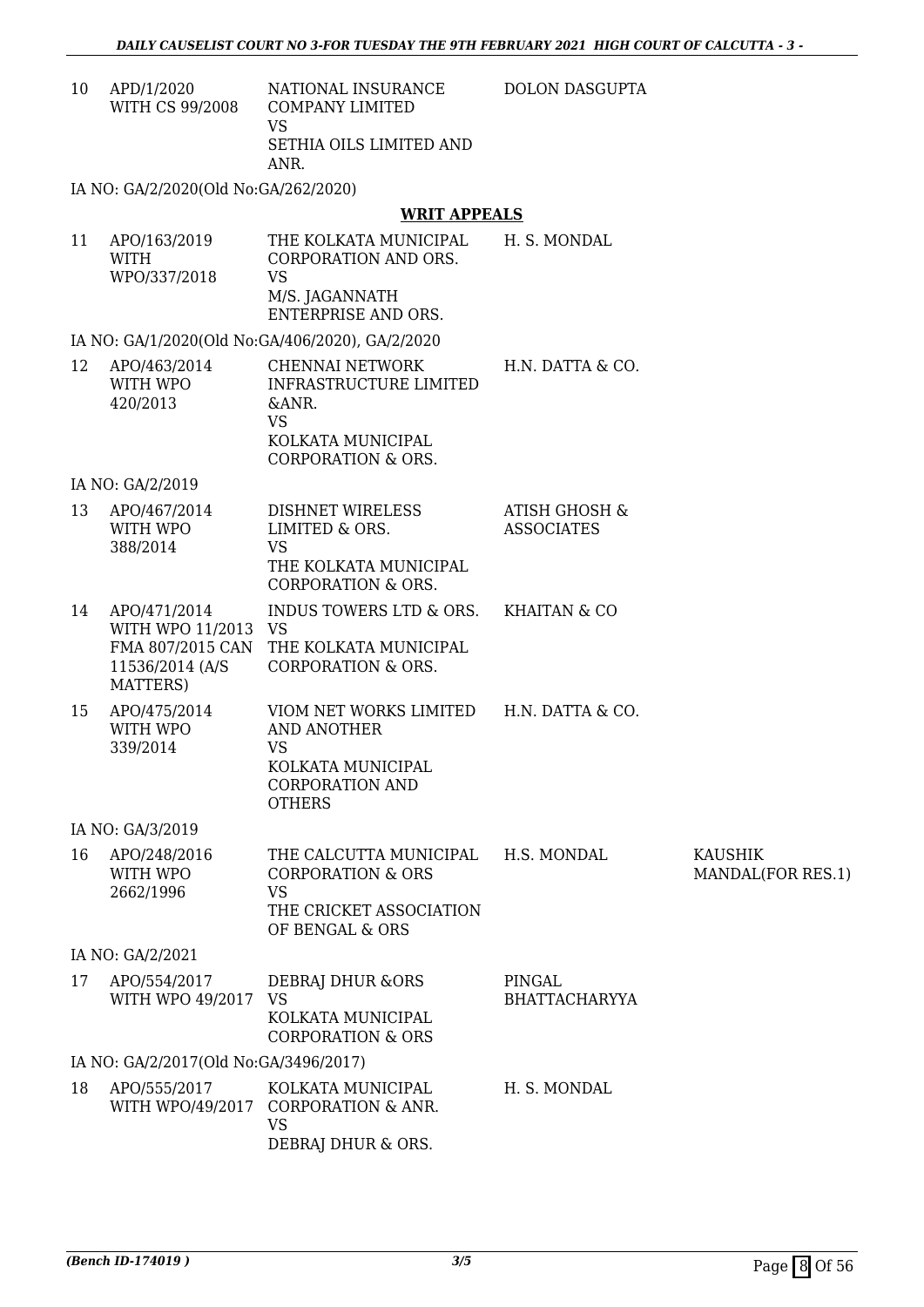| 10 | APD/1/2020 WITH CS 99/2008 | NATIONAL INSURANCE COMPANY LIMITED VS SETHIA OILS LIMITED AND ANR. | DOLON DASGUPTA | |
|---|---|---|---|---|

IA NO: GA/2/2020(Old No:GA/262/2020)

## WRIT APPEALS

| 11 | APO/163/2019 WITH WPO/337/2018 | THE KOLKATA MUNICIPAL CORPORATION AND ORS. VS M/S. JAGANNATH ENTERPRISE AND ORS. | H. S. MONDAL | |
|---|---|---|---|---|

IA NO: GA/1/2020(Old No:GA/406/2020), GA/2/2020

| 12 | APO/463/2014 WITH WPO 420/2013 | CHENNAI NETWORK INFRASTRUCTURE LIMITED &ANR. VS KOLKATA MUNICIPAL CORPORATION & ORS. | H.N. DATTA & CO. | |
|---|---|---|---|---|

IA NO: GA/2/2019

| 13 | APO/467/2014 WITH WPO 388/2014 | DISHNET WIRELESS LIMITED & ORS. VS THE KOLKATA MUNICIPAL CORPORATION & ORS. | ATISH GHOSH & ASSOCIATES | |
|---|---|---|---|---|
| 14 | APO/471/2014 WITH WPO 11/2013 FMA 807/2015 CAN 11536/2014 (A/S MATTERS) | INDUS TOWERS LTD & ORS. VS THE KOLKATA MUNICIPAL CORPORATION & ORS. | KHAITAN & CO | |
| 15 | APO/475/2014 WITH WPO 339/2014 | VIOM NET WORKS LIMITED AND ANOTHER VS KOLKATA MUNICIPAL CORPORATION AND OTHERS | H.N. DATTA & CO. | |

IA NO: GA/3/2019

| 16 | APO/248/2016 WITH WPO 2662/1996 | THE CALCUTTA MUNICIPAL CORPORATION & ORS VS THE CRICKET ASSOCIATION OF BENGAL & ORS | H.S. MONDAL | KAUSHIK MANDAL(FOR RES.1) |
|---|---|---|---|---|

IA NO: GA/2/2021

| 17 | APO/554/2017 WITH WPO 49/2017 | DEBRAJ DHUR &ORS VS KOLKATA MUNICIPAL CORPORATION & ORS | PINGAL BHATTACHARYYA | |
|---|---|---|---|---|

IA NO: GA/2/2017(Old No:GA/3496/2017)

| 18 | APO/555/2017 WITH WPO/49/2017 | KOLKATA MUNICIPAL CORPORATION & ANR. VS DEBRAJ DHUR & ORS. | H. S. MONDAL | |
|---|---|---|---|---|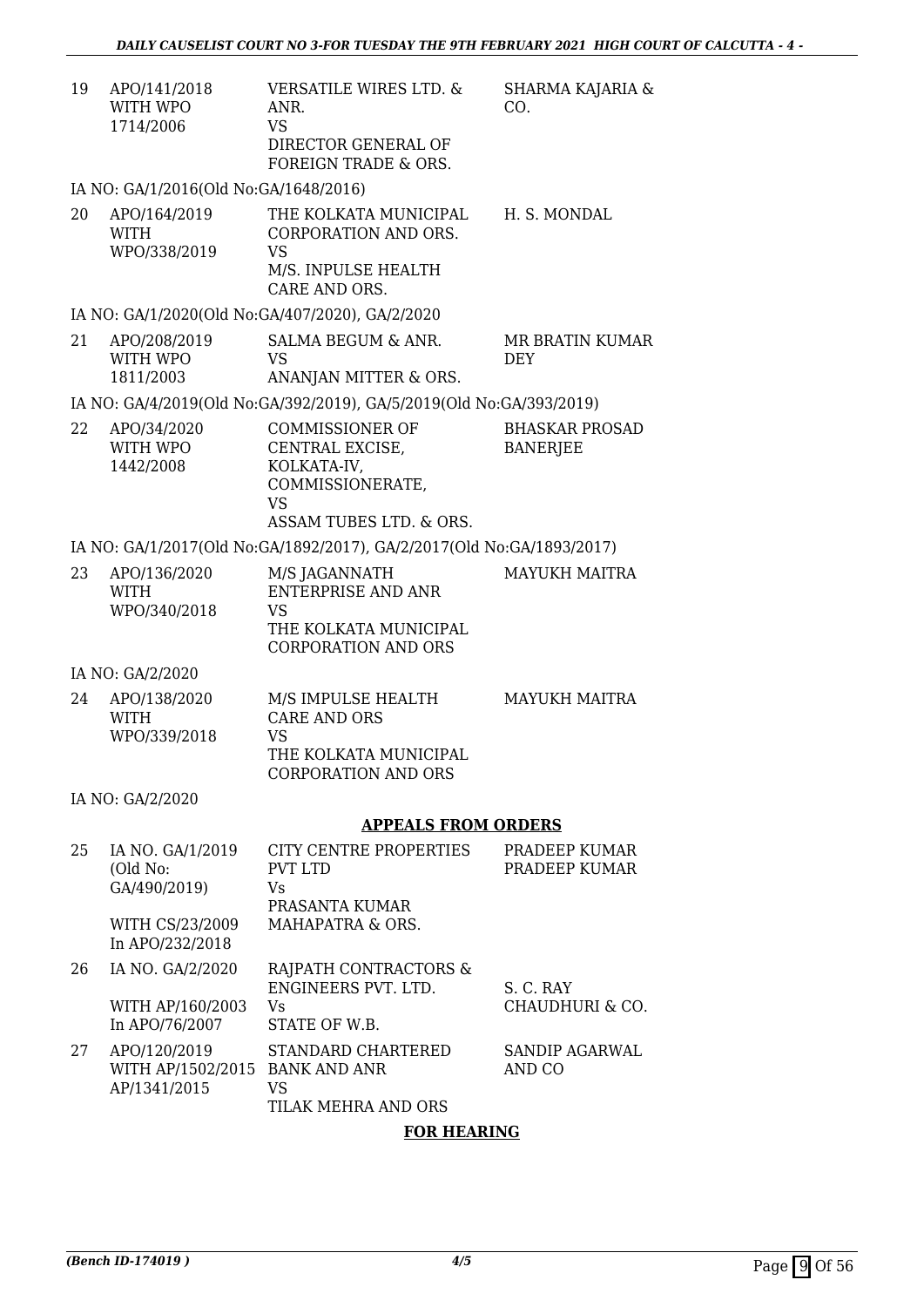| | | | |
|---|---|---|---|
| 19 | APO/141/2018 WITH WPO 1714/2006 | VERSATILE WIRES LTD. & ANR. VS DIRECTOR GENERAL OF FOREIGN TRADE & ORS. | SHARMA KAJARIA & CO. |

IA NO: GA/1/2016(Old No:GA/1648/2016)

| | | | |
|---|---|---|---|
| 20 | APO/164/2019 WITH WPO/338/2019 | THE KOLKATA MUNICIPAL CORPORATION AND ORS. VS M/S. INPULSE HEALTH CARE AND ORS. | H. S. MONDAL |

IA NO: GA/1/2020(Old No:GA/407/2020), GA/2/2020

| | | | |
|---|---|---|---|
| 21 | APO/208/2019 WITH WPO 1811/2003 | SALMA BEGUM & ANR. VS ANANJAN MITTER & ORS. | MR BRATIN KUMAR DEY |

IA NO: GA/4/2019(Old No:GA/392/2019), GA/5/2019(Old No:GA/393/2019)

| | | | |
|---|---|---|---|
| 22 | APO/34/2020 WITH WPO 1442/2008 | COMMISSIONER OF CENTRAL EXCISE, KOLKATA-IV, COMMISSIONERATE, VS ASSAM TUBES LTD. & ORS. | BHASKAR PROSAD BANERJEE |

IA NO: GA/1/2017(Old No:GA/1892/2017), GA/2/2017(Old No:GA/1893/2017)

| | | | |
|---|---|---|---|
| 23 | APO/136/2020 WITH WPO/340/2018 | M/S JAGANNATH ENTERPRISE AND ANR VS THE KOLKATA MUNICIPAL CORPORATION AND ORS | MAYUKH MAITRA |

IA NO: GA/2/2020

| | | | |
|---|---|---|---|
| 24 | APO/138/2020 WITH WPO/339/2018 | M/S IMPULSE HEALTH CARE AND ORS VS THE KOLKATA MUNICIPAL CORPORATION AND ORS | MAYUKH MAITRA |

IA NO: GA/2/2020

## APPEALS FROM ORDERS

| | | | |
|---|---|---|---|
| 25 | IA NO. GA/1/2019 (Old No: GA/490/2019) WITH CS/23/2009 In APO/232/2018 | CITY CENTRE PROPERTIES PVT LTD Vs PRASANTA KUMAR MAHAPATRA & ORS. | PRADEEP KUMAR PRADEEP KUMAR |
| 26 | IA NO. GA/2/2020 WITH AP/160/2003 In APO/76/2007 | RAJPATH CONTRACTORS & ENGINEERS PVT. LTD. Vs STATE OF W.B. | S. C. RAY CHAUDHURI & CO. |
| 27 | APO/120/2019 WITH AP/1502/2015 AP/1341/2015 | STANDARD CHARTERED BANK AND ANR VS TILAK MEHRA AND ORS | SANDIP AGARWAL AND CO |

## FOR HEARING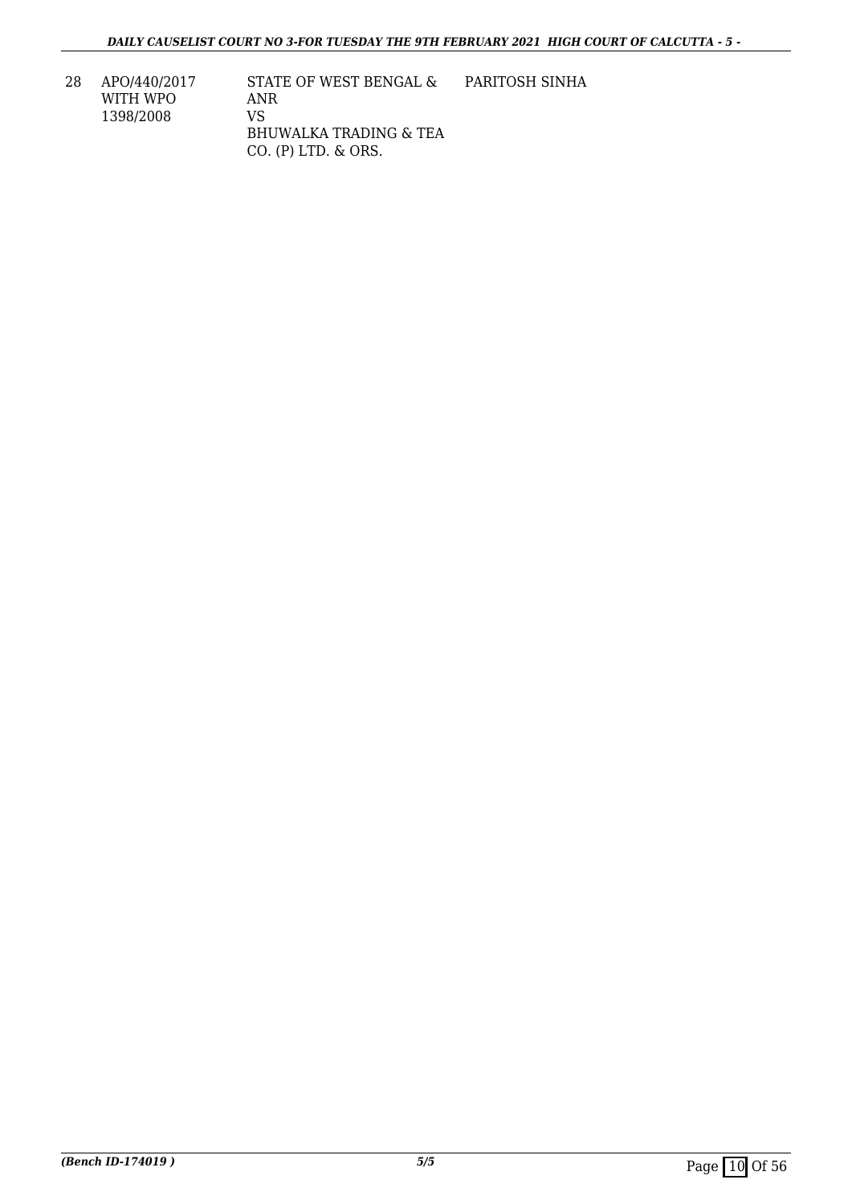| 28 | APO/440/2017 WITH WPO 1398/2008 | STATE OF WEST BENGAL & ANR VS BHUWALKA TRADING & TEA CO. (P) LTD. & ORS. | PARITOSH SINHA |
|---|---|---|---|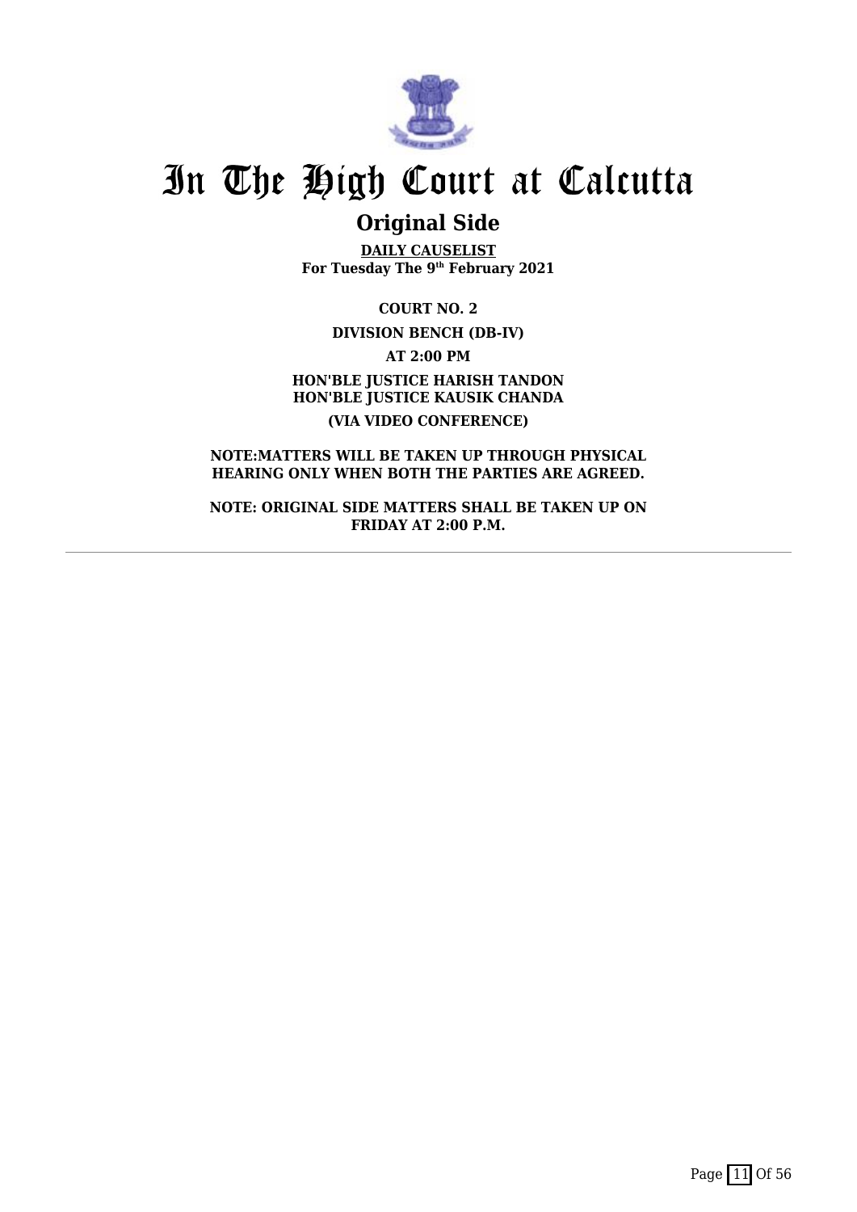# In The High Court at Calcutta

## Original Side

**DAILY CAUSELIST**
**For Tuesday The 9th February 2021**

**COURT NO. 2**

**DIVISION BENCH (DB-IV)**

**AT 2:00 PM**

**HON'BLE JUSTICE HARISH TANDON**
**HON'BLE JUSTICE KAUSIK CHANDA**

**(VIA VIDEO CONFERENCE)**

**NOTE:MATTERS WILL BE TAKEN UP THROUGH PHYSICAL HEARING ONLY WHEN BOTH THE PARTIES ARE AGREED.**

**NOTE: ORIGINAL SIDE MATTERS SHALL BE TAKEN UP ON FRIDAY AT 2:00 P.M.**

---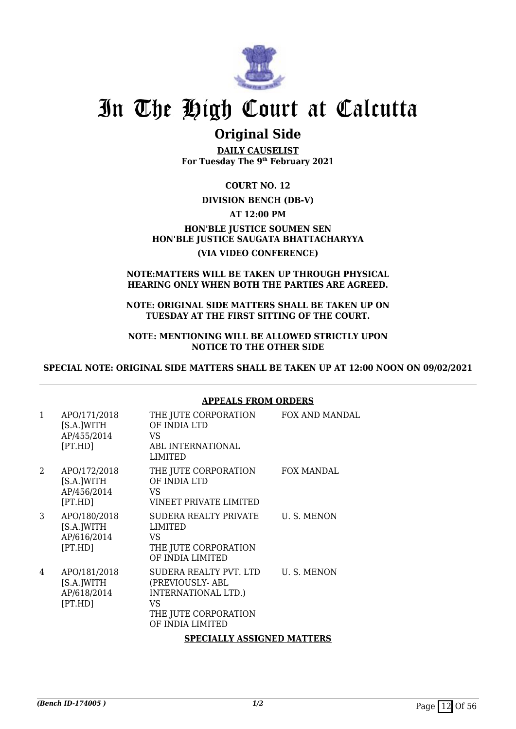# In The High Court at Calcutta

## Original Side

**DAILY CAUSELIST**
**For Tuesday The 9th February 2021**

**COURT NO. 12**

**DIVISION BENCH (DB-V)**

**AT 12:00 PM**

**HON'BLE JUSTICE SOUMEN SEN**
**HON'BLE JUSTICE SAUGATA BHATTACHARYYA**

**(VIA VIDEO CONFERENCE)**

**NOTE:MATTERS WILL BE TAKEN UP THROUGH PHYSICAL HEARING ONLY WHEN BOTH THE PARTIES ARE AGREED.**

**NOTE: ORIGINAL SIDE MATTERS SHALL BE TAKEN UP ON TUESDAY AT THE FIRST SITTING OF THE COURT.**

**NOTE: MENTIONING WILL BE ALLOWED STRICTLY UPON NOTICE TO THE OTHER SIDE**

**SPECIAL NOTE: ORIGINAL SIDE MATTERS SHALL BE TAKEN UP AT 12:00 NOON ON 09/02/2021**

**APPEALS FROM ORDERS**

| | | | |
|---|---|---|---|
| 1 | APO/171/2018 [S.A.]WITH AP/455/2014 [PT.HD] | THE JUTE CORPORATION OF INDIA LTD VS ABL INTERNATIONAL LIMITED | FOX AND MANDAL |
| 2 | APO/172/2018 [S.A.]WITH AP/456/2014 [PT.HD] | THE JUTE CORPORATION OF INDIA LTD VS VINEET PRIVATE LIMITED | FOX MANDAL |
| 3 | APO/180/2018 [S.A.]WITH AP/616/2014 [PT.HD] | SUDERA REALTY PRIVATE LIMITED VS THE JUTE CORPORATION OF INDIA LIMITED | U. S. MENON |
| 4 | APO/181/2018 [S.A.]WITH AP/618/2014 [PT.HD] | SUDERA REALTY PVT. LTD (PREVIOUSLY- ABL INTERNATIONAL LTD.) VS THE JUTE CORPORATION OF INDIA LIMITED | U. S. MENON |

**SPECIALLY ASSIGNED MATTERS**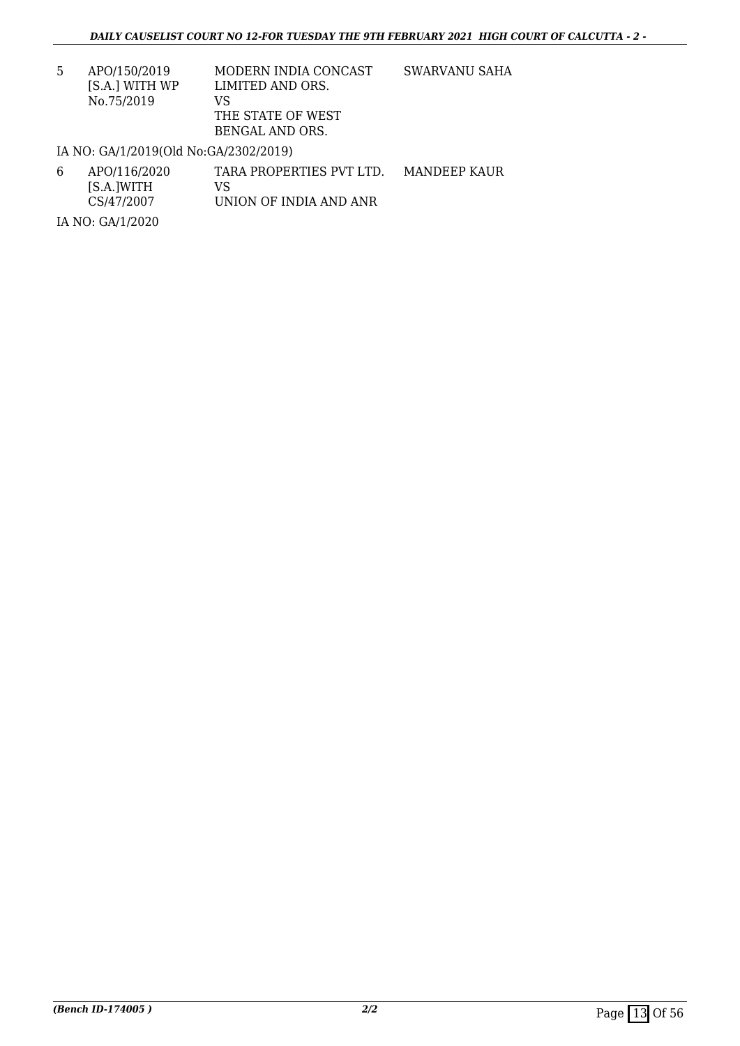| | | | |
|---|---|---|---|
| 5 | APO/150/2019 [S.A.] WITH WP No.75/2019 | MODERN INDIA CONCAST LIMITED AND ORS. VS THE STATE OF WEST BENGAL AND ORS. | SWARVANU SAHA |

IA NO: GA/1/2019(Old No:GA/2302/2019)

| | | | |
|---|---|---|---|
| 6 | APO/116/2020 [S.A.]WITH CS/47/2007 | TARA PROPERTIES PVT LTD. VS UNION OF INDIA AND ANR | MANDEEP KAUR |

IA NO: GA/1/2020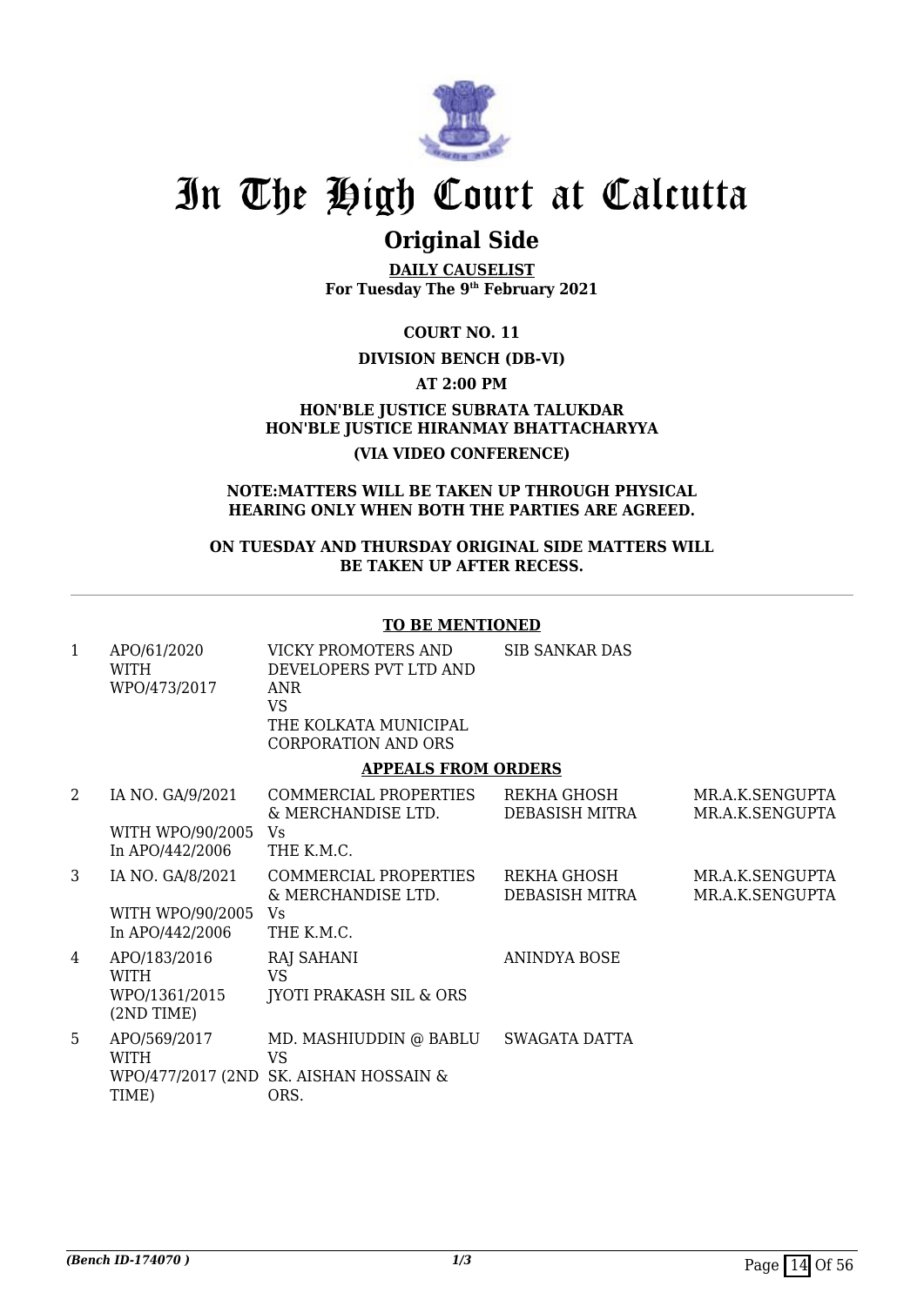# In The High Court at Calcutta

## Original Side

**DAILY CAUSELIST**
**For Tuesday The 9th February 2021**

**COURT NO. 11**

**DIVISION BENCH (DB-VI)**

**AT 2:00 PM**

**HON'BLE JUSTICE SUBRATA TALUKDAR**
**HON'BLE JUSTICE HIRANMAY BHATTACHARYYA**

**(VIA VIDEO CONFERENCE)**

**NOTE:MATTERS WILL BE TAKEN UP THROUGH PHYSICAL HEARING ONLY WHEN BOTH THE PARTIES ARE AGREED.**

**ON TUESDAY AND THURSDAY ORIGINAL SIDE MATTERS WILL BE TAKEN UP AFTER RECESS.**

**TO BE MENTIONED**

| | | | | |
|---|---|---|---|---|
| 1 | APO/61/2020 WITH WPO/473/2017 | VICKY PROMOTERS AND DEVELOPERS PVT LTD AND ANR VS THE KOLKATA MUNICIPAL CORPORATION AND ORS | SIB SANKAR DAS | |

**APPEALS FROM ORDERS**

| | | | | |
|---|---|---|---|---|
| 2 | IA NO. GA/9/2021 WITH WPO/90/2005 In APO/442/2006 | COMMERCIAL PROPERTIES & MERCHANDISE LTD. Vs THE K.M.C. | REKHA GHOSH DEBASISH MITRA | MR.A.K.SENGUPTA MR.A.K.SENGUPTA |
| 3 | IA NO. GA/8/2021 WITH WPO/90/2005 In APO/442/2006 | COMMERCIAL PROPERTIES & MERCHANDISE LTD. Vs THE K.M.C. | REKHA GHOSH DEBASISH MITRA | MR.A.K.SENGUPTA MR.A.K.SENGUPTA |
| 4 | APO/183/2016 WITH WPO/1361/2015 (2ND TIME) | RAJ SAHANI VS JYOTI PRAKASH SIL & ORS | ANINDYA BOSE | |
| 5 | APO/569/2017 WITH WPO/477/2017 (2ND TIME) | MD. MASHIUDDIN @ BABLU VS SK. AISHAN HOSSAIN & ORS. | SWAGATA DATTA | |

*(Bench ID-174070 )*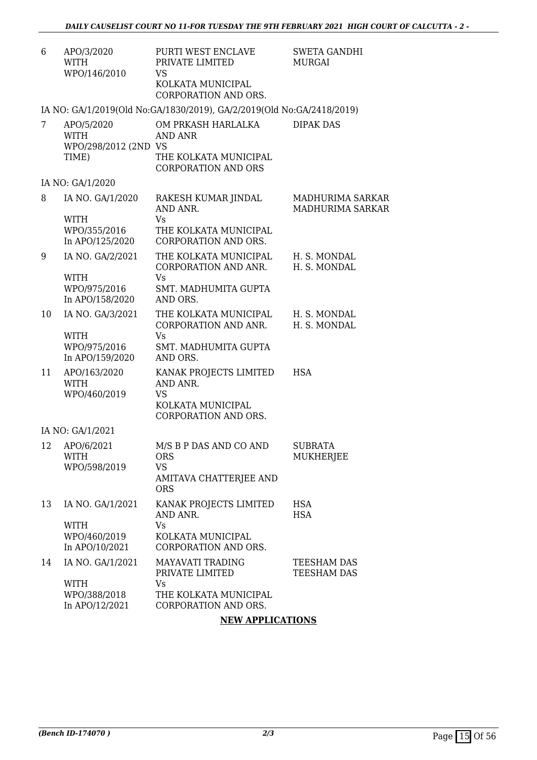| | | | |
|---|---|---|---|
| 6 | APO/3/2020 WITH WPO/146/2010 | PURTI WEST ENCLAVE PRIVATE LIMITED VS KOLKATA MUNICIPAL CORPORATION AND ORS. | SWETA GANDHI MURGAI |
| | IA NO: GA/1/2019(Old No:GA/1830/2019), GA/2/2019(Old No:GA/2418/2019) | | |
| 7 | APO/5/2020 WITH WPO/298/2012 (2ND TIME) | OM PRKASH HARLALKA AND ANR VS THE KOLKATA MUNICIPAL CORPORATION AND ORS | DIPAK DAS |
| | IA NO: GA/1/2020 | | |
| 8 | IA NO. GA/1/2020 WITH WPO/355/2016 In APO/125/2020 | RAKESH KUMAR JINDAL AND ANR. Vs THE KOLKATA MUNICIPAL CORPORATION AND ORS. | MADHURIMA SARKAR MADHURIMA SARKAR |
| 9 | IA NO. GA/2/2021 WITH WPO/975/2016 In APO/158/2020 | THE KOLKATA MUNICIPAL CORPORATION AND ANR. Vs SMT. MADHUMITA GUPTA AND ORS. | H. S. MONDAL H. S. MONDAL |
| 10 | IA NO. GA/3/2021 WITH WPO/975/2016 In APO/159/2020 | THE KOLKATA MUNICIPAL CORPORATION AND ANR. Vs SMT. MADHUMITA GUPTA AND ORS. | H. S. MONDAL H. S. MONDAL |
| 11 | APO/163/2020 WITH WPO/460/2019 | KANAK PROJECTS LIMITED AND ANR. VS KOLKATA MUNICIPAL CORPORATION AND ORS. | HSA |
| | IA NO: GA/1/2021 | | |
| 12 | APO/6/2021 WITH WPO/598/2019 | M/S B P DAS AND CO AND ORS VS AMITAVA CHATTERJEE AND ORS | SUBRATA MUKHERJEE |
| 13 | IA NO. GA/1/2021 WITH WPO/460/2019 In APO/10/2021 | KANAK PROJECTS LIMITED AND ANR. Vs KOLKATA MUNICIPAL CORPORATION AND ORS. | HSA HSA |
| 14 | IA NO. GA/1/2021 WITH WPO/388/2018 In APO/12/2021 | MAYAVATI TRADING PRIVATE LIMITED Vs THE KOLKATA MUNICIPAL CORPORATION AND ORS. | TEESHAM DAS TEESHAM DAS |

**NEW APPLICATIONS**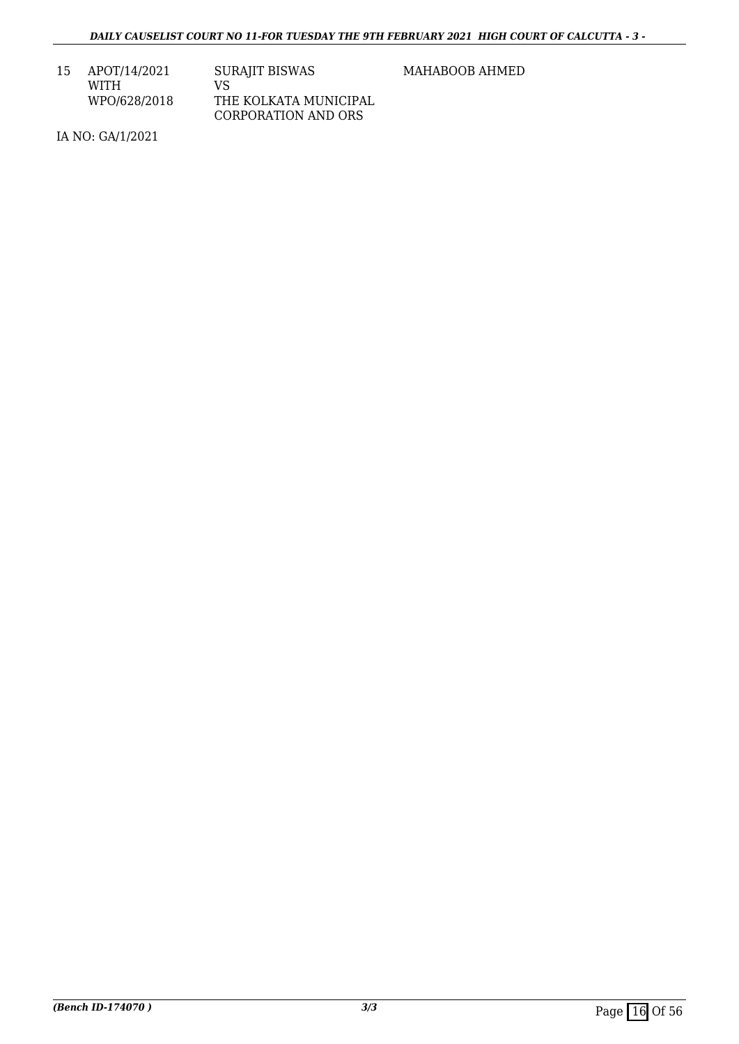| 15 | APOT/14/2021<br>WITH<br>WPO/628/2018 | SURAJIT BISWAS<br>VS<br>THE KOLKATA MUNICIPAL CORPORATION AND ORS | MAHABOOB AHMED |
|---|---|---|---|

IA NO: GA/1/2021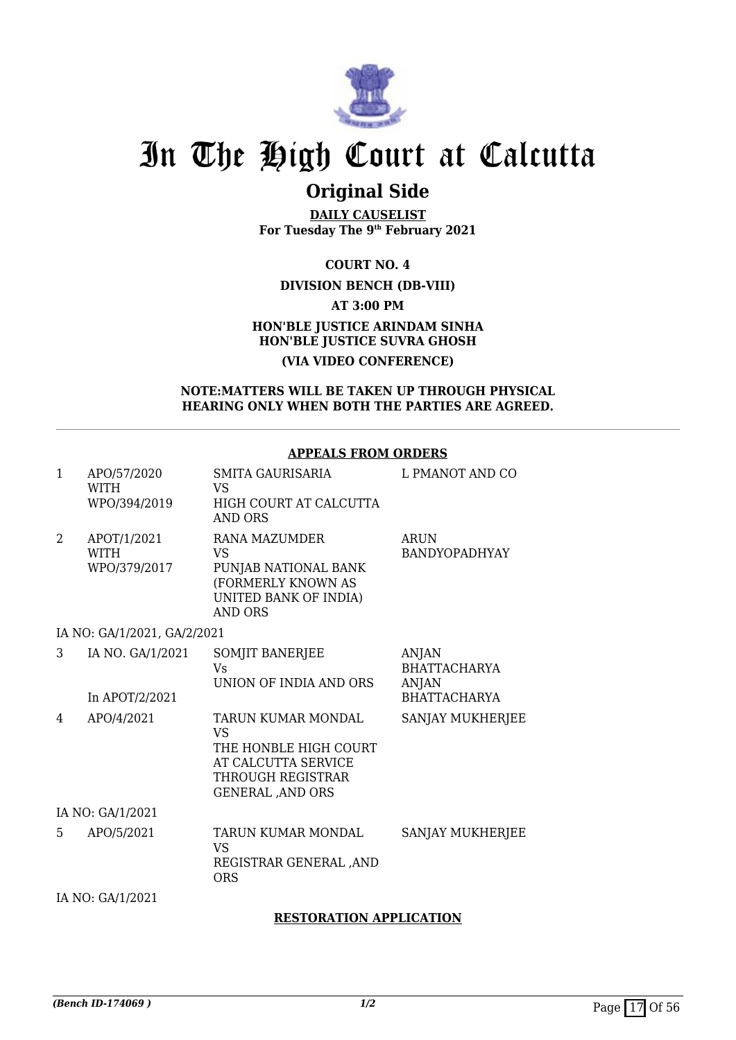# In The High Court at Calcutta

## Original Side

**DAILY CAUSELIST**
**For Tuesday The 9th February 2021**

**COURT NO. 4**

**DIVISION BENCH (DB-VIII)**

**AT 3:00 PM**

**HON'BLE JUSTICE ARINDAM SINHA**
**HON'BLE JUSTICE SUVRA GHOSH**

**(VIA VIDEO CONFERENCE)**

**NOTE:MATTERS WILL BE TAKEN UP THROUGH PHYSICAL HEARING ONLY WHEN BOTH THE PARTIES ARE AGREED.**

**APPEALS FROM ORDERS**

| | | | |
|---|---|---|---|
| 1 | APO/57/2020 WITH WPO/394/2019 | SMITA GAURISARIA VS HIGH COURT AT CALCUTTA AND ORS | L PMANOT AND CO |
| 2 | APOT/1/2021 WITH WPO/379/2017 | RANA MAZUMDER VS PUNJAB NATIONAL BANK (FORMERLY KNOWN AS UNITED BANK OF INDIA) AND ORS | ARUN BANDYOPADHYAY |
| | IA NO: GA/1/2021, GA/2/2021 | | |
| 3 | IA NO. GA/1/2021 In APOT/2/2021 | SOMJIT BANERJEE Vs UNION OF INDIA AND ORS | ANJAN BHATTACHARYA ANJAN BHATTACHARYA |
| 4 | APO/4/2021 | TARUN KUMAR MONDAL VS THE HONBLE HIGH COURT AT CALCUTTA SERVICE THROUGH REGISTRAR GENERAL ,AND ORS | SANJAY MUKHERJEE |
| | IA NO: GA/1/2021 | | |
| 5 | APO/5/2021 | TARUN KUMAR MONDAL VS REGISTRAR GENERAL ,AND ORS | SANJAY MUKHERJEE |
| | IA NO: GA/1/2021 | | |

**RESTORATION APPLICATION**

*(Bench ID-174069 )* *1/2*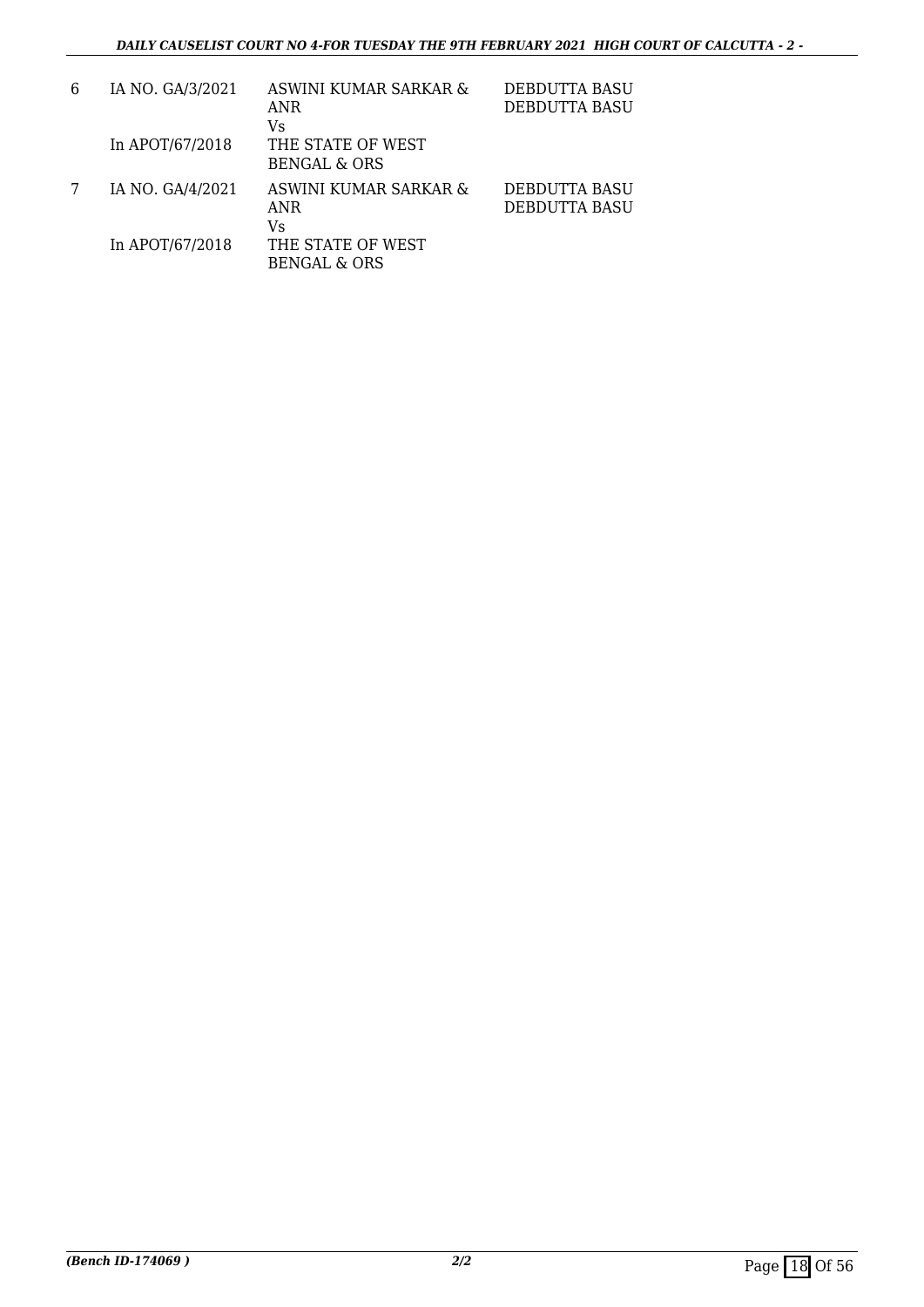| | | | |
|---|---|---|---|
| 6 | IA NO. GA/3/2021<br><br>In APOT/67/2018 | ASWINI KUMAR SARKAR & ANR<br>Vs<br>THE STATE OF WEST BENGAL & ORS | DEBDUTTA BASU<br>DEBDUTTA BASU |
| 7 | IA NO. GA/4/2021<br><br>In APOT/67/2018 | ASWINI KUMAR SARKAR & ANR<br>Vs<br>THE STATE OF WEST BENGAL & ORS | DEBDUTTA BASU<br>DEBDUTTA BASU |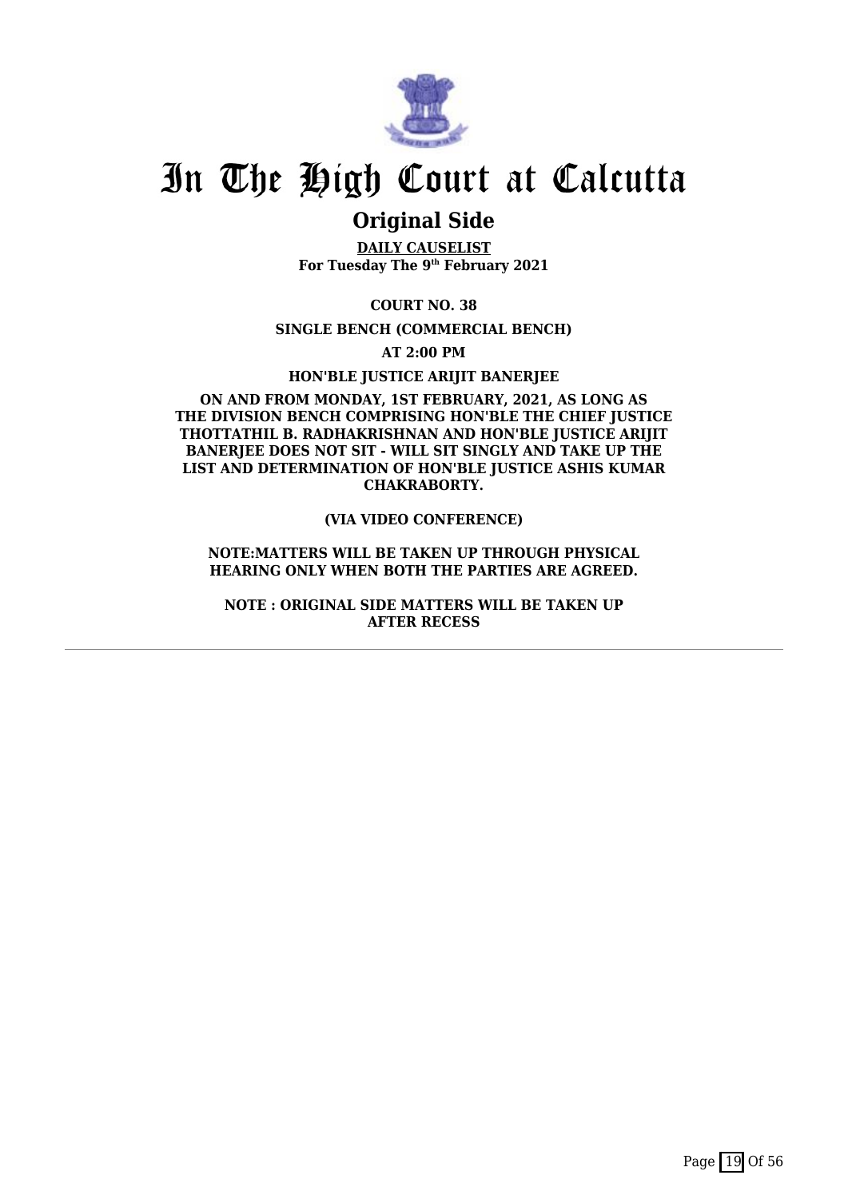# In The High Court at Calcutta

## Original Side

**DAILY CAUSELIST**
**For Tuesday The 9th February 2021**

**COURT NO. 38**

**SINGLE BENCH (COMMERCIAL BENCH)**

**AT 2:00 PM**

**HON'BLE JUSTICE ARIJIT BANERJEE**

**ON AND FROM MONDAY, 1ST FEBRUARY, 2021, AS LONG AS THE DIVISION BENCH COMPRISING HON'BLE THE CHIEF JUSTICE THOTTATHIL B. RADHAKRISHNAN AND HON'BLE JUSTICE ARIJIT BANERJEE DOES NOT SIT - WILL SIT SINGLY AND TAKE UP THE LIST AND DETERMINATION OF HON'BLE JUSTICE ASHIS KUMAR CHAKRABORTY.**

**(VIA VIDEO CONFERENCE)**

**NOTE:MATTERS WILL BE TAKEN UP THROUGH PHYSICAL HEARING ONLY WHEN BOTH THE PARTIES ARE AGREED.**

**NOTE : ORIGINAL SIDE MATTERS WILL BE TAKEN UP AFTER RECESS**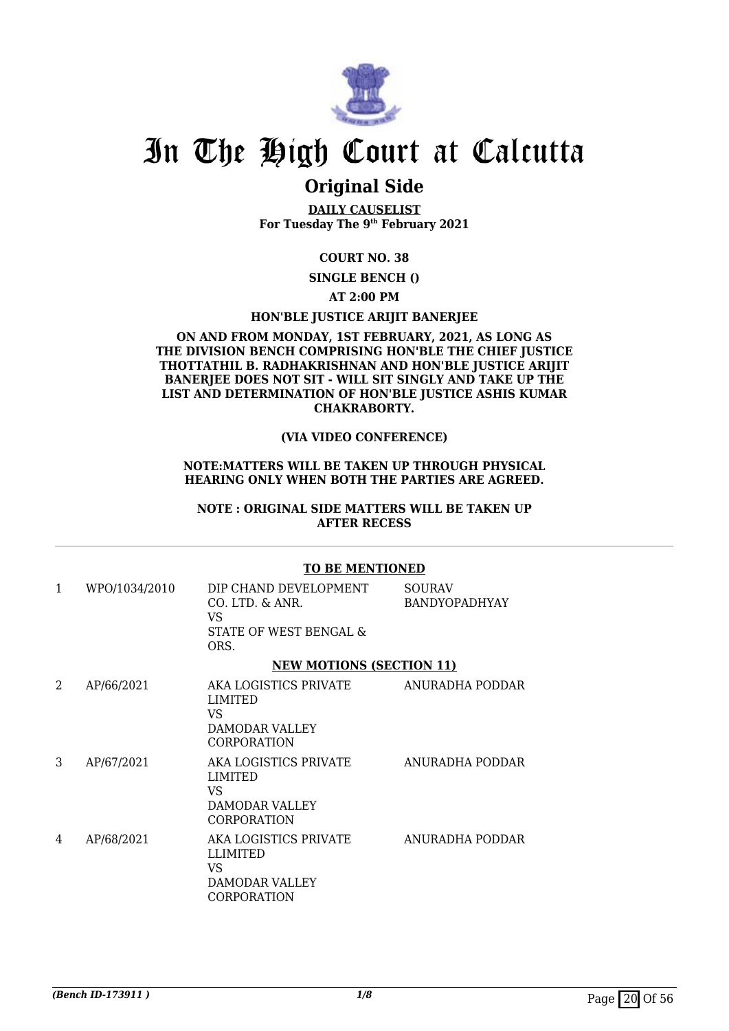# In The High Court at Calcutta

## Original Side

**DAILY CAUSELIST**
**For Tuesday The 9th February 2021**

**COURT NO. 38**

**SINGLE BENCH ()**

**AT 2:00 PM**

**HON'BLE JUSTICE ARIJIT BANERJEE**

**ON AND FROM MONDAY, 1ST FEBRUARY, 2021, AS LONG AS THE DIVISION BENCH COMPRISING HON'BLE THE CHIEF JUSTICE THOTTATHIL B. RADHAKRISHNAN AND HON'BLE JUSTICE ARIJIT BANERJEE DOES NOT SIT - WILL SIT SINGLY AND TAKE UP THE LIST AND DETERMINATION OF HON'BLE JUSTICE ASHIS KUMAR CHAKRABORTY.**

**(VIA VIDEO CONFERENCE)**

**NOTE:MATTERS WILL BE TAKEN UP THROUGH PHYSICAL HEARING ONLY WHEN BOTH THE PARTIES ARE AGREED.**

**NOTE : ORIGINAL SIDE MATTERS WILL BE TAKEN UP AFTER RECESS**

**TO BE MENTIONED**

| | | | |
|---|---|---|---|
| 1 | WPO/1034/2010 | DIP CHAND DEVELOPMENT CO. LTD. & ANR.<br>VS<br>STATE OF WEST BENGAL & ORS. | SOURAV BANDYOPADHYAY |

**NEW MOTIONS (SECTION 11)**

| | | | |
|---|---|---|---|
| 2 | AP/66/2021 | AKA LOGISTICS PRIVATE LIMITED<br>VS<br>DAMODAR VALLEY CORPORATION | ANURADHA PODDAR |
| 3 | AP/67/2021 | AKA LOGISTICS PRIVATE LIMITED<br>VS<br>DAMODAR VALLEY CORPORATION | ANURADHA PODDAR |
| 4 | AP/68/2021 | AKA LOGISTICS PRIVATE LLIMITED<br>VS<br>DAMODAR VALLEY CORPORATION | ANURADHA PODDAR |

*(Bench ID-173911 )*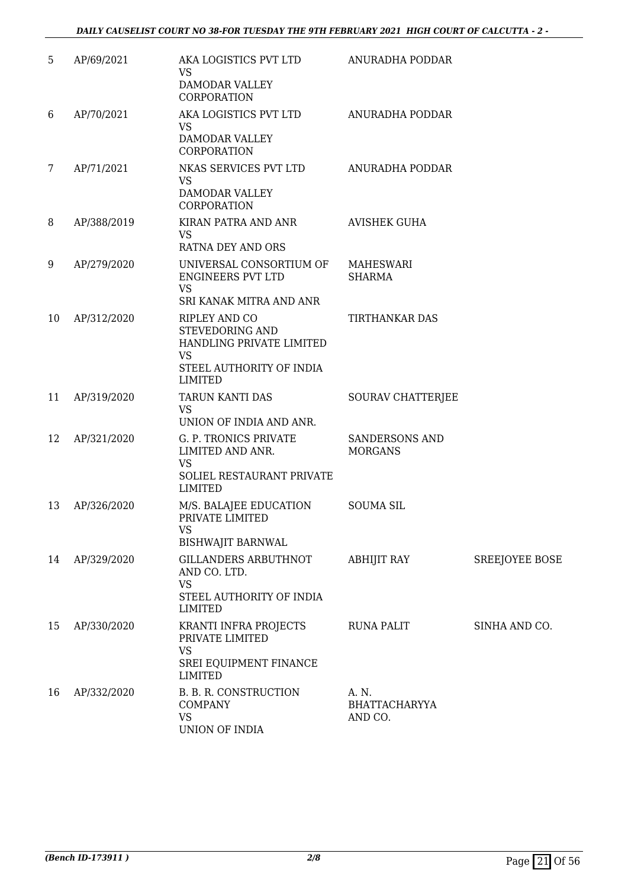| 5 | AP/69/2021 | AKA LOGISTICS PVT LTD<br>VS<br>DAMODAR VALLEY CORPORATION | ANURADHA PODDAR | |
|---|---|---|---|---|
| 6 | AP/70/2021 | AKA LOGISTICS PVT LTD<br>VS<br>DAMODAR VALLEY CORPORATION | ANURADHA PODDAR | |
| 7 | AP/71/2021 | NKAS SERVICES PVT LTD<br>VS<br>DAMODAR VALLEY CORPORATION | ANURADHA PODDAR | |
| 8 | AP/388/2019 | KIRAN PATRA AND ANR<br>VS<br>RATNA DEY AND ORS | AVISHEK GUHA | |
| 9 | AP/279/2020 | UNIVERSAL CONSORTIUM OF ENGINEERS PVT LTD<br>VS<br>SRI KANAK MITRA AND ANR | MAHESWARI SHARMA | |
| 10 | AP/312/2020 | RIPLEY AND CO STEVEDORING AND HANDLING PRIVATE LIMITED<br>VS<br>STEEL AUTHORITY OF INDIA LIMITED | TIRTHANKAR DAS | |
| 11 | AP/319/2020 | TARUN KANTI DAS<br>VS<br>UNION OF INDIA AND ANR. | SOURAV CHATTERJEE | |
| 12 | AP/321/2020 | G. P. TRONICS PRIVATE LIMITED AND ANR.<br>VS<br>SOLIEL RESTAURANT PRIVATE LIMITED | SANDERSONS AND MORGANS | |
| 13 | AP/326/2020 | M/S. BALAJEE EDUCATION PRIVATE LIMITED<br>VS<br>BISHWAJIT BARNWAL | SOUMA SIL | |
| 14 | AP/329/2020 | GILLANDERS ARBUTHNOT AND CO. LTD.<br>VS<br>STEEL AUTHORITY OF INDIA LIMITED | ABHIJIT RAY | SREEJOYEE BOSE |
| 15 | AP/330/2020 | KRANTI INFRA PROJECTS PRIVATE LIMITED<br>VS<br>SREI EQUIPMENT FINANCE LIMITED | RUNA PALIT | SINHA AND CO. |
| 16 | AP/332/2020 | B. B. R. CONSTRUCTION COMPANY<br>VS<br>UNION OF INDIA | A. N. BHATTACHARYYA AND CO. | |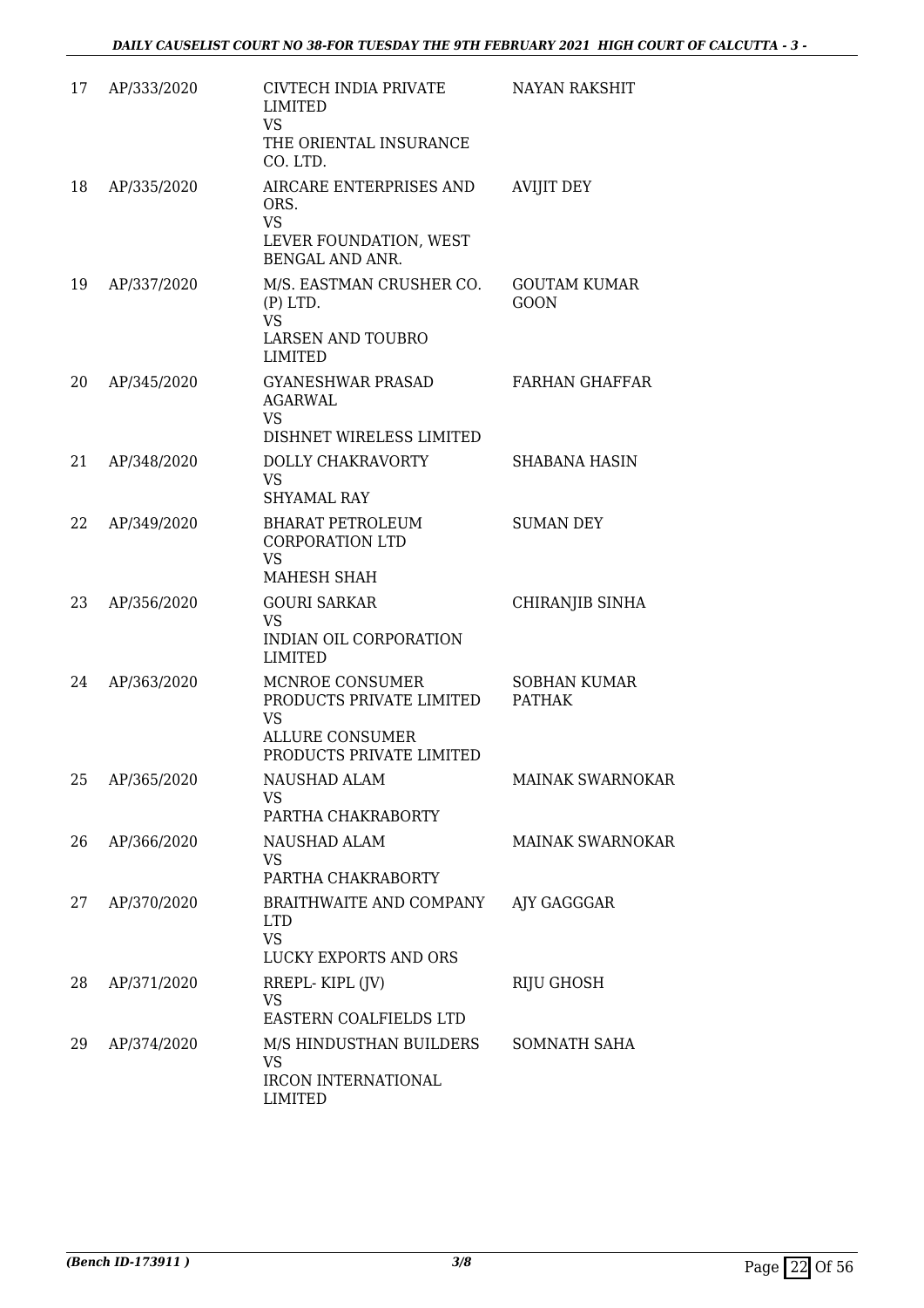| 17 | AP/333/2020 | CIVTECH INDIA PRIVATE LIMITED<br>VS<br>THE ORIENTAL INSURANCE CO. LTD. | NAYAN RAKSHIT |
|---|---|---|---|
| 18 | AP/335/2020 | AIRCARE ENTERPRISES AND ORS.<br>VS<br>LEVER FOUNDATION, WEST BENGAL AND ANR. | AVIJIT DEY |
| 19 | AP/337/2020 | M/S. EASTMAN CRUSHER CO. (P) LTD.<br>VS<br>LARSEN AND TOUBRO LIMITED | GOUTAM KUMAR GOON |
| 20 | AP/345/2020 | GYANESHWAR PRASAD AGARWAL<br>VS<br>DISHNET WIRELESS LIMITED | FARHAN GHAFFAR |
| 21 | AP/348/2020 | DOLLY CHAKRAVORTY<br>VS<br>SHYAMAL RAY | SHABANA HASIN |
| 22 | AP/349/2020 | BHARAT PETROLEUM CORPORATION LTD<br>VS<br>MAHESH SHAH | SUMAN DEY |
| 23 | AP/356/2020 | GOURI SARKAR<br>VS<br>INDIAN OIL CORPORATION LIMITED | CHIRANJIB SINHA |
| 24 | AP/363/2020 | MCNROE CONSUMER PRODUCTS PRIVATE LIMITED<br>VS<br>ALLURE CONSUMER PRODUCTS PRIVATE LIMITED | SOBHAN KUMAR PATHAK |
| 25 | AP/365/2020 | NAUSHAD ALAM<br>VS<br>PARTHA CHAKRABORTY | MAINAK SWARNOKAR |
| 26 | AP/366/2020 | NAUSHAD ALAM<br>VS<br>PARTHA CHAKRABORTY | MAINAK SWARNOKAR |
| 27 | AP/370/2020 | BRAITHWAITE AND COMPANY LTD<br>VS<br>LUCKY EXPORTS AND ORS | AJY GAGGGAR |
| 28 | AP/371/2020 | RREPL- KIPL (JV)<br>VS<br>EASTERN COALFIELDS LTD | RIJU GHOSH |
| 29 | AP/374/2020 | M/S HINDUSTHAN BUILDERS<br>VS<br>IRCON INTERNATIONAL LIMITED | SOMNATH SAHA |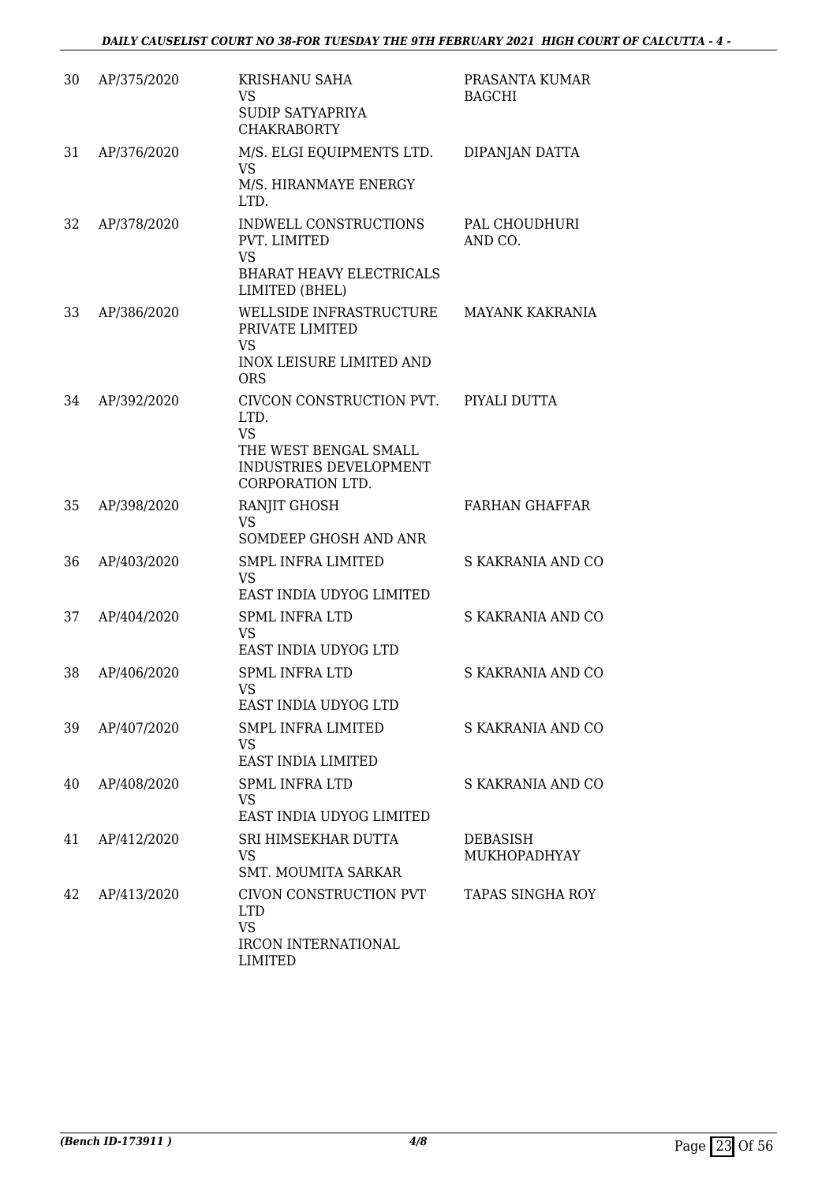| 30 | AP/375/2020 | KRISHANU SAHA<br>VS<br>SUDIP SATYAPRIYA CHAKRABORTY | PRASANTA KUMAR BAGCHI |
|---|---|---|---|
| 31 | AP/376/2020 | M/S. ELGI EQUIPMENTS LTD.<br>VS<br>M/S. HIRANMAYE ENERGY LTD. | DIPANJAN DATTA |
| 32 | AP/378/2020 | INDWELL CONSTRUCTIONS PVT. LIMITED<br>VS<br>BHARAT HEAVY ELECTRICALS LIMITED (BHEL) | PAL CHOUDHURI AND CO. |
| 33 | AP/386/2020 | WELLSIDE INFRASTRUCTURE PRIVATE LIMITED<br>VS<br>INOX LEISURE LIMITED AND ORS | MAYANK KAKRANIA |
| 34 | AP/392/2020 | CIVCON CONSTRUCTION PVT. LTD.<br>VS<br>THE WEST BENGAL SMALL INDUSTRIES DEVELOPMENT CORPORATION LTD. | PIYALI DUTTA |
| 35 | AP/398/2020 | RANJIT GHOSH<br>VS<br>SOMDEEP GHOSH AND ANR | FARHAN GHAFFAR |
| 36 | AP/403/2020 | SMPL INFRA LIMITED<br>VS<br>EAST INDIA UDYOG LIMITED | S KAKRANIA AND CO |
| 37 | AP/404/2020 | SPML INFRA LTD<br>VS<br>EAST INDIA UDYOG LTD | S KAKRANIA AND CO |
| 38 | AP/406/2020 | SPML INFRA LTD<br>VS<br>EAST INDIA UDYOG LTD | S KAKRANIA AND CO |
| 39 | AP/407/2020 | SMPL INFRA LIMITED<br>VS<br>EAST INDIA LIMITED | S KAKRANIA AND CO |
| 40 | AP/408/2020 | SPML INFRA LTD<br>VS<br>EAST INDIA UDYOG LIMITED | S KAKRANIA AND CO |
| 41 | AP/412/2020 | SRI HIMSEKHAR DUTTA<br>VS<br>SMT. MOUMITA SARKAR | DEBASISH MUKHOPADHYAY |
| 42 | AP/413/2020 | CIVON CONSTRUCTION PVT LTD<br>VS<br>IRCON INTERNATIONAL LIMITED | TAPAS SINGHA ROY |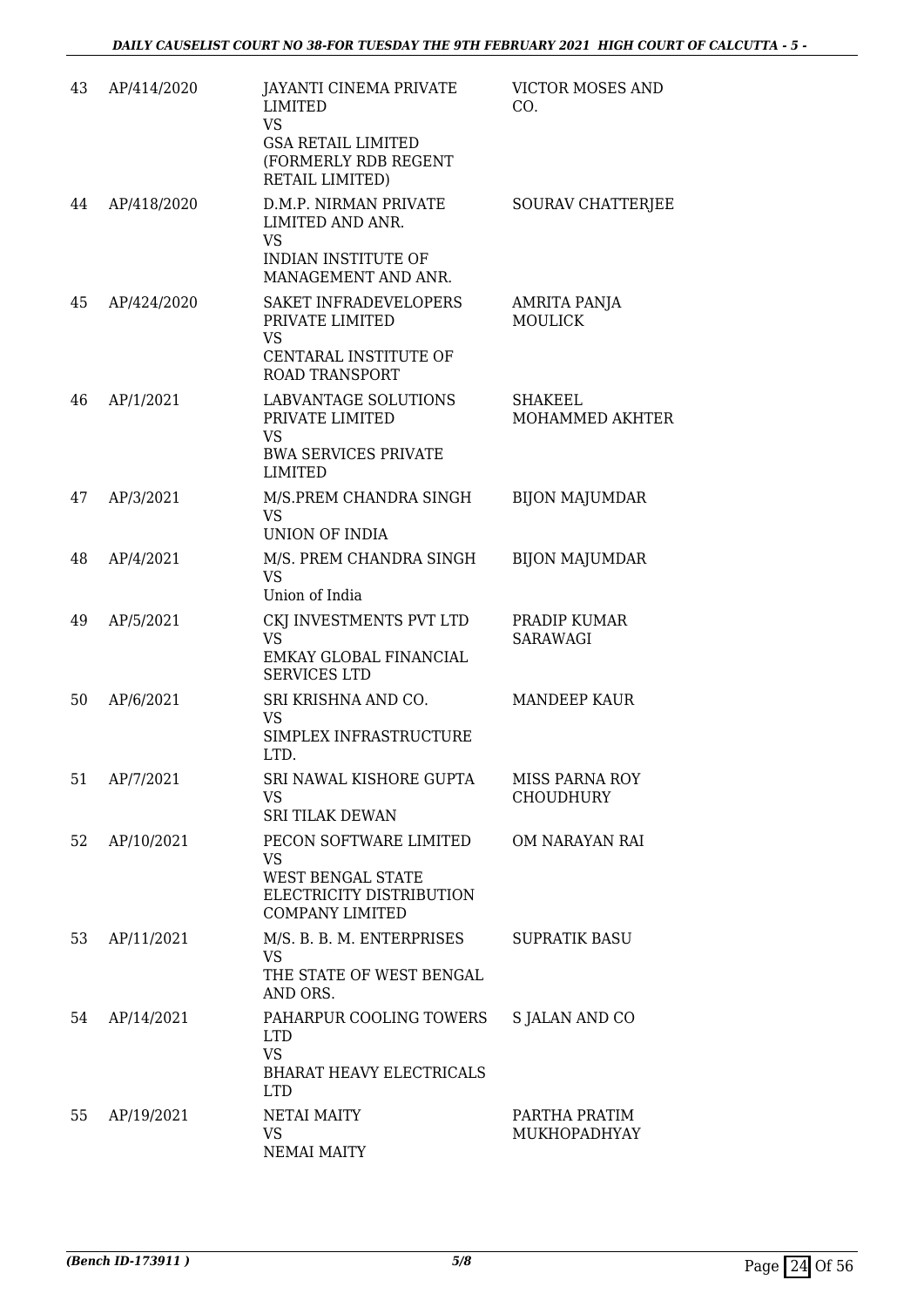| 43 | AP/414/2020 | JAYANTI CINEMA PRIVATE LIMITED<br>VS<br>GSA RETAIL LIMITED (FORMERLY RDB REGENT RETAIL LIMITED) | VICTOR MOSES AND CO. |
|---|---|---|---|
| 44 | AP/418/2020 | D.M.P. NIRMAN PRIVATE LIMITED AND ANR.<br>VS<br>INDIAN INSTITUTE OF MANAGEMENT AND ANR. | SOURAV CHATTERJEE |
| 45 | AP/424/2020 | SAKET INFRADEVELOPERS PRIVATE LIMITED<br>VS<br>CENTARAL INSTITUTE OF ROAD TRANSPORT | AMRITA PANJA MOULICK |
| 46 | AP/1/2021 | LABVANTAGE SOLUTIONS PRIVATE LIMITED<br>VS<br>BWA SERVICES PRIVATE LIMITED | SHAKEEL MOHAMMED AKHTER |
| 47 | AP/3/2021 | M/S.PREM CHANDRA SINGH<br>VS<br>UNION OF INDIA | BIJON MAJUMDAR |
| 48 | AP/4/2021 | M/S. PREM CHANDRA SINGH<br>VS<br>Union of India | BIJON MAJUMDAR |
| 49 | AP/5/2021 | CKJ INVESTMENTS PVT LTD<br>VS<br>EMKAY GLOBAL FINANCIAL SERVICES LTD | PRADIP KUMAR SARAWAGI |
| 50 | AP/6/2021 | SRI KRISHNA AND CO.<br>VS<br>SIMPLEX INFRASTRUCTURE LTD. | MANDEEP KAUR |
| 51 | AP/7/2021 | SRI NAWAL KISHORE GUPTA<br>VS<br>SRI TILAK DEWAN | MISS PARNA ROY CHOUDHURY |
| 52 | AP/10/2021 | PECON SOFTWARE LIMITED<br>VS<br>WEST BENGAL STATE ELECTRICITY DISTRIBUTION COMPANY LIMITED | OM NARAYAN RAI |
| 53 | AP/11/2021 | M/S. B. B. M. ENTERPRISES<br>VS<br>THE STATE OF WEST BENGAL AND ORS. | SUPRATIK BASU |
| 54 | AP/14/2021 | PAHARPUR COOLING TOWERS LTD<br>VS<br>BHARAT HEAVY ELECTRICALS LTD | S JALAN AND CO |
| 55 | AP/19/2021 | NETAI MAITY<br>VS<br>NEMAI MAITY | PARTHA PRATIM MUKHOPADHYAY |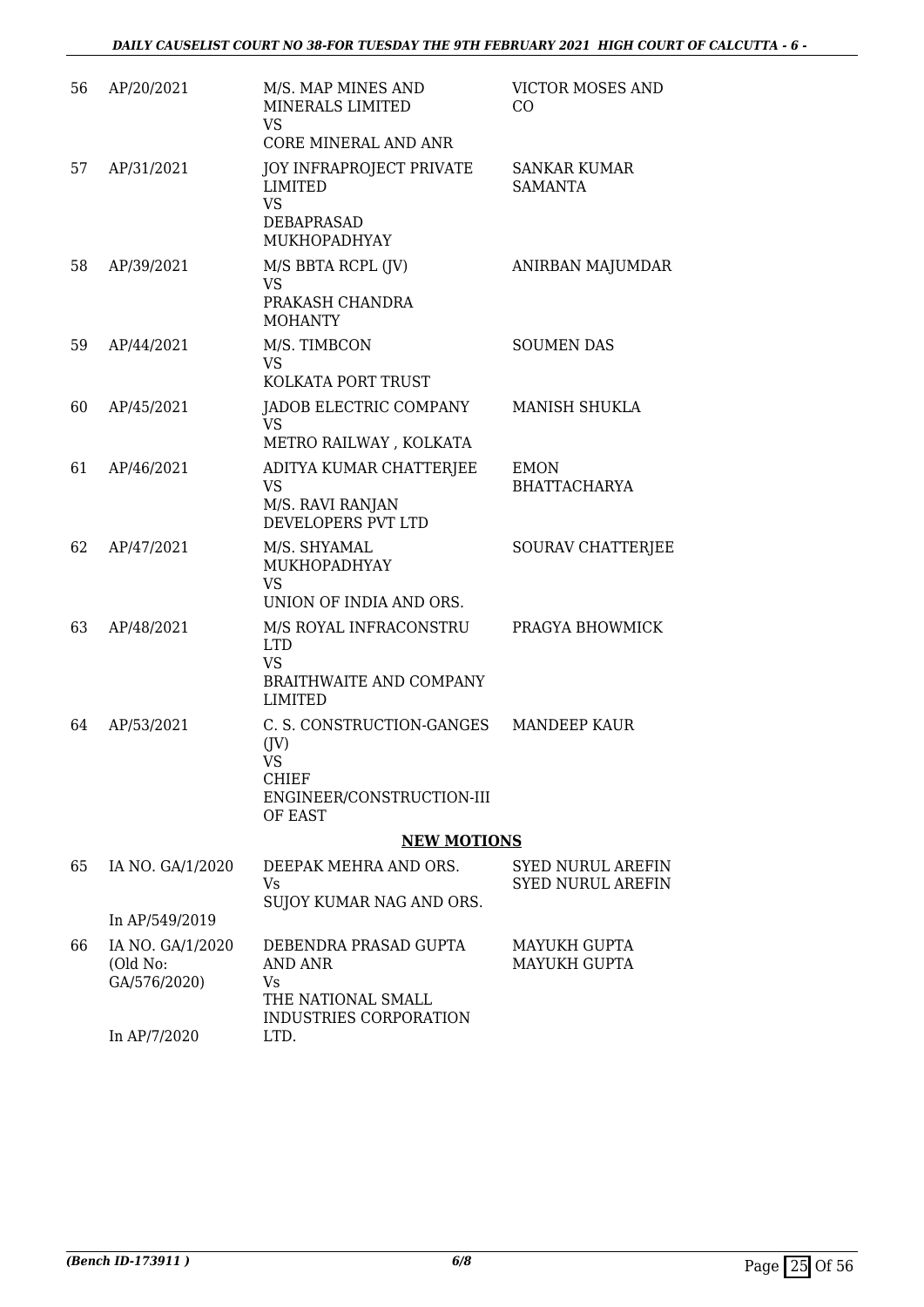| | | | |
|---|---|---|---|
| 56 | AP/20/2021 | M/S. MAP MINES AND MINERALS LIMITED<br>VS<br>CORE MINERAL AND ANR | VICTOR MOSES AND CO |
| 57 | AP/31/2021 | JOY INFRAPROJECT PRIVATE LIMITED<br>VS<br>DEBAPRASAD MUKHOPADHYAY | SANKAR KUMAR SAMANTA |
| 58 | AP/39/2021 | M/S BBTA RCPL (JV)<br>VS<br>PRAKASH CHANDRA MOHANTY | ANIRBAN MAJUMDAR |
| 59 | AP/44/2021 | M/S. TIMBCON<br>VS<br>KOLKATA PORT TRUST | SOUMEN DAS |
| 60 | AP/45/2021 | JADOB ELECTRIC COMPANY<br>VS<br>METRO RAILWAY , KOLKATA | MANISH SHUKLA |
| 61 | AP/46/2021 | ADITYA KUMAR CHATTERJEE<br>VS<br>M/S. RAVI RANJAN DEVELOPERS PVT LTD | EMON BHATTACHARYA |
| 62 | AP/47/2021 | M/S. SHYAMAL MUKHOPADHYAY<br>VS<br>UNION OF INDIA AND ORS. | SOURAV CHATTERJEE |
| 63 | AP/48/2021 | M/S ROYAL INFRACONSTRU LTD<br>VS<br>BRAITHWAITE AND COMPANY LIMITED | PRAGYA BHOWMICK |
| 64 | AP/53/2021 | C. S. CONSTRUCTION-GANGES (JV)<br>VS<br>CHIEF ENGINEER/CONSTRUCTION-III OF EAST | MANDEEP KAUR |

## NEW MOTIONS

| | | | |
|---|---|---|---|
| 65 | IA NO. GA/1/2020<br><br>In AP/549/2019 | DEEPAK MEHRA AND ORS.<br>Vs<br>SUJOY KUMAR NAG AND ORS. | SYED NURUL AREFIN<br>SYED NURUL AREFIN |
| 66 | IA NO. GA/1/2020 (Old No: GA/576/2020)<br><br>In AP/7/2020 | DEBENDRA PRASAD GUPTA AND ANR<br>Vs<br>THE NATIONAL SMALL INDUSTRIES CORPORATION LTD. | MAYUKH GUPTA<br>MAYUKH GUPTA |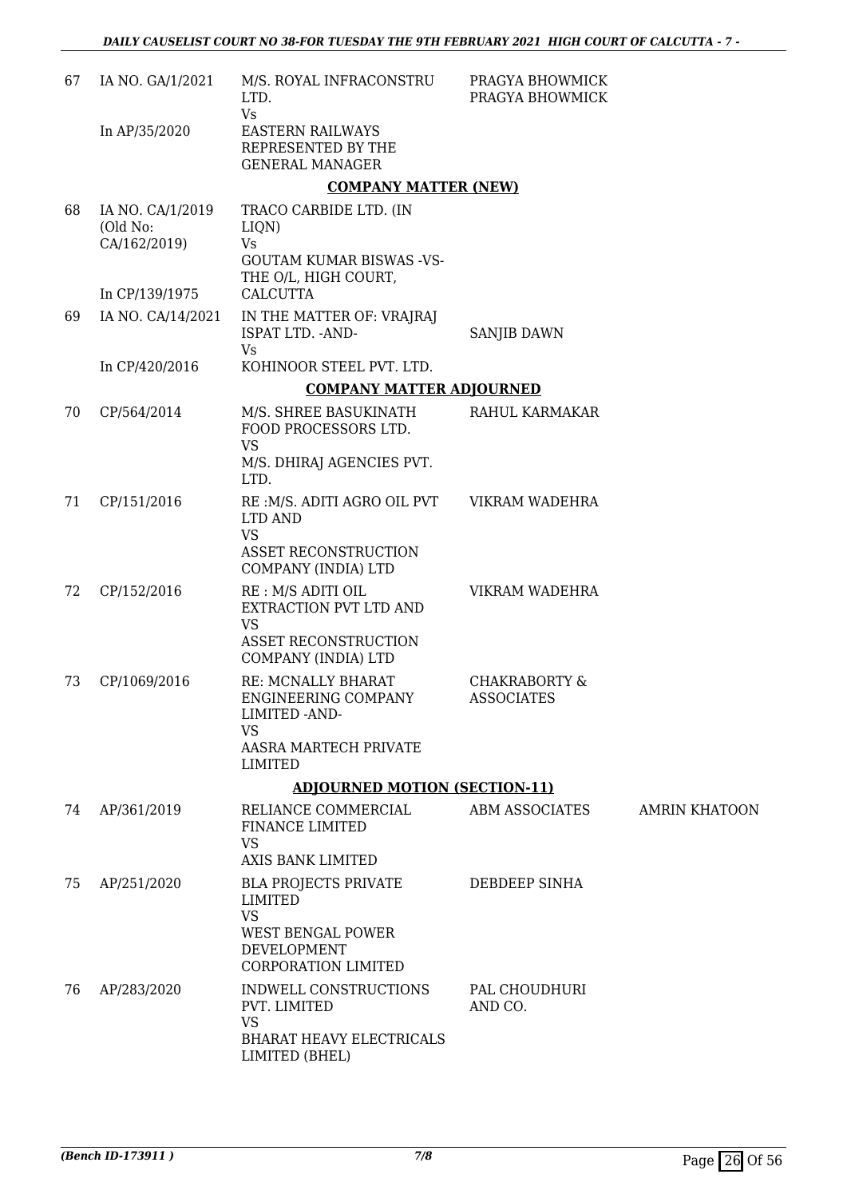| | | | | |
|---|---|---|---|---|
| 67 | IA NO. GA/1/2021<br><br>In AP/35/2020 | M/S. ROYAL INFRACONSTRU LTD.<br>Vs<br>EASTERN RAILWAYS REPRESENTED BY THE GENERAL MANAGER | PRAGYA BHOWMICK<br>PRAGYA BHOWMICK | |

**COMPANY MATTER (NEW)**

| | | | | |
|---|---|---|---|---|
| 68 | IA NO. CA/1/2019 (Old No: CA/162/2019)<br><br>In CP/139/1975 | TRACO CARBIDE LTD. (IN LIQN)<br>Vs<br>GOUTAM KUMAR BISWAS -VS- THE O/L, HIGH COURT, CALCUTTA | | |
| 69 | IA NO. CA/14/2021<br><br>In CP/420/2016 | IN THE MATTER OF: VRAJRAJ ISPAT LTD. -AND-<br>Vs<br>KOHINOOR STEEL PVT. LTD. | SANJIB DAWN | |

**COMPANY MATTER ADJOURNED**

| | | | | |
|---|---|---|---|---|
| 70 | CP/564/2014 | M/S. SHREE BASUKINATH FOOD PROCESSORS LTD.<br>VS<br>M/S. DHIRAJ AGENCIES PVT. LTD. | RAHUL KARMAKAR | |
| 71 | CP/151/2016 | RE :M/S. ADITI AGRO OIL PVT LTD AND<br>VS<br>ASSET RECONSTRUCTION COMPANY (INDIA) LTD | VIKRAM WADEHRA | |
| 72 | CP/152/2016 | RE : M/S ADITI OIL EXTRACTION PVT LTD AND<br>VS<br>ASSET RECONSTRUCTION COMPANY (INDIA) LTD | VIKRAM WADEHRA | |
| 73 | CP/1069/2016 | RE: MCNALLY BHARAT ENGINEERING COMPANY LIMITED -AND-<br>VS<br>AASRA MARTECH PRIVATE LIMITED | CHAKRABORTY & ASSOCIATES | |

**ADJOURNED MOTION (SECTION-11)**

| | | | | |
|---|---|---|---|---|
| 74 | AP/361/2019 | RELIANCE COMMERCIAL FINANCE LIMITED<br>VS<br>AXIS BANK LIMITED | ABM ASSOCIATES | AMRIN KHATOON |
| 75 | AP/251/2020 | BLA PROJECTS PRIVATE LIMITED<br>VS<br>WEST BENGAL POWER DEVELOPMENT CORPORATION LIMITED | DEBDEEP SINHA | |
| 76 | AP/283/2020 | INDWELL CONSTRUCTIONS PVT. LIMITED<br>VS<br>BHARAT HEAVY ELECTRICALS LIMITED (BHEL) | PAL CHOUDHURI AND CO. | |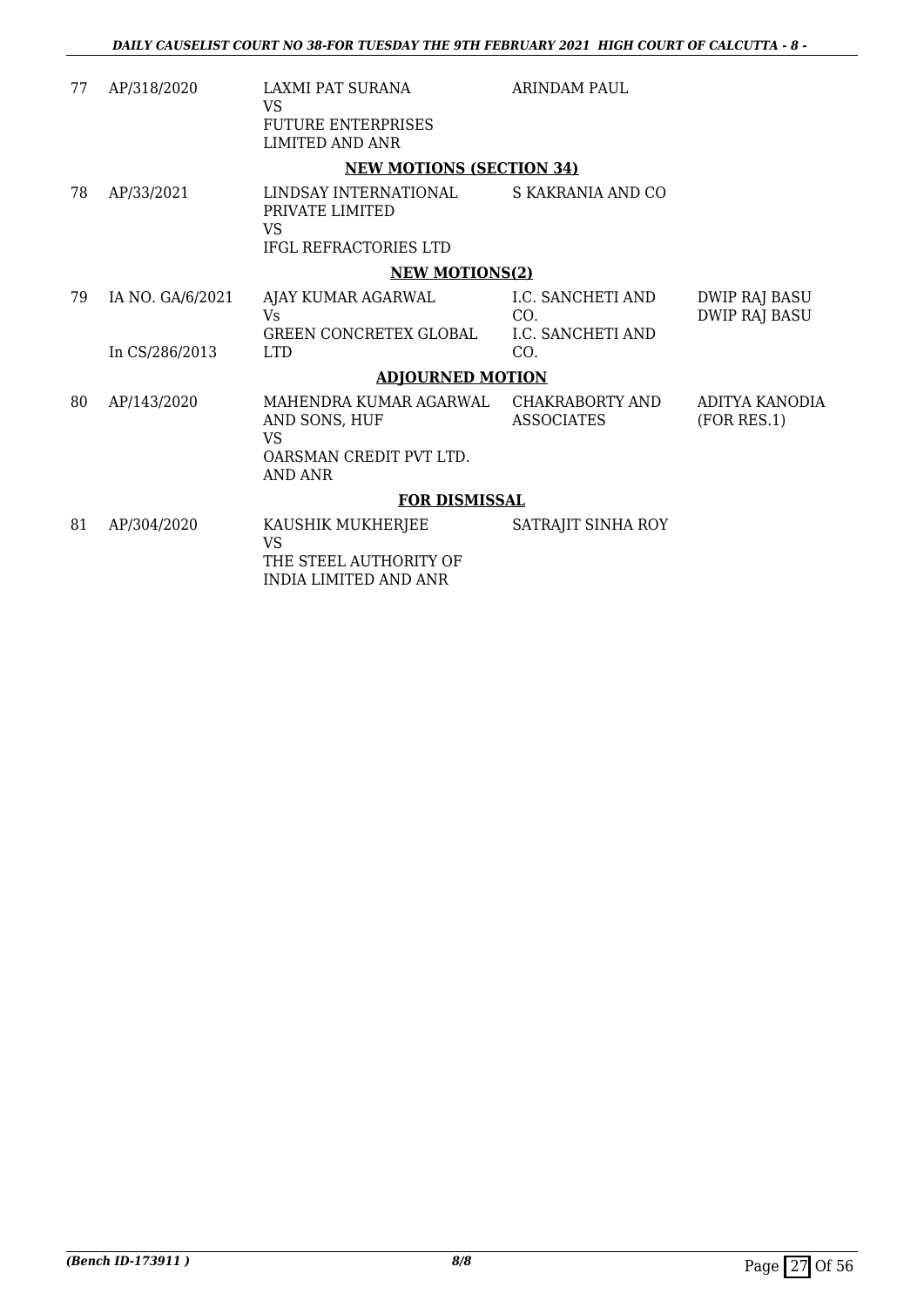| | | | | |
|---|---|---|---|---|
| 77 | AP/318/2020 | LAXMI PAT SURANA<br>VS<br>FUTURE ENTERPRISES LIMITED AND ANR | ARINDAM PAUL | |

**NEW MOTIONS (SECTION 34)**

| | | | | |
|---|---|---|---|---|
| 78 | AP/33/2021 | LINDSAY INTERNATIONAL PRIVATE LIMITED<br>VS<br>IFGL REFRACTORIES LTD | S KAKRANIA AND CO | |

**NEW MOTIONS(2)**

| | | | | |
|---|---|---|---|---|
| 79 | IA NO. GA/6/2021<br><br>In CS/286/2013 | AJAY KUMAR AGARWAL<br>Vs<br>GREEN CONCRETEX GLOBAL LTD | I.C. SANCHETI AND CO.<br>I.C. SANCHETI AND CO. | DWIP RAJ BASU<br>DWIP RAJ BASU |

**ADJOURNED MOTION**

| | | | | |
|---|---|---|---|---|
| 80 | AP/143/2020 | MAHENDRA KUMAR AGARWAL AND SONS, HUF<br>VS<br>OARSMAN CREDIT PVT LTD. AND ANR | CHAKRABORTY AND ASSOCIATES | ADITYA KANODIA (FOR RES.1) |

**FOR DISMISSAL**

| | | | | |
|---|---|---|---|---|
| 81 | AP/304/2020 | KAUSHIK MUKHERJEE<br>VS<br>THE STEEL AUTHORITY OF INDIA LIMITED AND ANR | SATRAJIT SINHA ROY | |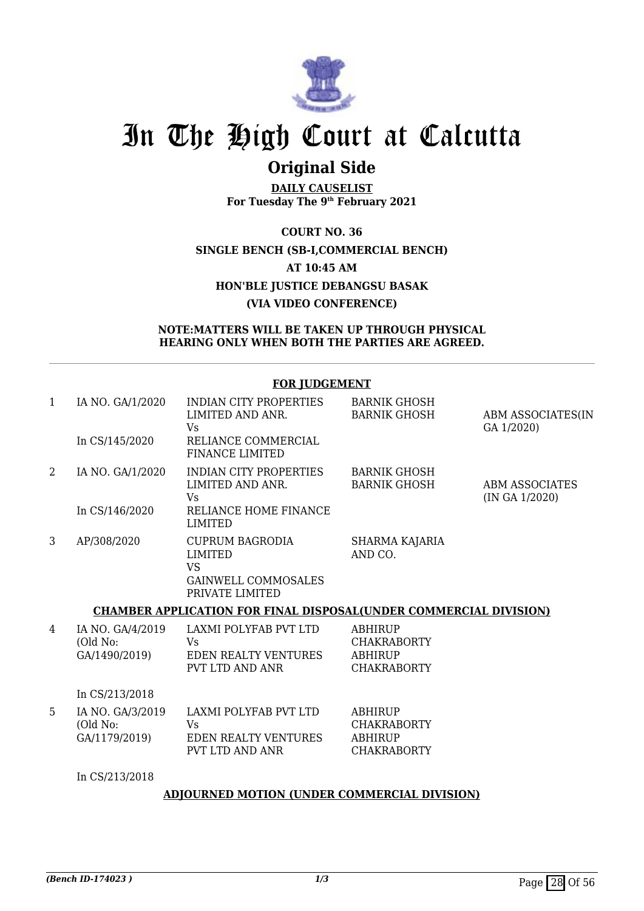# In The High Court at Calcutta

## Original Side

**DAILY CAUSELIST**
**For Tuesday The 9th February 2021**

**COURT NO. 36**
**SINGLE BENCH (SB-I,COMMERCIAL BENCH)**
**AT 10:45 AM**
**HON'BLE JUSTICE DEBANGSU BASAK**
**(VIA VIDEO CONFERENCE)**

**NOTE:MATTERS WILL BE TAKEN UP THROUGH PHYSICAL HEARING ONLY WHEN BOTH THE PARTIES ARE AGREED.**

**FOR JUDGEMENT**

| | | | | |
|---|---|---|---|---|
| 1 | IA NO. GA/1/2020<br><br>In CS/145/2020 | INDIAN CITY PROPERTIES LIMITED AND ANR.<br>Vs<br>RELIANCE COMMERCIAL FINANCE LIMITED | BARNIK GHOSH<br>BARNIK GHOSH | ABM ASSOCIATES(IN GA 1/2020) |
| 2 | IA NO. GA/1/2020<br><br>In CS/146/2020 | INDIAN CITY PROPERTIES LIMITED AND ANR.<br>Vs<br>RELIANCE HOME FINANCE LIMITED | BARNIK GHOSH<br>BARNIK GHOSH | ABM ASSOCIATES (IN GA 1/2020) |
| 3 | AP/308/2020 | CUPRUM BAGRODIA LIMITED<br>VS<br>GAINWELL COMMOSALES PRIVATE LIMITED | SHARMA KAJARIA AND CO. | |

**CHAMBER APPLICATION FOR FINAL DISPOSAL(UNDER COMMERCIAL DIVISION)**

| | | | | |
|---|---|---|---|---|
| 4 | IA NO. GA/4/2019<br>(Old No: GA/1490/2019)<br><br>In CS/213/2018 | LAXMI POLYFAB PVT LTD<br>Vs<br>EDEN REALTY VENTURES PVT LTD AND ANR | ABHIRUP CHAKRABORTY<br>ABHIRUP CHAKRABORTY | |
| 5 | IA NO. GA/3/2019<br>(Old No: GA/1179/2019)<br><br>In CS/213/2018 | LAXMI POLYFAB PVT LTD<br>Vs<br>EDEN REALTY VENTURES PVT LTD AND ANR | ABHIRUP CHAKRABORTY<br>ABHIRUP CHAKRABORTY | |

**ADJOURNED MOTION (UNDER COMMERCIAL DIVISION)**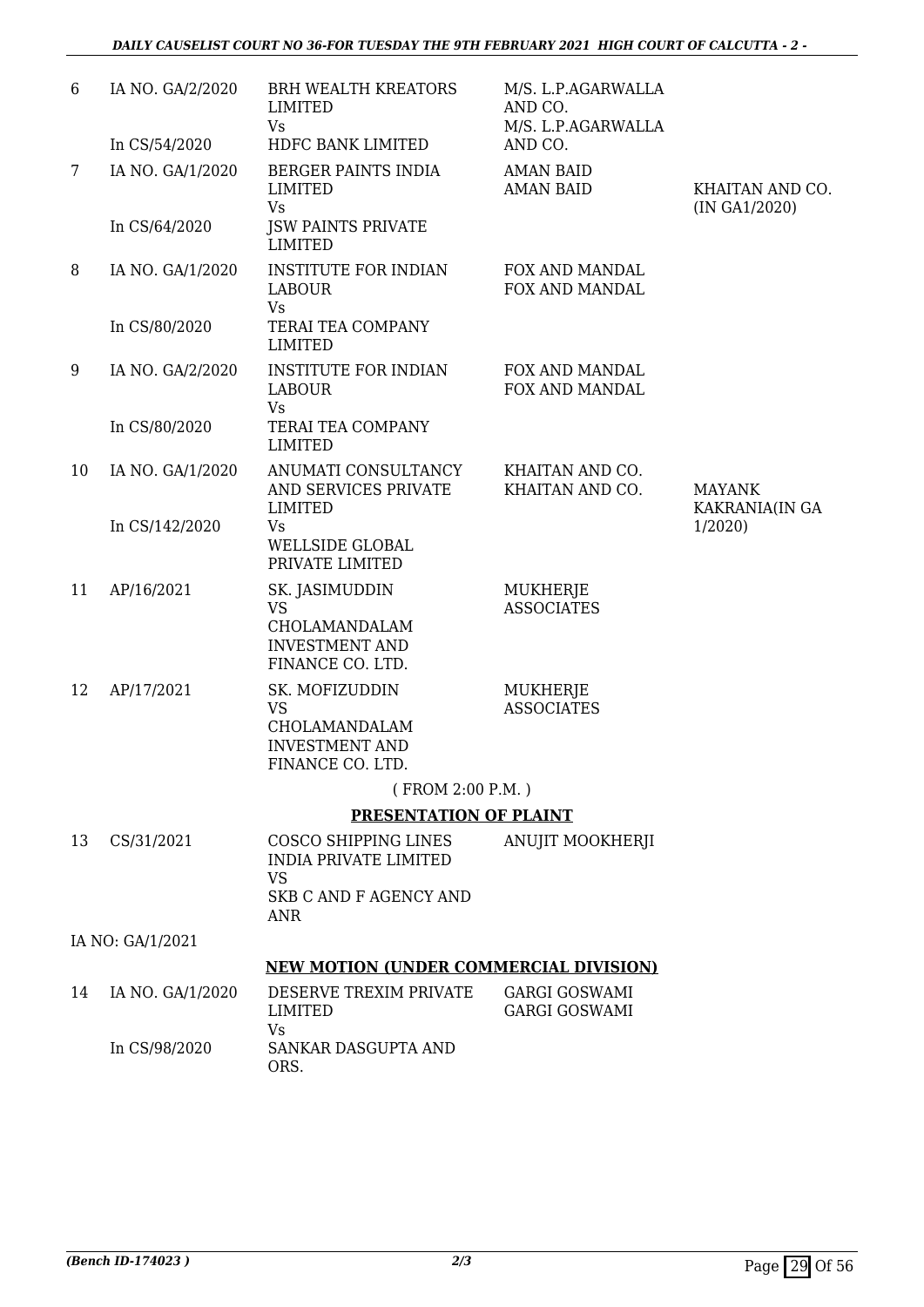| | | | | |
|---|---|---|---|---|
| 6 | IA NO. GA/2/2020<br><br>In CS/54/2020 | BRH WEALTH KREATORS LIMITED<br>Vs<br>HDFC BANK LIMITED | M/S. L.P.AGARWALLA AND CO.<br>M/S. L.P.AGARWALLA AND CO. | |
| 7 | IA NO. GA/1/2020<br><br>In CS/64/2020 | BERGER PAINTS INDIA LIMITED<br>Vs<br>JSW PAINTS PRIVATE LIMITED | AMAN BAID<br>AMAN BAID | KHAITAN AND CO. (IN GA1/2020) |
| 8 | IA NO. GA/1/2020<br><br>In CS/80/2020 | INSTITUTE FOR INDIAN LABOUR<br>Vs<br>TERAI TEA COMPANY LIMITED | FOX AND MANDAL<br>FOX AND MANDAL | |
| 9 | IA NO. GA/2/2020<br><br>In CS/80/2020 | INSTITUTE FOR INDIAN LABOUR<br>Vs<br>TERAI TEA COMPANY LIMITED | FOX AND MANDAL<br>FOX AND MANDAL | |
| 10 | IA NO. GA/1/2020<br><br>In CS/142/2020 | ANUMATI CONSULTANCY AND SERVICES PRIVATE LIMITED<br>Vs<br>WELLSIDE GLOBAL PRIVATE LIMITED | KHAITAN AND CO.<br>KHAITAN AND CO. | MAYANK KAKRANIA(IN GA 1/2020) |
| 11 | AP/16/2021 | SK. JASIMUDDIN<br>VS<br>CHOLAMANDALAM INVESTMENT AND FINANCE CO. LTD. | MUKHERJE ASSOCIATES | |
| 12 | AP/17/2021 | SK. MOFIZUDDIN<br>VS<br>CHOLAMANDALAM INVESTMENT AND FINANCE CO. LTD. | MUKHERJE ASSOCIATES | |

( FROM 2:00 P.M. )

**PRESENTATION OF PLAINT**

| | | | | |
|---|---|---|---|---|
| 13 | CS/31/2021 | COSCO SHIPPING LINES INDIA PRIVATE LIMITED<br>VS<br>SKB C AND F AGENCY AND ANR | ANUJIT MOOKHERJI | |

IA NO: GA/1/2021

**NEW MOTION (UNDER COMMERCIAL DIVISION)**

| | | | | |
|---|---|---|---|---|
| 14 | IA NO. GA/1/2020<br><br>In CS/98/2020 | DESERVE TREXIM PRIVATE LIMITED<br>Vs<br>SANKAR DASGUPTA AND ORS. | GARGI GOSWAMI<br>GARGI GOSWAMI | |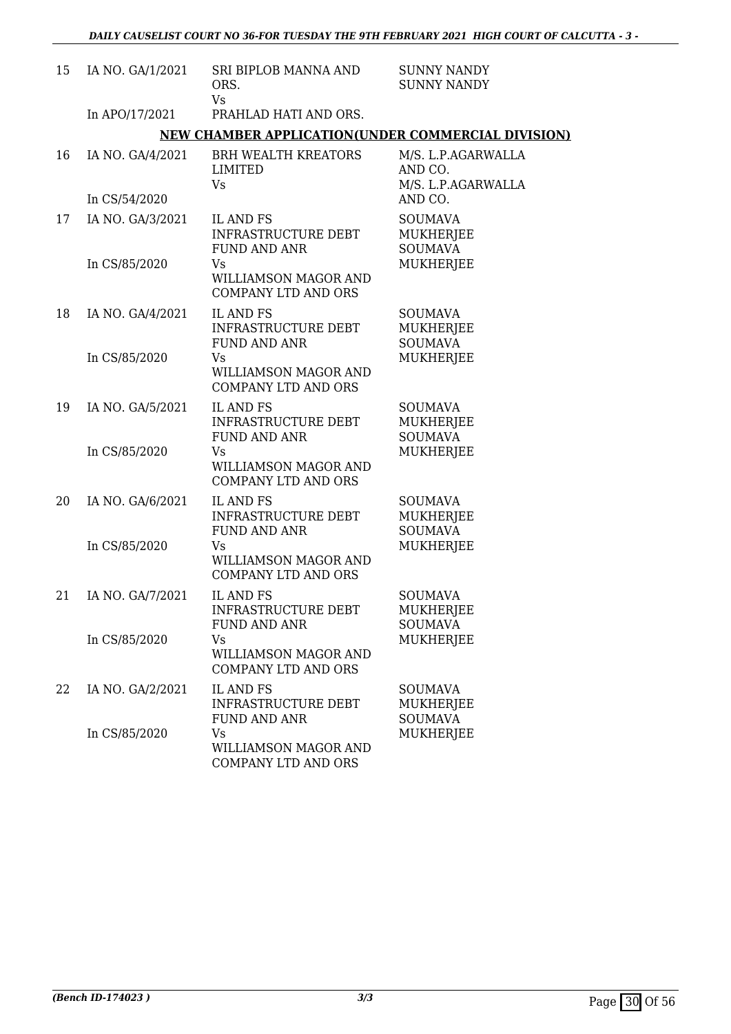| | | | |
|---|---|---|---|
| 15 | IA NO. GA/1/2021<br><br>In APO/17/2021 | SRI BIPLOB MANNA AND ORS.<br>Vs<br>PRAHLAD HATI AND ORS. | SUNNY NANDY<br>SUNNY NANDY |

**NEW CHAMBER APPLICATION(UNDER COMMERCIAL DIVISION)**

| | | | |
|---|---|---|---|
| 16 | IA NO. GA/4/2021<br><br>In CS/54/2020 | BRH WEALTH KREATORS LIMITED<br>Vs | M/S. L.P.AGARWALLA AND CO.<br>M/S. L.P.AGARWALLA AND CO. |
| 17 | IA NO. GA/3/2021<br><br>In CS/85/2020 | IL AND FS INFRASTRUCTURE DEBT FUND AND ANR<br>Vs<br>WILLIAMSON MAGOR AND COMPANY LTD AND ORS | SOUMAVA MUKHERJEE<br>SOUMAVA MUKHERJEE |
| 18 | IA NO. GA/4/2021<br><br>In CS/85/2020 | IL AND FS INFRASTRUCTURE DEBT FUND AND ANR<br>Vs<br>WILLIAMSON MAGOR AND COMPANY LTD AND ORS | SOUMAVA MUKHERJEE<br>SOUMAVA MUKHERJEE |
| 19 | IA NO. GA/5/2021<br><br>In CS/85/2020 | IL AND FS INFRASTRUCTURE DEBT FUND AND ANR<br>Vs<br>WILLIAMSON MAGOR AND COMPANY LTD AND ORS | SOUMAVA MUKHERJEE<br>SOUMAVA MUKHERJEE |
| 20 | IA NO. GA/6/2021<br><br>In CS/85/2020 | IL AND FS INFRASTRUCTURE DEBT FUND AND ANR<br>Vs<br>WILLIAMSON MAGOR AND COMPANY LTD AND ORS | SOUMAVA MUKHERJEE<br>SOUMAVA MUKHERJEE |
| 21 | IA NO. GA/7/2021<br><br>In CS/85/2020 | IL AND FS INFRASTRUCTURE DEBT FUND AND ANR<br>Vs<br>WILLIAMSON MAGOR AND COMPANY LTD AND ORS | SOUMAVA MUKHERJEE<br>SOUMAVA MUKHERJEE |
| 22 | IA NO. GA/2/2021<br><br>In CS/85/2020 | IL AND FS INFRASTRUCTURE DEBT FUND AND ANR<br>Vs<br>WILLIAMSON MAGOR AND COMPANY LTD AND ORS | SOUMAVA MUKHERJEE<br>SOUMAVA MUKHERJEE |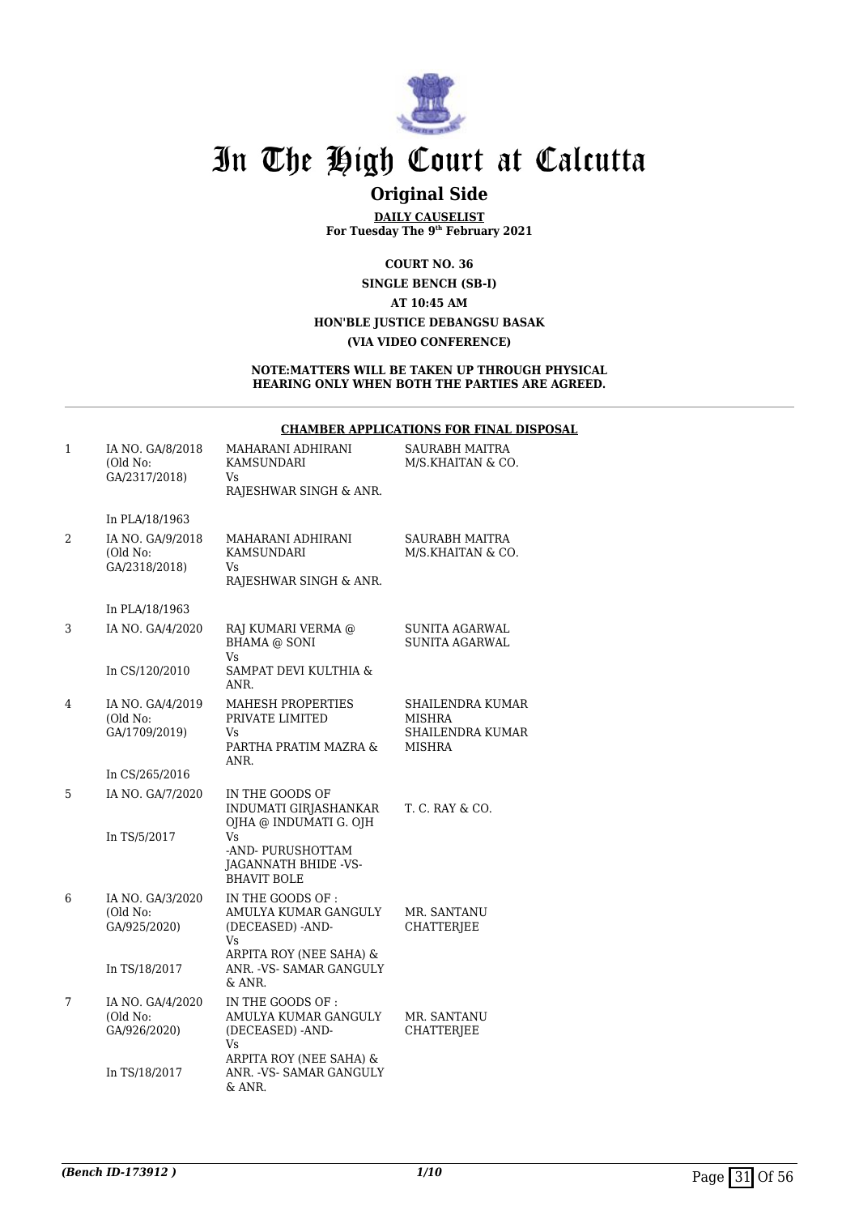# In The High Court at Calcutta

## Original Side

**DAILY CAUSELIST**
**For Tuesday The 9th February 2021**

**COURT NO. 36**
**SINGLE BENCH (SB-I)**
**AT 10:45 AM**
**HON'BLE JUSTICE DEBANGSU BASAK**
**(VIA VIDEO CONFERENCE)**

**NOTE:MATTERS WILL BE TAKEN UP THROUGH PHYSICAL HEARING ONLY WHEN BOTH THE PARTIES ARE AGREED.**

**CHAMBER APPLICATIONS FOR FINAL DISPOSAL**

| | | | |
|---|---|---|---|
| 1 | IA NO. GA/8/2018 (Old No: GA/2317/2018) In PLA/18/1963 | MAHARANI ADHIRANI KAMSUNDARI Vs RAJESHWAR SINGH & ANR. | SAURABH MAITRA M/S.KHAITAN & CO. |
| 2 | IA NO. GA/9/2018 (Old No: GA/2318/2018) In PLA/18/1963 | MAHARANI ADHIRANI KAMSUNDARI Vs RAJESHWAR SINGH & ANR. | SAURABH MAITRA M/S.KHAITAN & CO. |
| 3 | IA NO. GA/4/2020 In CS/120/2010 | RAJ KUMARI VERMA @ BHAMA @ SONI Vs SAMPAT DEVI KULTHIA & ANR. | SUNITA AGARWAL SUNITA AGARWAL |
| 4 | IA NO. GA/4/2019 (Old No: GA/1709/2019) In CS/265/2016 | MAHESH PROPERTIES PRIVATE LIMITED Vs PARTHA PRATIM MAZRA & ANR. | SHAILENDRA KUMAR MISHRA SHAILENDRA KUMAR MISHRA |
| 5 | IA NO. GA/7/2020 In TS/5/2017 | IN THE GOODS OF INDUMATI GIRJASHANKAR OJHA @ INDUMATI G. OJH Vs -AND- PURUSHOTTAM JAGANNATH BHIDE -VS- BHAVIT BOLE | T. C. RAY & CO. |
| 6 | IA NO. GA/3/2020 (Old No: GA/925/2020) In TS/18/2017 | IN THE GOODS OF : AMULYA KUMAR GANGULY (DECEASED) -AND- Vs ARPITA ROY (NEE SAHA) & ANR. -VS- SAMAR GANGULY & ANR. | MR. SANTANU CHATTERJEE |
| 7 | IA NO. GA/4/2020 (Old No: GA/926/2020) In TS/18/2017 | IN THE GOODS OF : AMULYA KUMAR GANGULY (DECEASED) -AND- Vs ARPITA ROY (NEE SAHA) & ANR. -VS- SAMAR GANGULY & ANR. | MR. SANTANU CHATTERJEE |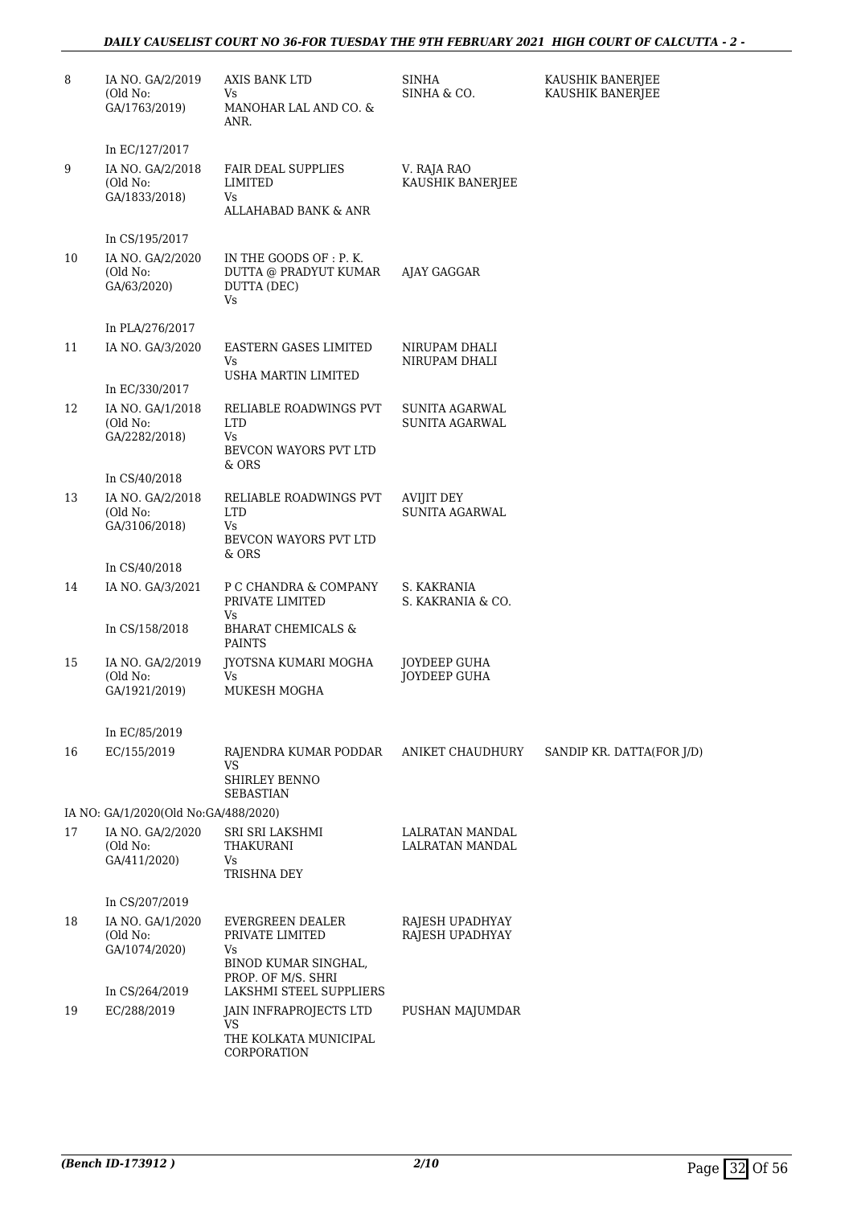| | | | | |
|---|---|---|---|---|
| 8 | IA NO. GA/2/2019 (Old No: GA/1763/2019) | AXIS BANK LTD Vs MANOHAR LAL AND CO. & ANR. | SINHA SINHA & CO. | KAUSHIK BANERJEE KAUSHIK BANERJEE |
| | In EC/127/2017 | | | |
| 9 | IA NO. GA/2/2018 (Old No: GA/1833/2018) | FAIR DEAL SUPPLIES LIMITED Vs ALLAHABAD BANK & ANR | V. RAJA RAO KAUSHIK BANERJEE | |
| | In CS/195/2017 | | | |
| 10 | IA NO. GA/2/2020 (Old No: GA/63/2020) | IN THE GOODS OF : P. K. DUTTA @ PRADYUT KUMAR DUTTA (DEC) Vs | AJAY GAGGAR | |
| | In PLA/276/2017 | | | |
| 11 | IA NO. GA/3/2020 | EASTERN GASES LIMITED Vs USHA MARTIN LIMITED | NIRUPAM DHALI NIRUPAM DHALI | |
| | In EC/330/2017 | | | |
| 12 | IA NO. GA/1/2018 (Old No: GA/2282/2018) | RELIABLE ROADWINGS PVT LTD Vs BEVCON WAYORS PVT LTD & ORS | SUNITA AGARWAL SUNITA AGARWAL | |
| | In CS/40/2018 | | | |
| 13 | IA NO. GA/2/2018 (Old No: GA/3106/2018) | RELIABLE ROADWINGS PVT LTD Vs BEVCON WAYORS PVT LTD & ORS | AVIJIT DEY SUNITA AGARWAL | |
| | In CS/40/2018 | | | |
| 14 | IA NO. GA/3/2021 | P C CHANDRA & COMPANY PRIVATE LIMITED Vs | S. KAKRANIA S. KAKRANIA & CO. | |
| | In CS/158/2018 | BHARAT CHEMICALS & PAINTS | | |
| 15 | IA NO. GA/2/2019 (Old No: GA/1921/2019) | JYOTSNA KUMARI MOGHA Vs MUKESH MOGHA | JOYDEEP GUHA JOYDEEP GUHA | |
| | In EC/85/2019 | | | |
| 16 | EC/155/2019 | RAJENDRA KUMAR PODDAR VS SHIRLEY BENNO SEBASTIAN | ANIKET CHAUDHURY | SANDIP KR. DATTA(FOR J/D) |
| | IA NO: GA/1/2020(Old No:GA/488/2020) | | | |
| 17 | IA NO. GA/2/2020 (Old No: GA/411/2020) | SRI SRI LAKSHMI THAKURANI Vs TRISHNA DEY | LALRATAN MANDAL LALRATAN MANDAL | |
| | In CS/207/2019 | | | |
| 18 | IA NO. GA/1/2020 (Old No: GA/1074/2020) | EVERGREEN DEALER PRIVATE LIMITED Vs BINOD KUMAR SINGHAL, PROP. OF M/S. SHRI LAKSHMI STEEL SUPPLIERS | RAJESH UPADHYAY RAJESH UPADHYAY | |
| | In CS/264/2019 | | | |
| 19 | EC/288/2019 | JAIN INFRAPROJECTS LTD VS THE KOLKATA MUNICIPAL CORPORATION | PUSHAN MAJUMDAR | |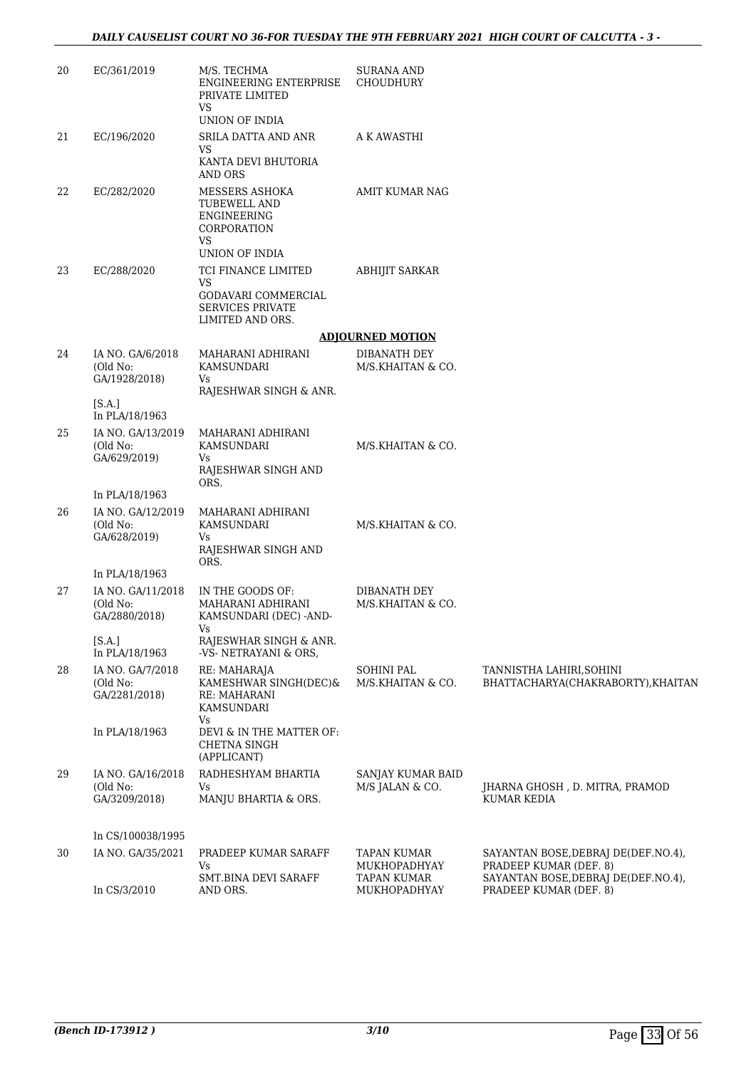| | | | | |
|---|---|---|---|---|
| 20 | EC/361/2019 | M/S. TECHMA ENGINEERING ENTERPRISE PRIVATE LIMITED VS UNION OF INDIA | SURANA AND CHOUDHURY | |
| 21 | EC/196/2020 | SRILA DATTA AND ANR VS KANTA DEVI BHUTORIA AND ORS | A K AWASTHI | |
| 22 | EC/282/2020 | MESSERS ASHOKA TUBEWELL AND ENGINEERING CORPORATION VS UNION OF INDIA | AMIT KUMAR NAG | |
| 23 | EC/288/2020 | TCI FINANCE LIMITED VS GODAVARI COMMERCIAL SERVICES PRIVATE LIMITED AND ORS. | ABHIJIT SARKAR | |

**ADJOURNED MOTION**

| | | | | |
|---|---|---|---|---|
| 24 | IA NO. GA/6/2018 (Old No: GA/1928/2018) [S.A.] In PLA/18/1963 | MAHARANI ADHIRANI KAMSUNDARI Vs RAJESHWAR SINGH & ANR. | DIBANATH DEY M/S.KHAITAN & CO. | |
| 25 | IA NO. GA/13/2019 (Old No: GA/629/2019) In PLA/18/1963 | MAHARANI ADHIRANI KAMSUNDARI Vs RAJESHWAR SINGH AND ORS. | M/S.KHAITAN & CO. | |
| 26 | IA NO. GA/12/2019 (Old No: GA/628/2019) In PLA/18/1963 | MAHARANI ADHIRANI KAMSUNDARI Vs RAJESHWAR SINGH AND ORS. | M/S.KHAITAN & CO. | |
| 27 | IA NO. GA/11/2018 (Old No: GA/2880/2018) [S.A.] In PLA/18/1963 | IN THE GOODS OF: MAHARANI ADHIRANI KAMSUNDARI (DEC) -AND- Vs RAJESWHAR SINGH & ANR. -VS- NETRAYANI & ORS, | DIBANATH DEY M/S.KHAITAN & CO. | |
| 28 | IA NO. GA/7/2018 (Old No: GA/2281/2018) In PLA/18/1963 | RE: MAHARAJA KAMESHWAR SINGH(DEC)& RE: MAHARANI KAMSUNDARI Vs DEVI & IN THE MATTER OF: CHETNA SINGH (APPLICANT) | SOHINI PAL M/S.KHAITAN & CO. | TANNISTHA LAHIRI,SOHINI BHATTACHARYA(CHAKRABORTY),KHAITAN |
| 29 | IA NO. GA/16/2018 (Old No: GA/3209/2018) In CS/100038/1995 | RADHESHYAM BHARTIA Vs MANJU BHARTIA & ORS. | SANJAY KUMAR BAID M/S JALAN & CO. | JHARNA GHOSH , D. MITRA, PRAMOD KUMAR KEDIA |
| 30 | IA NO. GA/35/2021 In CS/3/2010 | PRADEEP KUMAR SARAFF Vs SMT.BINA DEVI SARAFF AND ORS. | TAPAN KUMAR MUKHOPADHYAY TAPAN KUMAR MUKHOPADHYAY | SAYANTAN BOSE,DEBRAJ DE(DEF.NO.4), PRADEEP KUMAR (DEF. 8) SAYANTAN BOSE,DEBRAJ DE(DEF.NO.4), PRADEEP KUMAR (DEF. 8) |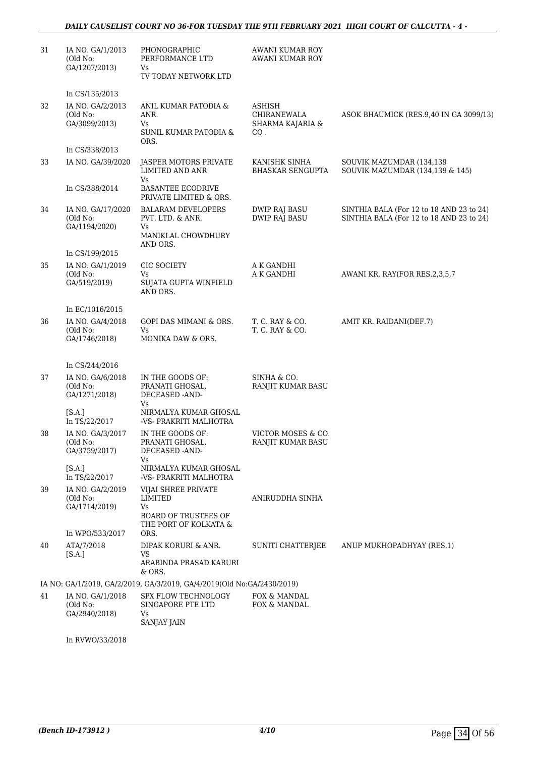| | | | | |
|---|---|---|---|---|
| 31 | IA NO. GA/1/2013 (Old No: GA/1207/2013) | PHONOGRAPHIC PERFORMANCE LTD Vs TV TODAY NETWORK LTD | AWANI KUMAR ROY AWANI KUMAR ROY | |
| | In CS/135/2013 | | | |
| 32 | IA NO. GA/2/2013 (Old No: GA/3099/2013) | ANIL KUMAR PATODIA & ANR. Vs SUNIL KUMAR PATODIA & ORS. | ASHISH CHIRANEWALA SHARMA KAJARIA & CO . | ASOK BHAUMICK (RES.9,40 IN GA 3099/13) |
| | In CS/338/2013 | | | |
| 33 | IA NO. GA/39/2020 | JASPER MOTORS PRIVATE LIMITED AND ANR Vs BASANTEE ECODRIVE PRIVATE LIMITED & ORS. | KANISHK SINHA BHASKAR SENGUPTA | SOUVIK MAZUMDAR (134,139 SOUVIK MAZUMDAR (134,139 & 145) |
| | In CS/388/2014 | | | |
| 34 | IA NO. GA/17/2020 (Old No: GA/1194/2020) | BALARAM DEVELOPERS PVT. LTD. & ANR. Vs MANIKLAL CHOWDHURY AND ORS. | DWIP RAJ BASU DWIP RAJ BASU | SINTHIA BALA (For 12 to 18 AND 23 to 24) SINTHIA BALA (For 12 to 18 AND 23 to 24) |
| | In CS/199/2015 | | | |
| 35 | IA NO. GA/1/2019 (Old No: GA/519/2019) | CIC SOCIETY Vs SUJATA GUPTA WINFIELD AND ORS. | A K GANDHI A K GANDHI | AWANI KR. RAY(FOR RES.2,3,5,7 |
| | In EC/1016/2015 | | | |
| 36 | IA NO. GA/4/2018 (Old No: GA/1746/2018) | GOPI DAS MIMANI & ORS. Vs MONIKA DAW & ORS. | T. C. RAY & CO. T. C. RAY & CO. | AMIT KR. RAIDANI(DEF.7) |
| | In CS/244/2016 | | | |
| 37 | IA NO. GA/6/2018 (Old No: GA/1271/2018) [S.A.] In TS/22/2017 | IN THE GOODS OF: PRANATI GHOSAL, DECEASED -AND- Vs NIRMALYA KUMAR GHOSAL -VS- PRAKRITI MALHOTRA | SINHA & CO. RANJIT KUMAR BASU | |
| 38 | IA NO. GA/3/2017 (Old No: GA/3759/2017) [S.A.] In TS/22/2017 | IN THE GOODS OF: PRANATI GHOSAL, DECEASED -AND- Vs NIRMALYA KUMAR GHOSAL -VS- PRAKRITI MALHOTRA | VICTOR MOSES & CO. RANJIT KUMAR BASU | |
| 39 | IA NO. GA/2/2019 (Old No: GA/1714/2019) | VIJAI SHREE PRIVATE LIMITED Vs BOARD OF TRUSTEES OF THE PORT OF KOLKATA & ORS. | ANIRUDDHA SINHA | |
| | In WPO/533/2017 | | | |
| 40 | ATA/7/2018 [S.A.] | DIPAK KORURI & ANR. VS ARABINDA PRASAD KARURI & ORS. | SUNITI CHATTERJEE | ANUP MUKHOPADHYAY (RES.1) |
| | IA NO: GA/1/2019, GA/2/2019, GA/3/2019, GA/4/2019(Old No:GA/2430/2019) | | | |
| 41 | IA NO. GA/1/2018 (Old No: GA/2940/2018) | SPX FLOW TECHNOLOGY SINGAPORE PTE LTD Vs SANJAY JAIN | FOX & MANDAL FOX & MANDAL | |
| | In RVWO/33/2018 | | | |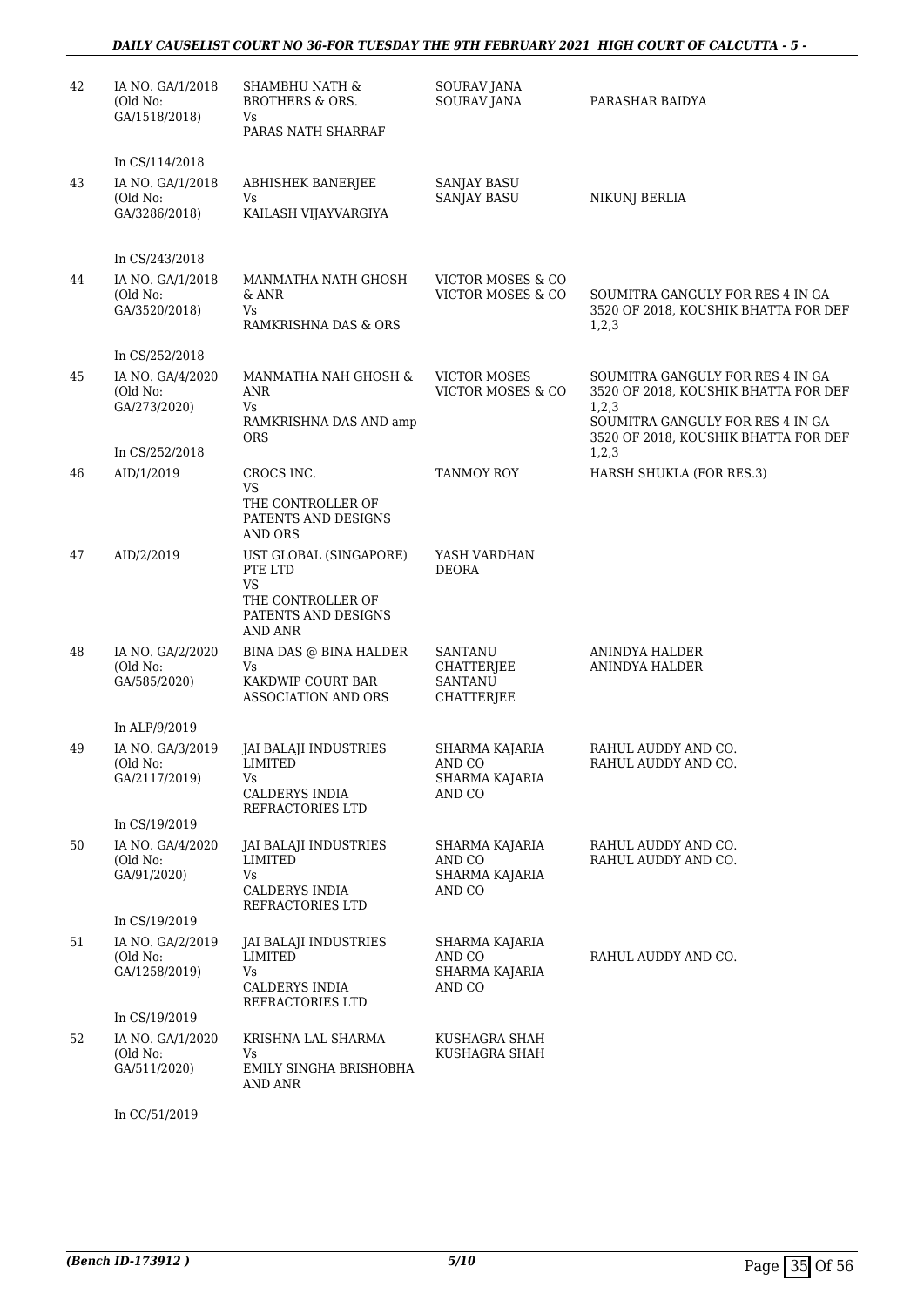| 42 | IA NO. GA/1/2018 (Old No: GA/1518/2018) | SHAMBHU NATH & BROTHERS & ORS. Vs PARAS NATH SHARRAF | SOURAV JANA SOURAV JANA | PARASHAR BAIDYA |
|---|---|---|---|---|
| | In CS/114/2018 | | | |
| 43 | IA NO. GA/1/2018 (Old No: GA/3286/2018) | ABHISHEK BANERJEE Vs KAILASH VIJAYVARGIYA | SANJAY BASU SANJAY BASU | NIKUNJ BERLIA |
| | In CS/243/2018 | | | |
| 44 | IA NO. GA/1/2018 (Old No: GA/3520/2018) | MANMATHA NATH GHOSH & ANR Vs RAMKRISHNA DAS & ORS | VICTOR MOSES & CO VICTOR MOSES & CO | SOUMITRA GANGULY FOR RES 4 IN GA 3520 OF 2018, KOUSHIK BHATTA FOR DEF 1,2,3 |
| | In CS/252/2018 | | | |
| 45 | IA NO. GA/4/2020 (Old No: GA/273/2020) | MANMATHA NAH GHOSH & ANR Vs RAMKRISHNA DAS AND amp ORS | VICTOR MOSES VICTOR MOSES & CO | SOUMITRA GANGULY FOR RES 4 IN GA 3520 OF 2018, KOUSHIK BHATTA FOR DEF 1,2,3 SOUMITRA GANGULY FOR RES 4 IN GA 3520 OF 2018, KOUSHIK BHATTA FOR DEF 1,2,3 |
| | In CS/252/2018 | | | |
| 46 | AID/1/2019 | CROCS INC. VS THE CONTROLLER OF PATENTS AND DESIGNS AND ORS | TANMOY ROY | HARSH SHUKLA (FOR RES.3) |
| 47 | AID/2/2019 | UST GLOBAL (SINGAPORE) PTE LTD VS THE CONTROLLER OF PATENTS AND DESIGNS AND ANR | YASH VARDHAN DEORA | |
| 48 | IA NO. GA/2/2020 (Old No: GA/585/2020) | BINA DAS @ BINA HALDER Vs KAKDWIP COURT BAR ASSOCIATION AND ORS | SANTANU CHATTERJEE SANTANU CHATTERJEE | ANINDYA HALDER ANINDYA HALDER |
| | In ALP/9/2019 | | | |
| 49 | IA NO. GA/3/2019 (Old No: GA/2117/2019) | JAI BALAJI INDUSTRIES LIMITED Vs CALDERYS INDIA REFRACTORIES LTD | SHARMA KAJARIA AND CO SHARMA KAJARIA AND CO | RAHUL AUDDY AND CO. RAHUL AUDDY AND CO. |
| | In CS/19/2019 | | | |
| 50 | IA NO. GA/4/2020 (Old No: GA/91/2020) | JAI BALAJI INDUSTRIES LIMITED Vs CALDERYS INDIA REFRACTORIES LTD | SHARMA KAJARIA AND CO SHARMA KAJARIA AND CO | RAHUL AUDDY AND CO. RAHUL AUDDY AND CO. |
| | In CS/19/2019 | | | |
| 51 | IA NO. GA/2/2019 (Old No: GA/1258/2019) | JAI BALAJI INDUSTRIES LIMITED Vs CALDERYS INDIA REFRACTORIES LTD | SHARMA KAJARIA AND CO SHARMA KAJARIA AND CO | RAHUL AUDDY AND CO. |
| | In CS/19/2019 | | | |
| 52 | IA NO. GA/1/2020 (Old No: GA/511/2020) | KRISHNA LAL SHARMA Vs EMILY SINGHA BRISHOBHA AND ANR | KUSHAGRA SHAH KUSHAGRA SHAH | |
| | In CC/51/2019 | | | |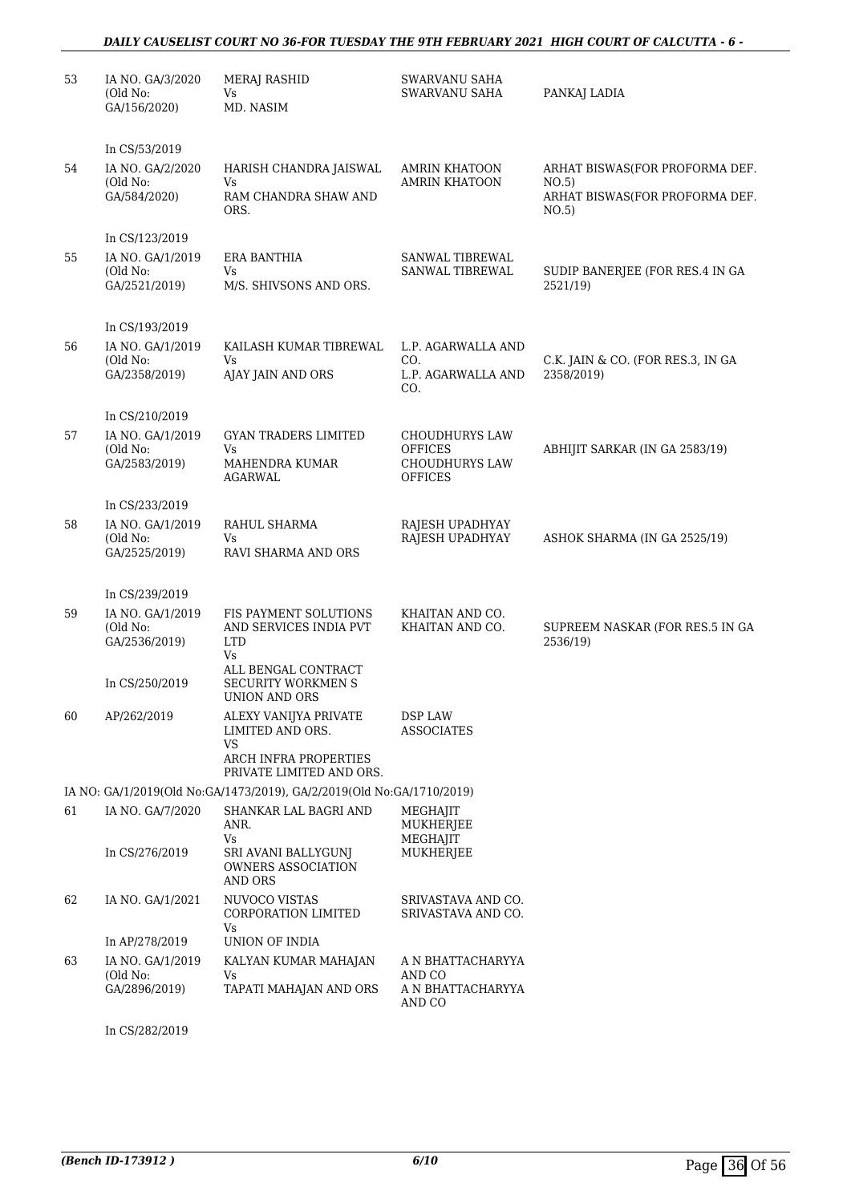| | | | | |
|---|---|---|---|---|
| 53 | IA NO. GA/3/2020 (Old No: GA/156/2020) | MERAJ RASHID Vs MD. NASIM | SWARVANU SAHA SWARVANU SAHA | PANKAJ LADIA |
| | In CS/53/2019 | | | |
| 54 | IA NO. GA/2/2020 (Old No: GA/584/2020) | HARISH CHANDRA JAISWAL Vs RAM CHANDRA SHAW AND ORS. | AMRIN KHATOON AMRIN KHATOON | ARHAT BISWAS(FOR PROFORMA DEF. NO.5) ARHAT BISWAS(FOR PROFORMA DEF. NO.5) |
| | In CS/123/2019 | | | |
| 55 | IA NO. GA/1/2019 (Old No: GA/2521/2019) | ERA BANTHIA Vs M/S. SHIVSONS AND ORS. | SANWAL TIBREWAL SANWAL TIBREWAL | SUDIP BANERJEE (FOR RES.4 IN GA 2521/19) |
| | In CS/193/2019 | | | |
| 56 | IA NO. GA/1/2019 (Old No: GA/2358/2019) | KAILASH KUMAR TIBREWAL Vs AJAY JAIN AND ORS | L.P. AGARWALLA AND CO. L.P. AGARWALLA AND CO. | C.K. JAIN & CO. (FOR RES.3, IN GA 2358/2019) |
| | In CS/210/2019 | | | |
| 57 | IA NO. GA/1/2019 (Old No: GA/2583/2019) | GYAN TRADERS LIMITED Vs MAHENDRA KUMAR AGARWAL | CHOUDHURYS LAW OFFICES CHOUDHURYS LAW OFFICES | ABHIJIT SARKAR (IN GA 2583/19) |
| | In CS/233/2019 | | | |
| 58 | IA NO. GA/1/2019 (Old No: GA/2525/2019) | RAHUL SHARMA Vs RAVI SHARMA AND ORS | RAJESH UPADHYAY RAJESH UPADHYAY | ASHOK SHARMA (IN GA 2525/19) |
| | In CS/239/2019 | | | |
| 59 | IA NO. GA/1/2019 (Old No: GA/2536/2019) In CS/250/2019 | FIS PAYMENT SOLUTIONS AND SERVICES INDIA PVT LTD Vs ALL BENGAL CONTRACT SECURITY WORKMEN S UNION AND ORS | KHAITAN AND CO. KHAITAN AND CO. | SUPREEM NASKAR (FOR RES.5 IN GA 2536/19) |
| 60 | AP/262/2019 | ALEXY VANIJYA PRIVATE LIMITED AND ORS. VS ARCH INFRA PROPERTIES PRIVATE LIMITED AND ORS. | DSP LAW ASSOCIATES | |
| | IA NO: GA/1/2019(Old No:GA/1473/2019), GA/2/2019(Old No:GA/1710/2019) | | | |
| 61 | IA NO. GA/7/2020 In CS/276/2019 | SHANKAR LAL BAGRI AND ANR. Vs SRI AVANI BALLYGUNJ OWNERS ASSOCIATION AND ORS | MEGHAJIT MUKHERJEE MEGHAJIT MUKHERJEE | |
| 62 | IA NO. GA/1/2021 In AP/278/2019 | NUVOCO VISTAS CORPORATION LIMITED Vs UNION OF INDIA | SRIVASTAVA AND CO. SRIVASTAVA AND CO. | |
| 63 | IA NO. GA/1/2019 (Old No: GA/2896/2019) | KALYAN KUMAR MAHAJAN Vs TAPATI MAHAJAN AND ORS | A N BHATTACHARYYA AND CO A N BHATTACHARYYA AND CO | |
| | In CS/282/2019 | | | |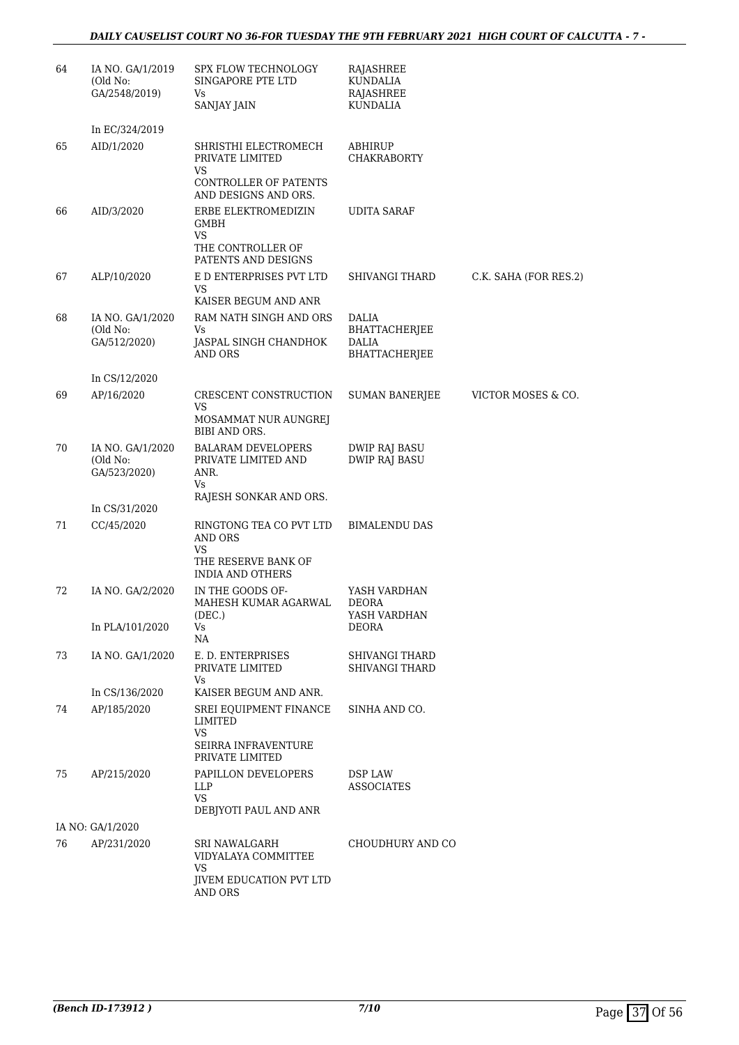| | | | | |
|---|---|---|---|---|
| 64 | IA NO. GA/1/2019 (Old No: GA/2548/2019) | SPX FLOW TECHNOLOGY SINGAPORE PTE LTD Vs SANJAY JAIN | RAJASHREE KUNDALIA RAJASHREE KUNDALIA | |
| | In EC/324/2019 | | | |
| 65 | AID/1/2020 | SHRISTHI ELECTROMECH PRIVATE LIMITED VS CONTROLLER OF PATENTS AND DESIGNS AND ORS. | ABHIRUP CHAKRABORTY | |
| 66 | AID/3/2020 | ERBE ELEKTROMEDIZIN GMBH VS THE CONTROLLER OF PATENTS AND DESIGNS | UDITA SARAF | |
| 67 | ALP/10/2020 | E D ENTERPRISES PVT LTD VS KAISER BEGUM AND ANR | SHIVANGI THARD | C.K. SAHA (FOR RES.2) |
| 68 | IA NO. GA/1/2020 (Old No: GA/512/2020) | RAM NATH SINGH AND ORS Vs JASPAL SINGH CHANDHOK AND ORS | DALIA BHATTACHERJEE DALIA BHATTACHERJEE | |
| | In CS/12/2020 | | | |
| 69 | AP/16/2020 | CRESCENT CONSTRUCTION VS MOSAMMAT NUR AUNGREJ BIBI AND ORS. | SUMAN BANERJEE | VICTOR MOSES & CO. |
| 70 | IA NO. GA/1/2020 (Old No: GA/523/2020) | BALARAM DEVELOPERS PRIVATE LIMITED AND ANR. Vs RAJESH SONKAR AND ORS. | DWIP RAJ BASU DWIP RAJ BASU | |
| | In CS/31/2020 | | | |
| 71 | CC/45/2020 | RINGTONG TEA CO PVT LTD AND ORS VS THE RESERVE BANK OF INDIA AND OTHERS | BIMALENDU DAS | |
| 72 | IA NO. GA/2/2020 | IN THE GOODS OF- MAHESH KUMAR AGARWAL (DEC.) Vs NA | YASH VARDHAN DEORA YASH VARDHAN DEORA | |
| | In PLA/101/2020 | | | |
| 73 | IA NO. GA/1/2020 | E. D. ENTERPRISES PRIVATE LIMITED Vs KAISER BEGUM AND ANR. | SHIVANGI THARD SHIVANGI THARD | |
| | In CS/136/2020 | | | |
| 74 | AP/185/2020 | SREI EQUIPMENT FINANCE LIMITED VS SEIRRA INFRAVENTURE PRIVATE LIMITED | SINHA AND CO. | |
| 75 | AP/215/2020 | PAPILLON DEVELOPERS LLP VS DEBJYOTI PAUL AND ANR | DSP LAW ASSOCIATES | |
| | IA NO: GA/1/2020 | | | |
| 76 | AP/231/2020 | SRI NAWALGARH VIDYALAYA COMMITTEE VS JIVEM EDUCATION PVT LTD AND ORS | CHOUDHURY AND CO | |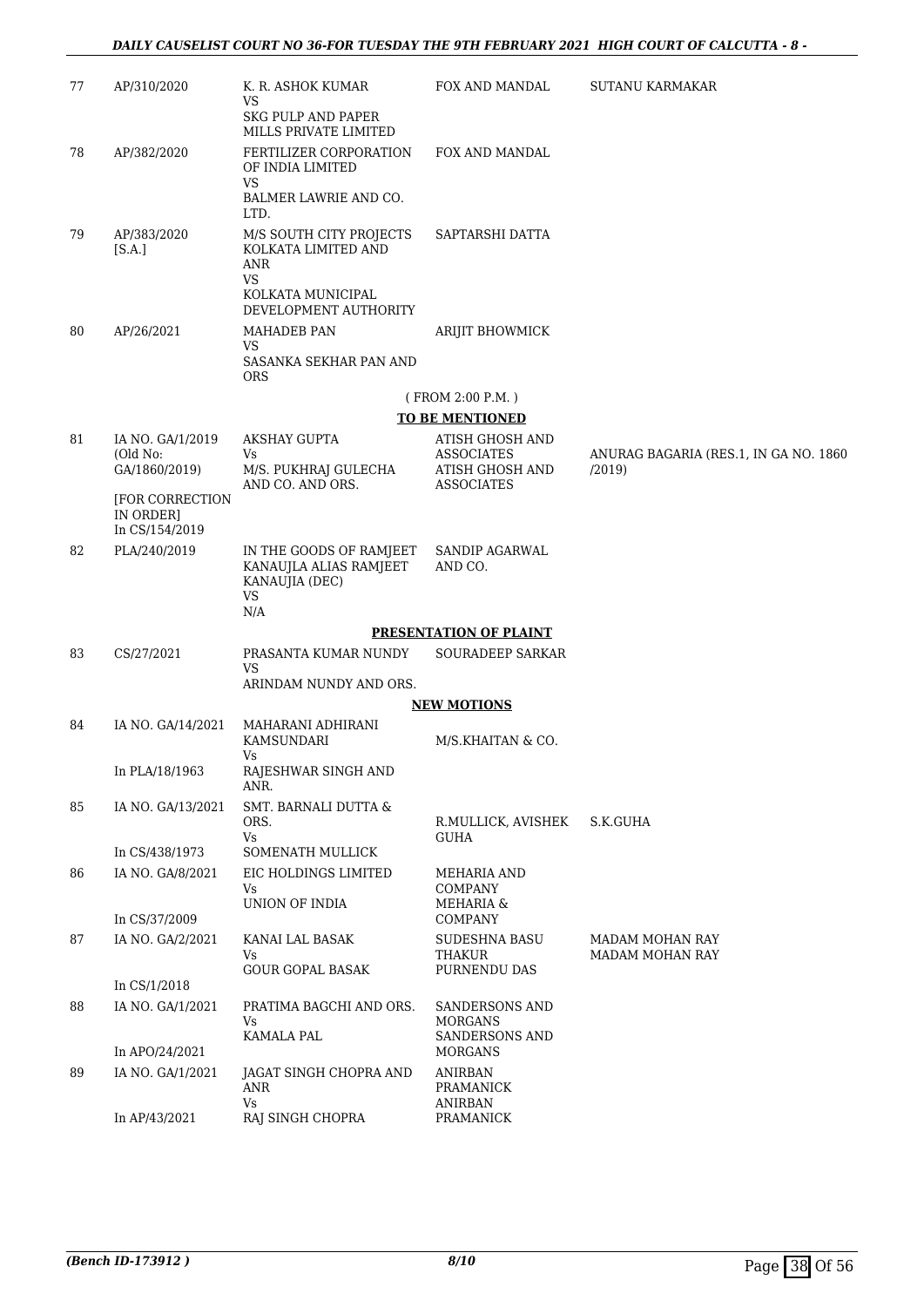| | | | | |
|---|---|---|---|---|
| 77 | AP/310/2020 | K. R. ASHOK KUMAR<br>VS<br>SKG PULP AND PAPER MILLS PRIVATE LIMITED | FOX AND MANDAL | SUTANU KARMAKAR |
| 78 | AP/382/2020 | FERTILIZER CORPORATION OF INDIA LIMITED<br>VS<br>BALMER LAWRIE AND CO. LTD. | FOX AND MANDAL | |
| 79 | AP/383/2020<br>[S.A.] | M/S SOUTH CITY PROJECTS KOLKATA LIMITED AND ANR<br>VS<br>KOLKATA MUNICIPAL DEVELOPMENT AUTHORITY | SAPTARSHI DATTA | |
| 80 | AP/26/2021 | MAHADEB PAN<br>VS<br>SASANKA SEKHAR PAN AND ORS | ARIJIT BHOWMICK | |

( FROM 2:00 P.M. )

**TO BE MENTIONED**

| | | | | |
|---|---|---|---|---|
| 81 | IA NO. GA/1/2019<br>(Old No: GA/1860/2019)<br>[FOR CORRECTION IN ORDER]<br>In CS/154/2019 | AKSHAY GUPTA<br>Vs<br>M/S. PUKHRAJ GULECHA AND CO. AND ORS. | ATISH GHOSH AND ASSOCIATES<br>ATISH GHOSH AND ASSOCIATES | ANURAG BAGARIA (RES.1, IN GA NO. 1860 /2019) |
| 82 | PLA/240/2019 | IN THE GOODS OF RAMJEET KANAUJLA ALIAS RAMJEET KANAUJIA (DEC)<br>VS<br>N/A | SANDIP AGARWAL AND CO. | |

**PRESENTATION OF PLAINT**

| | | | | |
|---|---|---|---|---|
| 83 | CS/27/2021 | PRASANTA KUMAR NUNDY<br>VS<br>ARINDAM NUNDY AND ORS. | SOURADEEP SARKAR | |

**NEW MOTIONS**

| | | | | |
|---|---|---|---|---|
| 84 | IA NO. GA/14/2021<br>In PLA/18/1963 | MAHARANI ADHIRANI KAMSUNDARI<br>Vs<br>RAJESHWAR SINGH AND ANR. | M/S.KHAITAN & CO. | |
| 85 | IA NO. GA/13/2021<br>In CS/438/1973 | SMT. BARNALI DUTTA & ORS.<br>Vs<br>SOMENATH MULLICK | R.MULLICK, AVISHEK GUHA | S.K.GUHA |
| 86 | IA NO. GA/8/2021<br>In CS/37/2009 | EIC HOLDINGS LIMITED<br>Vs<br>UNION OF INDIA | MEHARIA AND COMPANY<br>MEHARIA & COMPANY | |
| 87 | IA NO. GA/2/2021<br>In CS/1/2018 | KANAI LAL BASAK<br>Vs<br>GOUR GOPAL BASAK | SUDESHNA BASU THAKUR<br>PURNENDU DAS | MADAM MOHAN RAY<br>MADAM MOHAN RAY |
| 88 | IA NO. GA/1/2021<br>In APO/24/2021 | PRATIMA BAGCHI AND ORS.<br>Vs<br>KAMALA PAL | SANDERSONS AND MORGANS<br>SANDERSONS AND MORGANS | |
| 89 | IA NO. GA/1/2021<br>In AP/43/2021 | JAGAT SINGH CHOPRA AND ANR<br>Vs<br>RAJ SINGH CHOPRA | ANIRBAN PRAMANICK<br>ANIRBAN PRAMANICK | |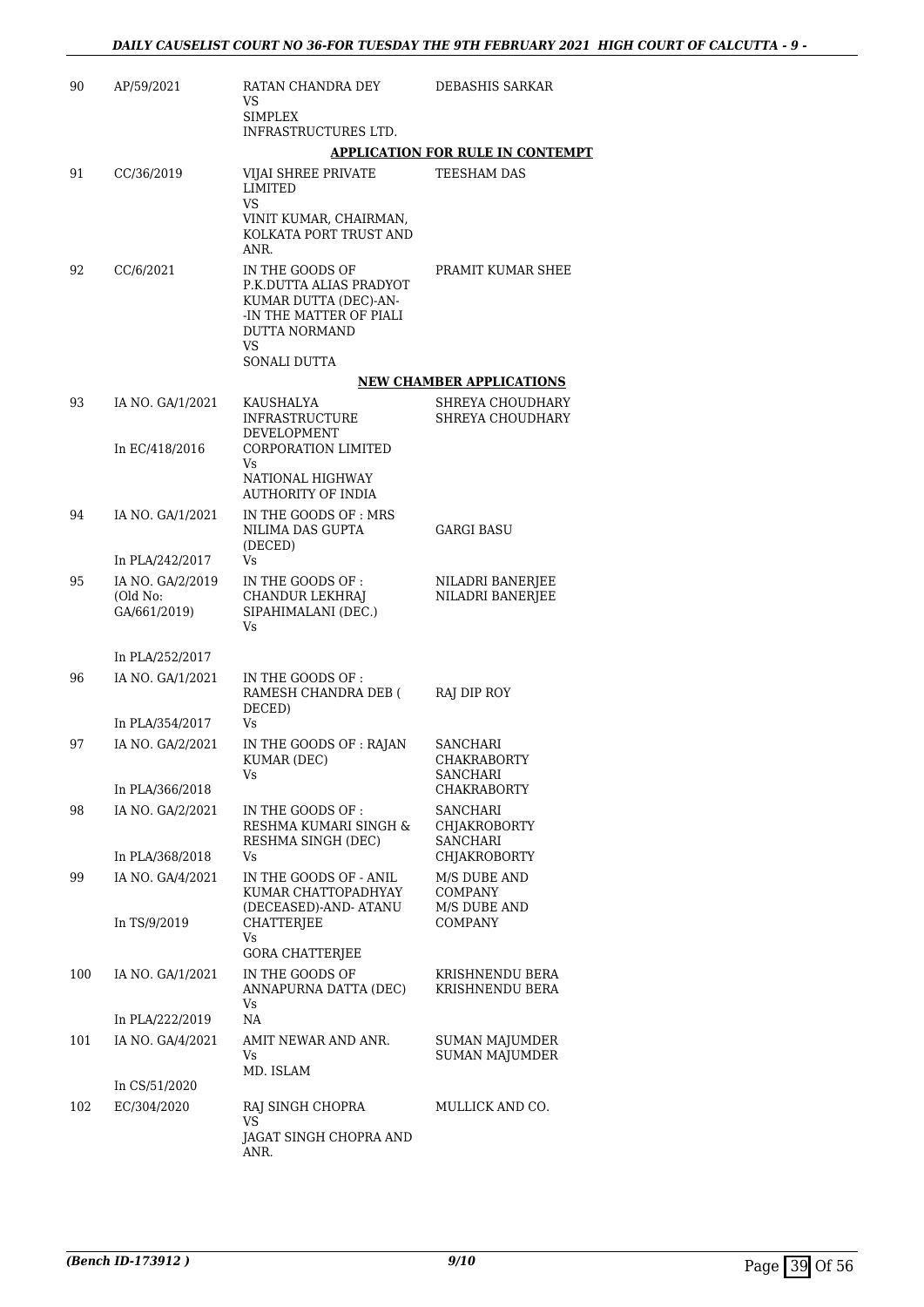| | | | |
|---|---|---|---|
| 90 | AP/59/2021 | RATAN CHANDRA DEY VS SIMPLEX INFRASTRUCTURES LTD. | DEBASHIS SARKAR |

**APPLICATION FOR RULE IN CONTEMPT**

| | | | |
|---|---|---|---|
| 91 | CC/36/2019 | VIJAI SHREE PRIVATE LIMITED VS VINIT KUMAR, CHAIRMAN, KOLKATA PORT TRUST AND ANR. | TEESHAM DAS |
| 92 | CC/6/2021 | IN THE GOODS OF P.K.DUTTA ALIAS PRADYOT KUMAR DUTTA (DEC)-AN- -IN THE MATTER OF PIALI DUTTA NORMAND VS SONALI DUTTA | PRAMIT KUMAR SHEE |

**NEW CHAMBER APPLICATIONS**

| | | | |
|---|---|---|---|
| 93 | IA NO. GA/1/2021 In EC/418/2016 | KAUSHALYA INFRASTRUCTURE DEVELOPMENT CORPORATION LIMITED Vs NATIONAL HIGHWAY AUTHORITY OF INDIA | SHREYA CHOUDHARY SHREYA CHOUDHARY |
| 94 | IA NO. GA/1/2021 In PLA/242/2017 | IN THE GOODS OF : MRS NILIMA DAS GUPTA (DECED) Vs | GARGI BASU |
| 95 | IA NO. GA/2/2019 (Old No: GA/661/2019) In PLA/252/2017 | IN THE GOODS OF : CHANDUR LEKHRAJ SIPAHIMALANI (DEC.) Vs | NILADRI BANERJEE NILADRI BANERJEE |
| 96 | IA NO. GA/1/2021 In PLA/354/2017 | IN THE GOODS OF : RAMESH CHANDRA DEB ( DECED) Vs | RAJ DIP ROY |
| 97 | IA NO. GA/2/2021 In PLA/366/2018 | IN THE GOODS OF : RAJAN KUMAR (DEC) Vs | SANCHARI CHAKRABORTY SANCHARI CHAKRABORTY |
| 98 | IA NO. GA/2/2021 In PLA/368/2018 | IN THE GOODS OF : RESHMA KUMARI SINGH & RESHMA SINGH (DEC) Vs | SANCHARI CHJAKROBORTY SANCHARI CHJAKROBORTY |
| 99 | IA NO. GA/4/2021 In TS/9/2019 | IN THE GOODS OF - ANIL KUMAR CHATTOPADHYAY (DECEASED)-AND- ATANU CHATTERJEE Vs GORA CHATTERJEE | M/S DUBE AND COMPANY M/S DUBE AND COMPANY |
| 100 | IA NO. GA/1/2021 In PLA/222/2019 | IN THE GOODS OF ANNAPURNA DATTA (DEC) Vs NA | KRISHNENDU BERA KRISHNENDU BERA |
| 101 | IA NO. GA/4/2021 In CS/51/2020 | AMIT NEWAR AND ANR. Vs MD. ISLAM | SUMAN MAJUMDER SUMAN MAJUMDER |
| 102 | EC/304/2020 | RAJ SINGH CHOPRA VS JAGAT SINGH CHOPRA AND ANR. | MULLICK AND CO. |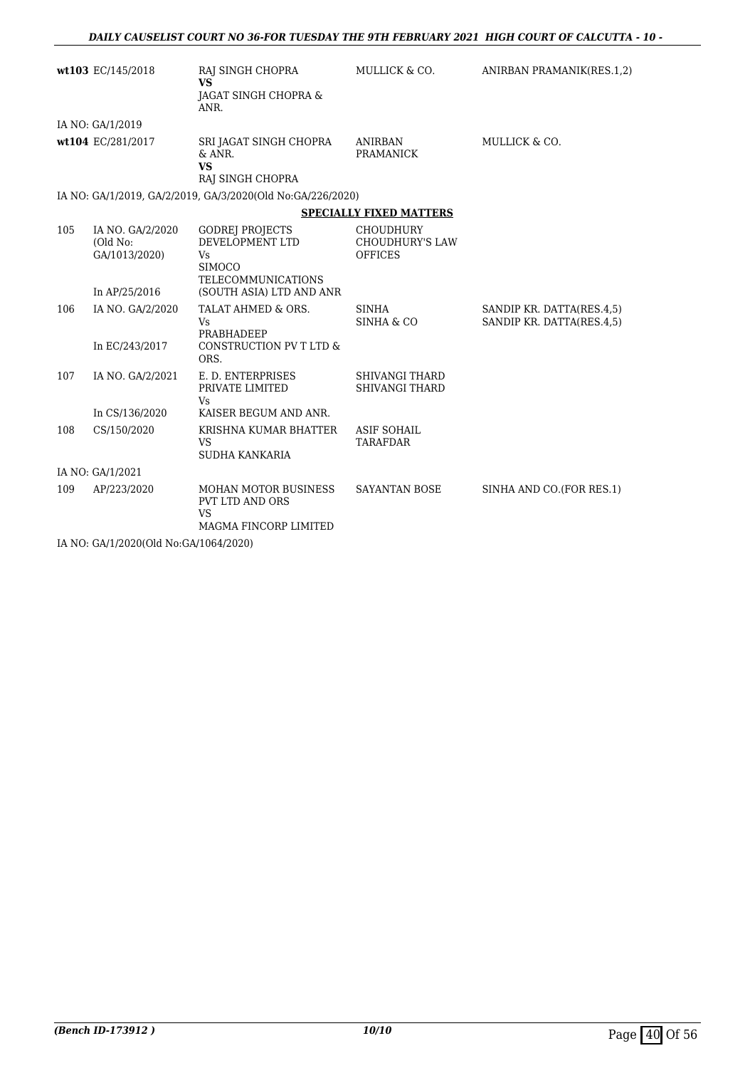| | | | | |
|---|---|---|---|---|
| **wt103** | EC/145/2018 | RAJ SINGH CHOPRA<br>**VS**<br>JAGAT SINGH CHOPRA & ANR. | MULLICK & CO. | ANIRBAN PRAMANIK(RES.1,2) |
| | IA NO: GA/1/2019 | | | |
| **wt104** | EC/281/2017 | SRI JAGAT SINGH CHOPRA & ANR.<br>**VS**<br>RAJ SINGH CHOPRA | ANIRBAN PRAMANICK | MULLICK & CO. |
| | IA NO: GA/1/2019, GA/2/2019, GA/3/2020(Old No:GA/226/2020) | | | |

**SPECIALLY FIXED MATTERS**

| | | | | |
|---|---|---|---|---|
| 105 | IA NO. GA/2/2020 (Old No: GA/1013/2020)<br><br>In AP/25/2016 | GODREJ PROJECTS DEVELOPMENT LTD<br>Vs<br>SIMOCO TELECOMMUNICATIONS (SOUTH ASIA) LTD AND ANR | CHOUDHURY CHOUDHURY'S LAW OFFICES | |
| 106 | IA NO. GA/2/2020<br><br>In EC/243/2017 | TALAT AHMED & ORS.<br>Vs<br>PRABHADEEP CONSTRUCTION PV T LTD & ORS. | SINHA<br>SINHA & CO | SANDIP KR. DATTA(RES.4,5)<br>SANDIP KR. DATTA(RES.4,5) |
| 107 | IA NO. GA/2/2021<br><br>In CS/136/2020 | E. D. ENTERPRISES PRIVATE LIMITED<br>Vs<br>KAISER BEGUM AND ANR. | SHIVANGI THARD<br>SHIVANGI THARD | |
| 108 | CS/150/2020 | KRISHNA KUMAR BHATTER<br>VS<br>SUDHA KANKARIA | ASIF SOHAIL TARAFDAR | |
| | IA NO: GA/1/2021 | | | |
| 109 | AP/223/2020 | MOHAN MOTOR BUSINESS PVT LTD AND ORS<br>VS<br>MAGMA FINCORP LIMITED | SAYANTAN BOSE | SINHA AND CO.(FOR RES.1) |
| | IA NO: GA/1/2020(Old No:GA/1064/2020) | | | |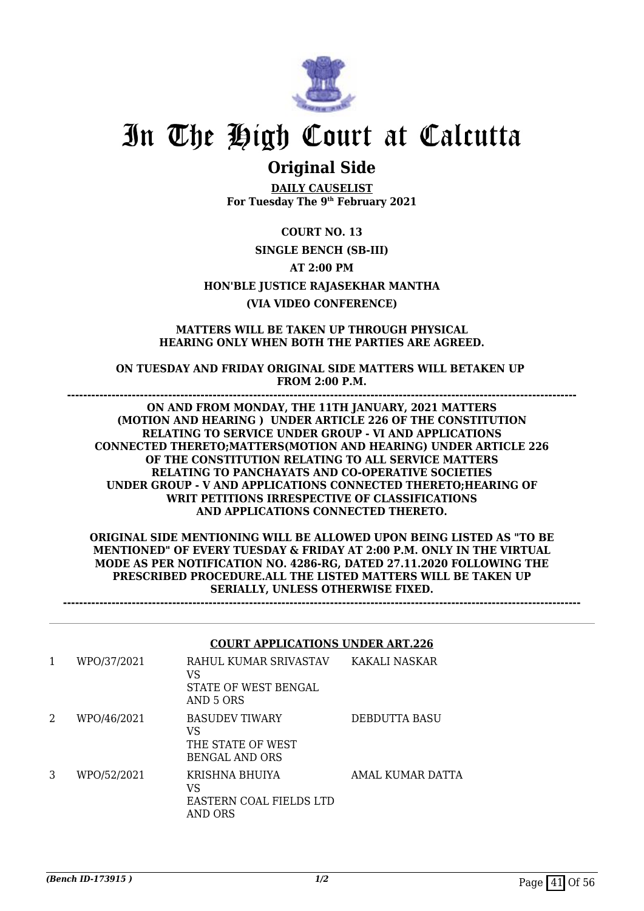# In The High Court at Calcutta

## Original Side

**DAILY CAUSELIST**
**For Tuesday The 9th February 2021**

**COURT NO. 13**

**SINGLE BENCH (SB-III)**

**AT 2:00 PM**

**HON'BLE JUSTICE RAJASEKHAR MANTHA**

**(VIA VIDEO CONFERENCE)**

**MATTERS WILL BE TAKEN UP THROUGH PHYSICAL HEARING ONLY WHEN BOTH THE PARTIES ARE AGREED.**

**ON TUESDAY AND FRIDAY ORIGINAL SIDE MATTERS WILL BETAKEN UP FROM 2:00 P.M.**

---

**ON AND FROM MONDAY, THE 11TH JANUARY, 2021 MATTERS (MOTION AND HEARING ) UNDER ARTICLE 226 OF THE CONSTITUTION RELATING TO SERVICE UNDER GROUP - VI AND APPLICATIONS CONNECTED THERETO;MATTERS(MOTION AND HEARING) UNDER ARTICLE 226 OF THE CONSTITUTION RELATING TO ALL SERVICE MATTERS RELATING TO PANCHAYATS AND CO-OPERATIVE SOCIETIES UNDER GROUP - V AND APPLICATIONS CONNECTED THERETO;HEARING OF WRIT PETITIONS IRRESPECTIVE OF CLASSIFICATIONS AND APPLICATIONS CONNECTED THERETO.**

**ORIGINAL SIDE MENTIONING WILL BE ALLOWED UPON BEING LISTED AS "TO BE MENTIONED" OF EVERY TUESDAY & FRIDAY AT 2:00 P.M. ONLY IN THE VIRTUAL MODE AS PER NOTIFICATION NO. 4286-RG, DATED 27.11.2020 FOLLOWING THE PRESCRIBED PROCEDURE.ALL THE LISTED MATTERS WILL BE TAKEN UP SERIALLY, UNLESS OTHERWISE FIXED.**

---

**COURT APPLICATIONS UNDER ART.226**

| | | | |
|---|---|---|---|
| 1 | WPO/37/2021 | RAHUL KUMAR SRIVASTAV VS STATE OF WEST BENGAL AND 5 ORS | KAKALI NASKAR |
| 2 | WPO/46/2021 | BASUDEV TIWARY VS THE STATE OF WEST BENGAL AND ORS | DEBDUTTA BASU |
| 3 | WPO/52/2021 | KRISHNA BHUIYA VS EASTERN COAL FIELDS LTD AND ORS | AMAL KUMAR DATTA |

*(Bench ID-173915 )* 1/2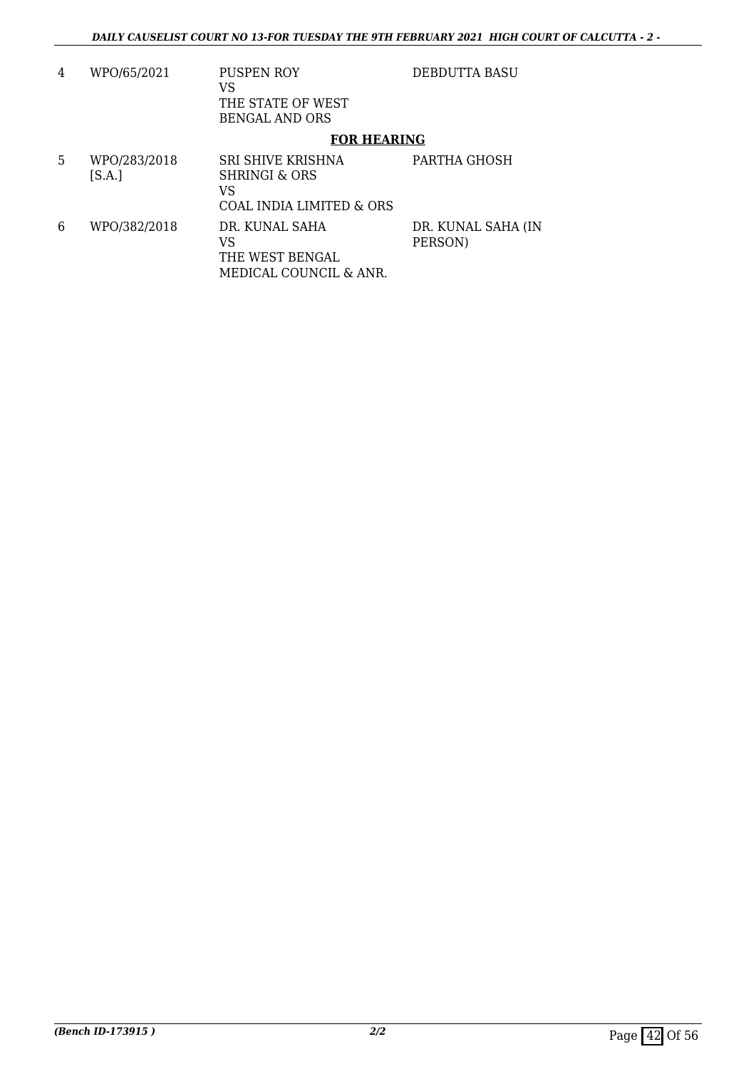| 4 | WPO/65/2021 | PUSPEN ROY<br>VS<br>THE STATE OF WEST BENGAL AND ORS | DEBDUTTA BASU |
|---|---|---|---|

**FOR HEARING**

| 5 | WPO/283/2018 [S.A.] | SRI SHIVE KRISHNA SHRINGI & ORS<br>VS<br>COAL INDIA LIMITED & ORS | PARTHA GHOSH |
|---|---|---|---|
| 6 | WPO/382/2018 | DR. KUNAL SAHA<br>VS<br>THE WEST BENGAL MEDICAL COUNCIL & ANR. | DR. KUNAL SAHA (IN PERSON) |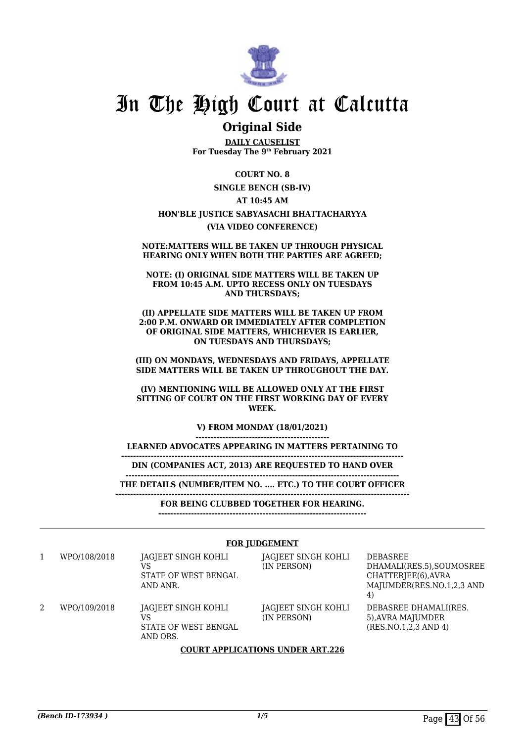# In The High Court at Calcutta

## Original Side

**DAILY CAUSELIST**
**For Tuesday The 9th February 2021**

**COURT NO. 8**

**SINGLE BENCH (SB-IV)**

**AT 10:45 AM**

**HON'BLE JUSTICE SABYASACHI BHATTACHARYYA**

**(VIA VIDEO CONFERENCE)**

**NOTE:MATTERS WILL BE TAKEN UP THROUGH PHYSICAL HEARING ONLY WHEN BOTH THE PARTIES ARE AGREED;**

**NOTE: (I) ORIGINAL SIDE MATTERS WILL BE TAKEN UP FROM 10:45 A.M. UPTO RECESS ONLY ON TUESDAYS AND THURSDAYS;**

**(II) APPELLATE SIDE MATTERS WILL BE TAKEN UP FROM 2:00 P.M. ONWARD OR IMMEDIATELY AFTER COMPLETION OF ORIGINAL SIDE MATTERS, WHICHEVER IS EARLIER, ON TUESDAYS AND THURSDAYS;**

**(III) ON MONDAYS, WEDNESDAYS AND FRIDAYS, APPELLATE SIDE MATTERS WILL BE TAKEN UP THROUGHOUT THE DAY.**

**(IV) MENTIONING WILL BE ALLOWED ONLY AT THE FIRST SITTING OF COURT ON THE FIRST WORKING DAY OF EVERY WEEK.**

**V) FROM MONDAY (18/01/2021)**

**LEARNED ADVOCATES APPEARING IN MATTERS PERTAINING TO**

**DIN (COMPANIES ACT, 2013) ARE REQUESTED TO HAND OVER**

**THE DETAILS (NUMBER/ITEM NO. .... ETC.) TO THE COURT OFFICER**

**FOR BEING CLUBBED TOGETHER FOR HEARING.**

**FOR JUDGEMENT**

| | | | | |
|---|---|---|---|---|
| 1 | WPO/108/2018 | JAGJEET SINGH KOHLI VS STATE OF WEST BENGAL AND ANR. | JAGJEET SINGH KOHLI (IN PERSON) | DEBASREE DHAMALI(RES.5),SOUMOSREE CHATTERJEE(6),AVRA MAJUMDER(RES.NO.1,2,3 AND 4) |
| 2 | WPO/109/2018 | JAGJEET SINGH KOHLI VS STATE OF WEST BENGAL AND ORS. | JAGJEET SINGH KOHLI (IN PERSON) | DEBASREE DHAMALI(RES. 5),AVRA MAJUMDER (RES.NO.1,2,3 AND 4) |

**COURT APPLICATIONS UNDER ART.226**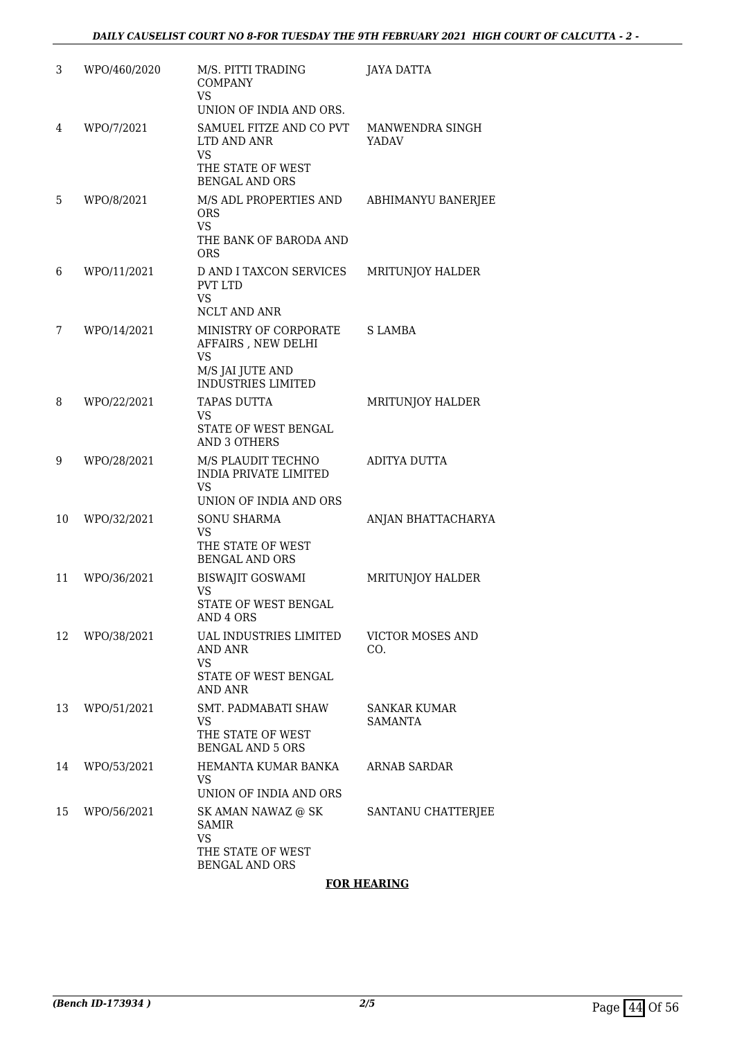| | | | |
|---|---|---|---|
| 3 | WPO/460/2020 | M/S. PITTI TRADING COMPANY<br>VS<br>UNION OF INDIA AND ORS. | JAYA DATTA |
| 4 | WPO/7/2021 | SAMUEL FITZE AND CO PVT LTD AND ANR<br>VS<br>THE STATE OF WEST BENGAL AND ORS | MANWENDRA SINGH YADAV |
| 5 | WPO/8/2021 | M/S ADL PROPERTIES AND ORS<br>VS<br>THE BANK OF BARODA AND ORS | ABHIMANYU BANERJEE |
| 6 | WPO/11/2021 | D AND I TAXCON SERVICES PVT LTD<br>VS<br>NCLT AND ANR | MRITUNJOY HALDER |
| 7 | WPO/14/2021 | MINISTRY OF CORPORATE AFFAIRS , NEW DELHI<br>VS<br>M/S JAI JUTE AND INDUSTRIES LIMITED | S LAMBA |
| 8 | WPO/22/2021 | TAPAS DUTTA<br>VS<br>STATE OF WEST BENGAL AND 3 OTHERS | MRITUNJOY HALDER |
| 9 | WPO/28/2021 | M/S PLAUDIT TECHNO INDIA PRIVATE LIMITED<br>VS<br>UNION OF INDIA AND ORS | ADITYA DUTTA |
| 10 | WPO/32/2021 | SONU SHARMA<br>VS<br>THE STATE OF WEST BENGAL AND ORS | ANJAN BHATTACHARYA |
| 11 | WPO/36/2021 | BISWAJIT GOSWAMI<br>VS<br>STATE OF WEST BENGAL AND 4 ORS | MRITUNJOY HALDER |
| 12 | WPO/38/2021 | UAL INDUSTRIES LIMITED AND ANR<br>VS<br>STATE OF WEST BENGAL AND ANR | VICTOR MOSES AND CO. |
| 13 | WPO/51/2021 | SMT. PADMABATI SHAW<br>VS<br>THE STATE OF WEST BENGAL AND 5 ORS | SANKAR KUMAR SAMANTA |
| 14 | WPO/53/2021 | HEMANTA KUMAR BANKA<br>VS<br>UNION OF INDIA AND ORS | ARNAB SARDAR |
| 15 | WPO/56/2021 | SK AMAN NAWAZ @ SK SAMIR<br>VS<br>THE STATE OF WEST BENGAL AND ORS | SANTANU CHATTERJEE |

**FOR HEARING**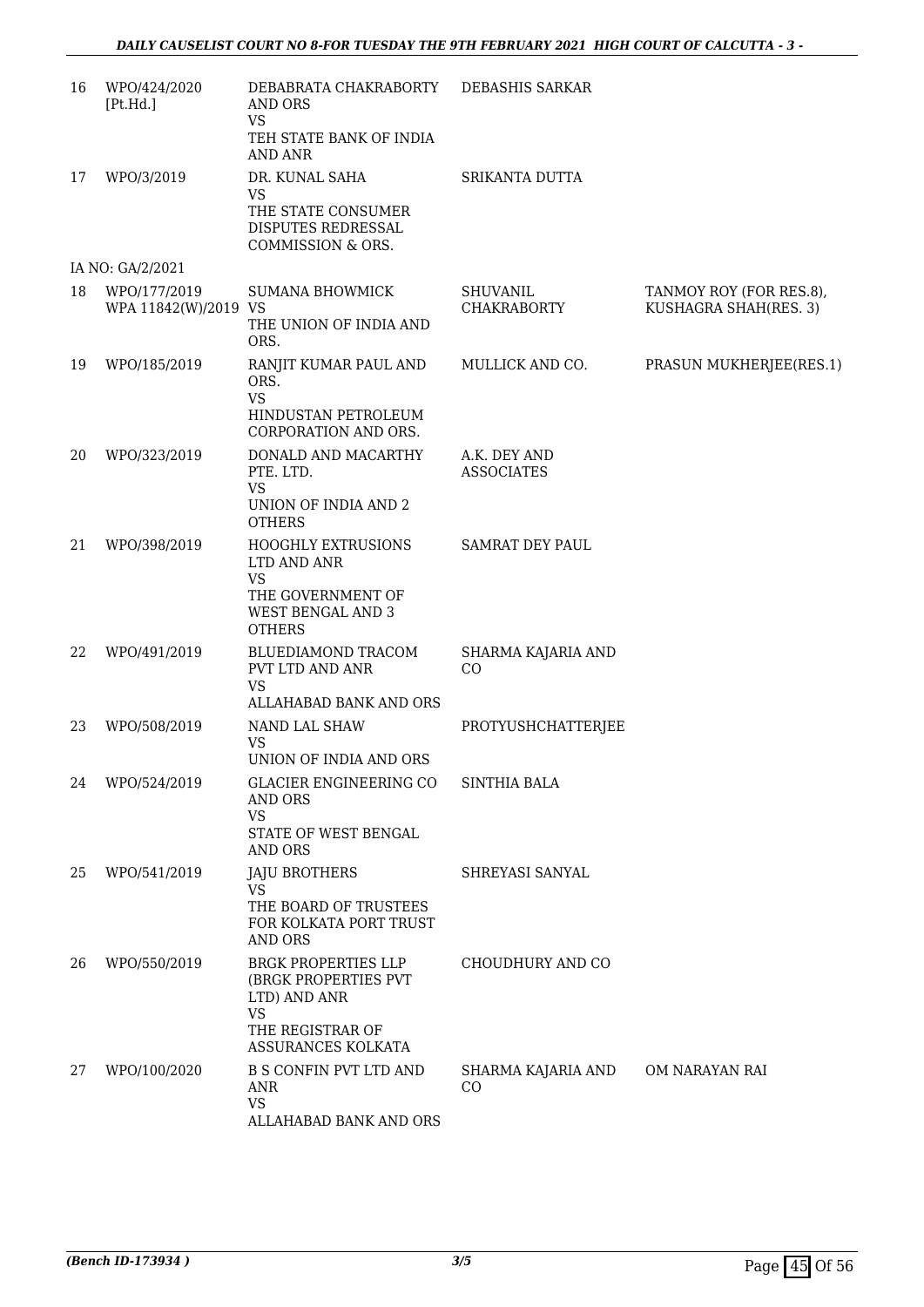| | | | | |
|---|---|---|---|---|
| 16 | WPO/424/2020 [Pt.Hd.] | DEBABRATA CHAKRABORTY AND ORS VS TEH STATE BANK OF INDIA AND ANR | DEBASHIS SARKAR | |
| 17 | WPO/3/2019 | DR. KUNAL SAHA VS THE STATE CONSUMER DISPUTES REDRESSAL COMMISSION & ORS. | SRIKANTA DUTTA | |
| | IA NO: GA/2/2021 | | | |
| 18 | WPO/177/2019 WPA 11842(W)/2019 | SUMANA BHOWMICK VS THE UNION OF INDIA AND ORS. | SHUVANIL CHAKRABORTY | TANMOY ROY (FOR RES.8), KUSHAGRA SHAH(RES. 3) |
| 19 | WPO/185/2019 | RANJIT KUMAR PAUL AND ORS. VS HINDUSTAN PETROLEUM CORPORATION AND ORS. | MULLICK AND CO. | PRASUN MUKHERJEE(RES.1) |
| 20 | WPO/323/2019 | DONALD AND MACARTHY PTE. LTD. VS UNION OF INDIA AND 2 OTHERS | A.K. DEY AND ASSOCIATES | |
| 21 | WPO/398/2019 | HOOGHLY EXTRUSIONS LTD AND ANR VS THE GOVERNMENT OF WEST BENGAL AND 3 OTHERS | SAMRAT DEY PAUL | |
| 22 | WPO/491/2019 | BLUEDIAMOND TRACOM PVT LTD AND ANR VS ALLAHABAD BANK AND ORS | SHARMA KAJARIA AND CO | |
| 23 | WPO/508/2019 | NAND LAL SHAW VS UNION OF INDIA AND ORS | PROTYUSHCHATTERJEE | |
| 24 | WPO/524/2019 | GLACIER ENGINEERING CO AND ORS VS STATE OF WEST BENGAL AND ORS | SINTHIA BALA | |
| 25 | WPO/541/2019 | JAJU BROTHERS VS THE BOARD OF TRUSTEES FOR KOLKATA PORT TRUST AND ORS | SHREYASI SANYAL | |
| 26 | WPO/550/2019 | BRGK PROPERTIES LLP (BRGK PROPERTIES PVT LTD) AND ANR VS THE REGISTRAR OF ASSURANCES KOLKATA | CHOUDHURY AND CO | |
| 27 | WPO/100/2020 | B S CONFIN PVT LTD AND ANR VS ALLAHABAD BANK AND ORS | SHARMA KAJARIA AND CO | OM NARAYAN RAI |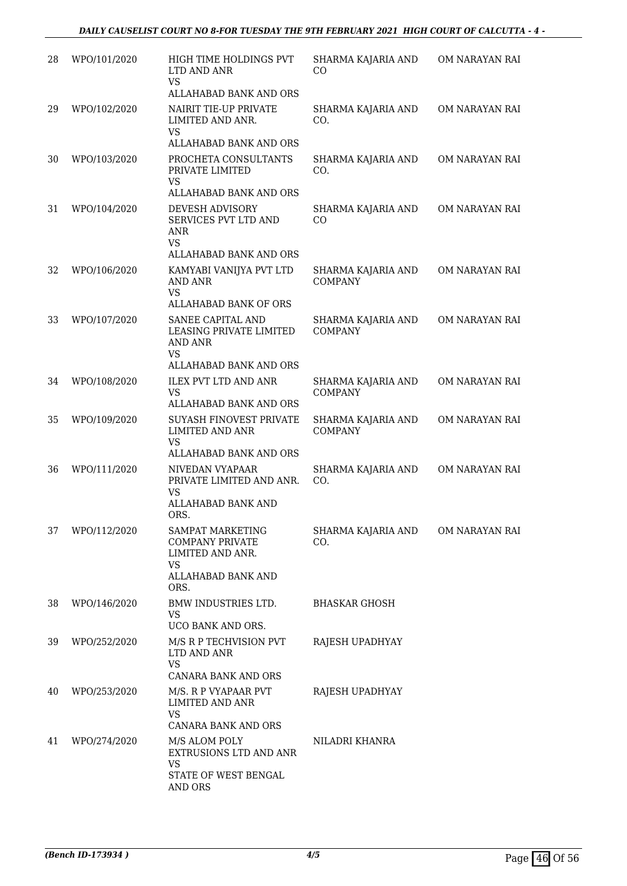| 28 | WPO/101/2020 | HIGH TIME HOLDINGS PVT LTD AND ANR VS ALLAHABAD BANK AND ORS | SHARMA KAJARIA AND CO | OM NARAYAN RAI |
|---|---|---|---|---|
| 29 | WPO/102/2020 | NAIRIT TIE-UP PRIVATE LIMITED AND ANR. VS ALLAHABAD BANK AND ORS | SHARMA KAJARIA AND CO. | OM NARAYAN RAI |
| 30 | WPO/103/2020 | PROCHETA CONSULTANTS PRIVATE LIMITED VS ALLAHABAD BANK AND ORS | SHARMA KAJARIA AND CO. | OM NARAYAN RAI |
| 31 | WPO/104/2020 | DEVESH ADVISORY SERVICES PVT LTD AND ANR VS ALLAHABAD BANK AND ORS | SHARMA KAJARIA AND CO | OM NARAYAN RAI |
| 32 | WPO/106/2020 | KAMYABI VANIJYA PVT LTD AND ANR VS ALLAHABAD BANK OF ORS | SHARMA KAJARIA AND COMPANY | OM NARAYAN RAI |
| 33 | WPO/107/2020 | SANEE CAPITAL AND LEASING PRIVATE LIMITED AND ANR VS ALLAHABAD BANK AND ORS | SHARMA KAJARIA AND COMPANY | OM NARAYAN RAI |
| 34 | WPO/108/2020 | ILEX PVT LTD AND ANR VS ALLAHABAD BANK AND ORS | SHARMA KAJARIA AND COMPANY | OM NARAYAN RAI |
| 35 | WPO/109/2020 | SUYASH FINOVEST PRIVATE LIMITED AND ANR VS ALLAHABAD BANK AND ORS | SHARMA KAJARIA AND COMPANY | OM NARAYAN RAI |
| 36 | WPO/111/2020 | NIVEDAN VYAPAAR PRIVATE LIMITED AND ANR. VS ALLAHABAD BANK AND ORS. | SHARMA KAJARIA AND CO. | OM NARAYAN RAI |
| 37 | WPO/112/2020 | SAMPAT MARKETING COMPANY PRIVATE LIMITED AND ANR. VS ALLAHABAD BANK AND ORS. | SHARMA KAJARIA AND CO. | OM NARAYAN RAI |
| 38 | WPO/146/2020 | BMW INDUSTRIES LTD. VS UCO BANK AND ORS. | BHASKAR GHOSH | |
| 39 | WPO/252/2020 | M/S R P TECHVISION PVT LTD AND ANR VS CANARA BANK AND ORS | RAJESH UPADHYAY | |
| 40 | WPO/253/2020 | M/S. R P VYAPAAR PVT LIMITED AND ANR VS CANARA BANK AND ORS | RAJESH UPADHYAY | |
| 41 | WPO/274/2020 | M/S ALOM POLY EXTRUSIONS LTD AND ANR VS STATE OF WEST BENGAL AND ORS | NILADRI KHANRA | |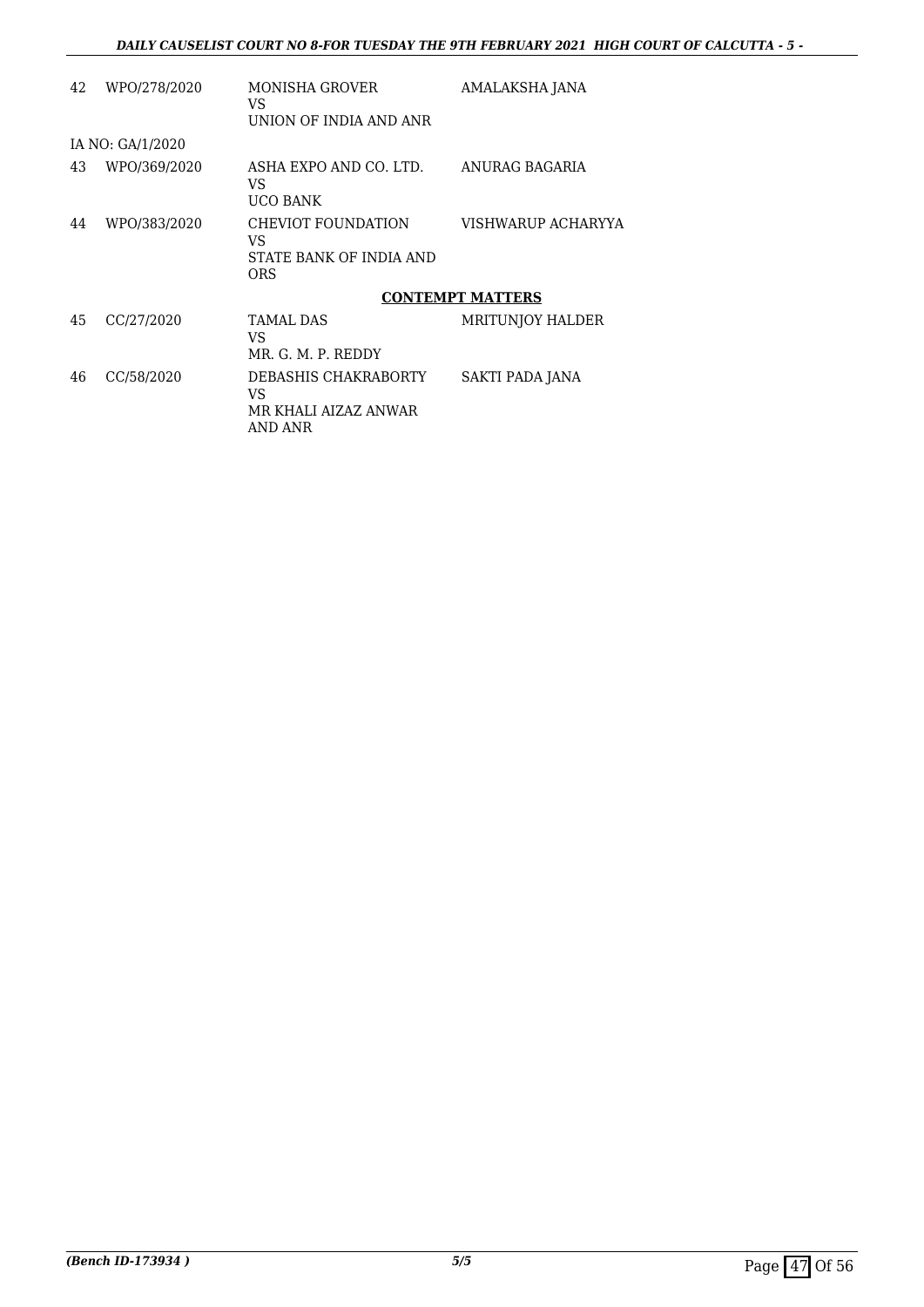| | | | |
|---|---|---|---|
| 42 | WPO/278/2020 | MONISHA GROVER<br>VS<br>UNION OF INDIA AND ANR | AMALAKSHA JANA |
| IA NO: GA/1/2020 | | | |
| 43 | WPO/369/2020 | ASHA EXPO AND CO. LTD.<br>VS<br>UCO BANK | ANURAG BAGARIA |
| 44 | WPO/383/2020 | CHEVIOT FOUNDATION<br>VS<br>STATE BANK OF INDIA AND ORS | VISHWARUP ACHARYYA |

**CONTEMPT MATTERS**

| | | | |
|---|---|---|---|
| 45 | CC/27/2020 | TAMAL DAS<br>VS<br>MR. G. M. P. REDDY | MRITUNJOY HALDER |
| 46 | CC/58/2020 | DEBASHIS CHAKRABORTY<br>VS<br>MR KHALI AIZAZ ANWAR AND ANR | SAKTI PADA JANA |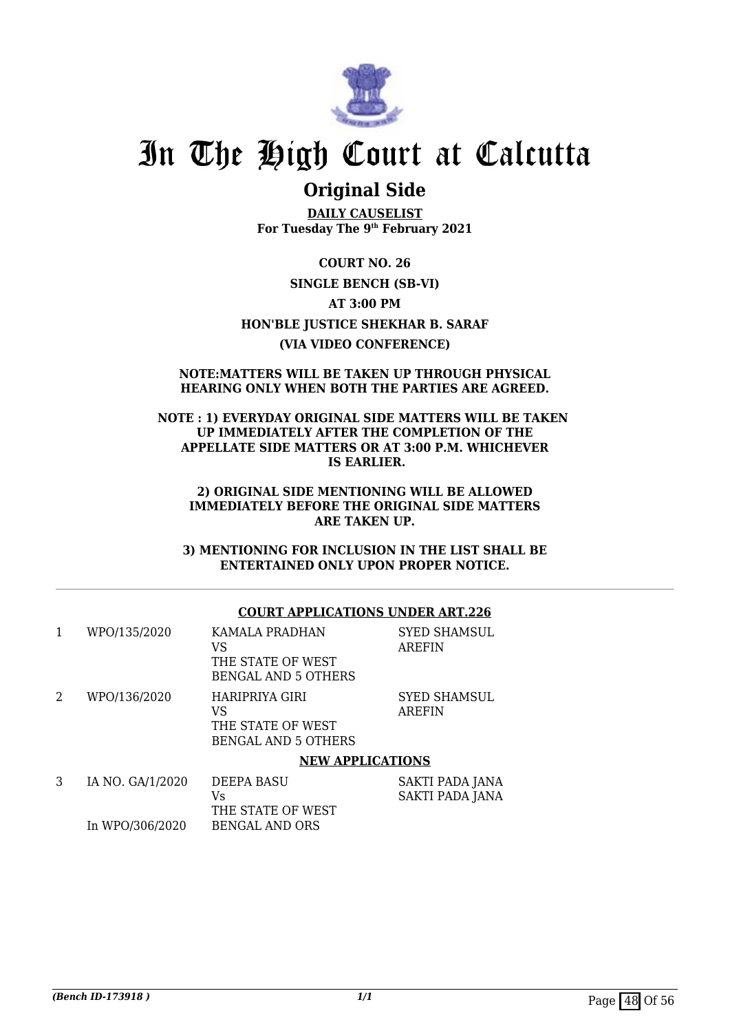# In The High Court at Calcutta

## Original Side

**DAILY CAUSELIST**
**For Tuesday The 9th February 2021**

**COURT NO. 26**

**SINGLE BENCH (SB-VI)**

**AT 3:00 PM**

**HON'BLE JUSTICE SHEKHAR B. SARAF**

**(VIA VIDEO CONFERENCE)**

**NOTE:MATTERS WILL BE TAKEN UP THROUGH PHYSICAL HEARING ONLY WHEN BOTH THE PARTIES ARE AGREED.**

**NOTE : 1) EVERYDAY ORIGINAL SIDE MATTERS WILL BE TAKEN UP IMMEDIATELY AFTER THE COMPLETION OF THE APPELLATE SIDE MATTERS OR AT 3:00 P.M. WHICHEVER IS EARLIER.**

**2) ORIGINAL SIDE MENTIONING WILL BE ALLOWED IMMEDIATELY BEFORE THE ORIGINAL SIDE MATTERS ARE TAKEN UP.**

**3) MENTIONING FOR INCLUSION IN THE LIST SHALL BE ENTERTAINED ONLY UPON PROPER NOTICE.**

---

**COURT APPLICATIONS UNDER ART.226**

| | | | |
|---|---|---|---|
| 1 | WPO/135/2020 | KAMALA PRADHAN<br>VS<br>THE STATE OF WEST BENGAL AND 5 OTHERS | SYED SHAMSUL AREFIN |
| 2 | WPO/136/2020 | HARIPRIYA GIRI<br>VS<br>THE STATE OF WEST BENGAL AND 5 OTHERS | SYED SHAMSUL AREFIN |

**NEW APPLICATIONS**

| | | | |
|---|---|---|---|
| 3 | IA NO. GA/1/2020<br><br>In WPO/306/2020 | DEEPA BASU<br>Vs<br>THE STATE OF WEST BENGAL AND ORS | SAKTI PADA JANA<br>SAKTI PADA JANA |

*(Bench ID-173918 )*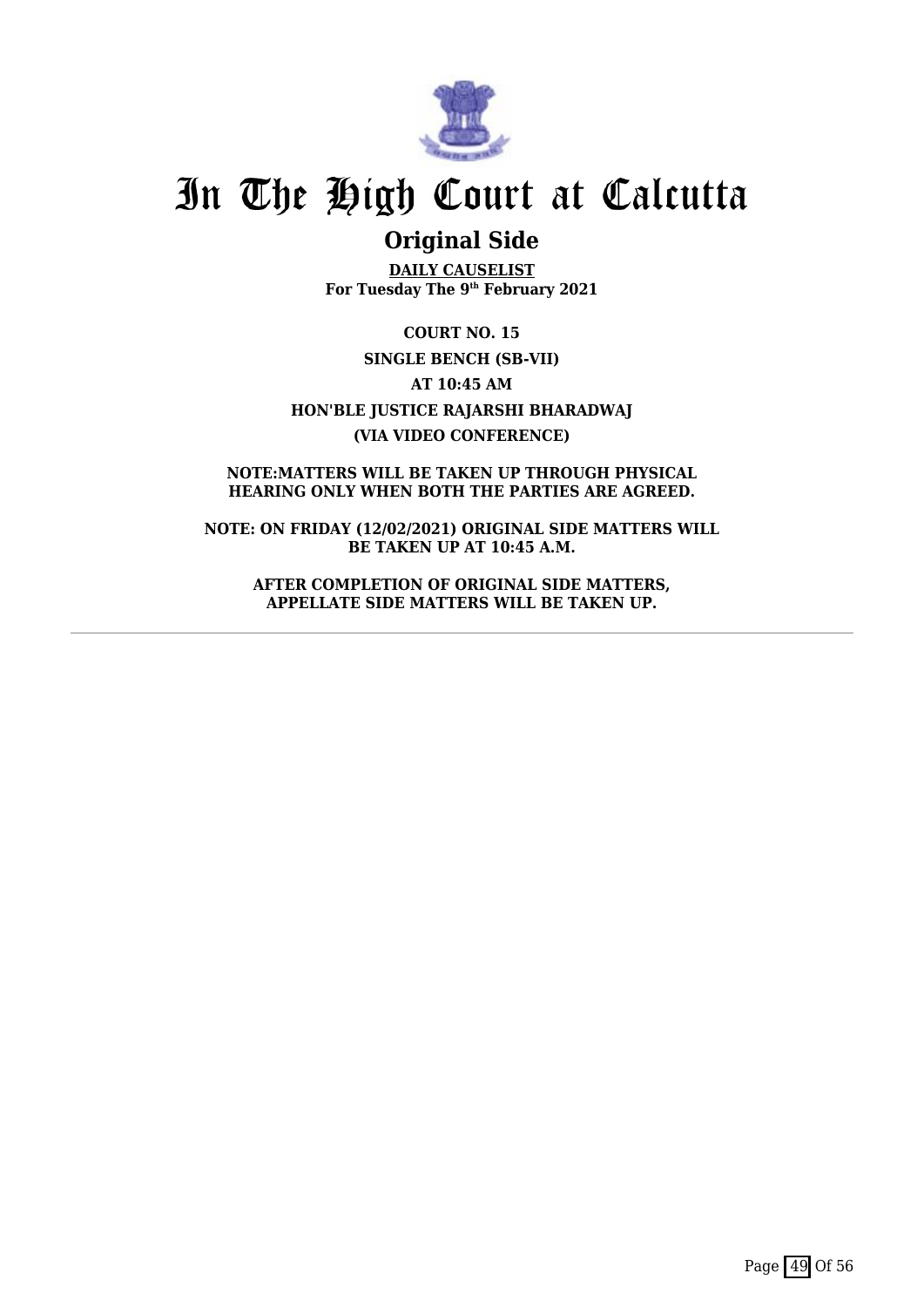# In The High Court at Calcutta

## Original Side

**DAILY CAUSELIST**
**For Tuesday The 9th February 2021**

**COURT NO. 15**

**SINGLE BENCH (SB-VII)**

**AT 10:45 AM**

**HON'BLE JUSTICE RAJARSHI BHARADWAJ**

**(VIA VIDEO CONFERENCE)**

**NOTE:MATTERS WILL BE TAKEN UP THROUGH PHYSICAL HEARING ONLY WHEN BOTH THE PARTIES ARE AGREED.**

**NOTE: ON FRIDAY (12/02/2021) ORIGINAL SIDE MATTERS WILL BE TAKEN UP AT 10:45 A.M.**

**AFTER COMPLETION OF ORIGINAL SIDE MATTERS, APPELLATE SIDE MATTERS WILL BE TAKEN UP.**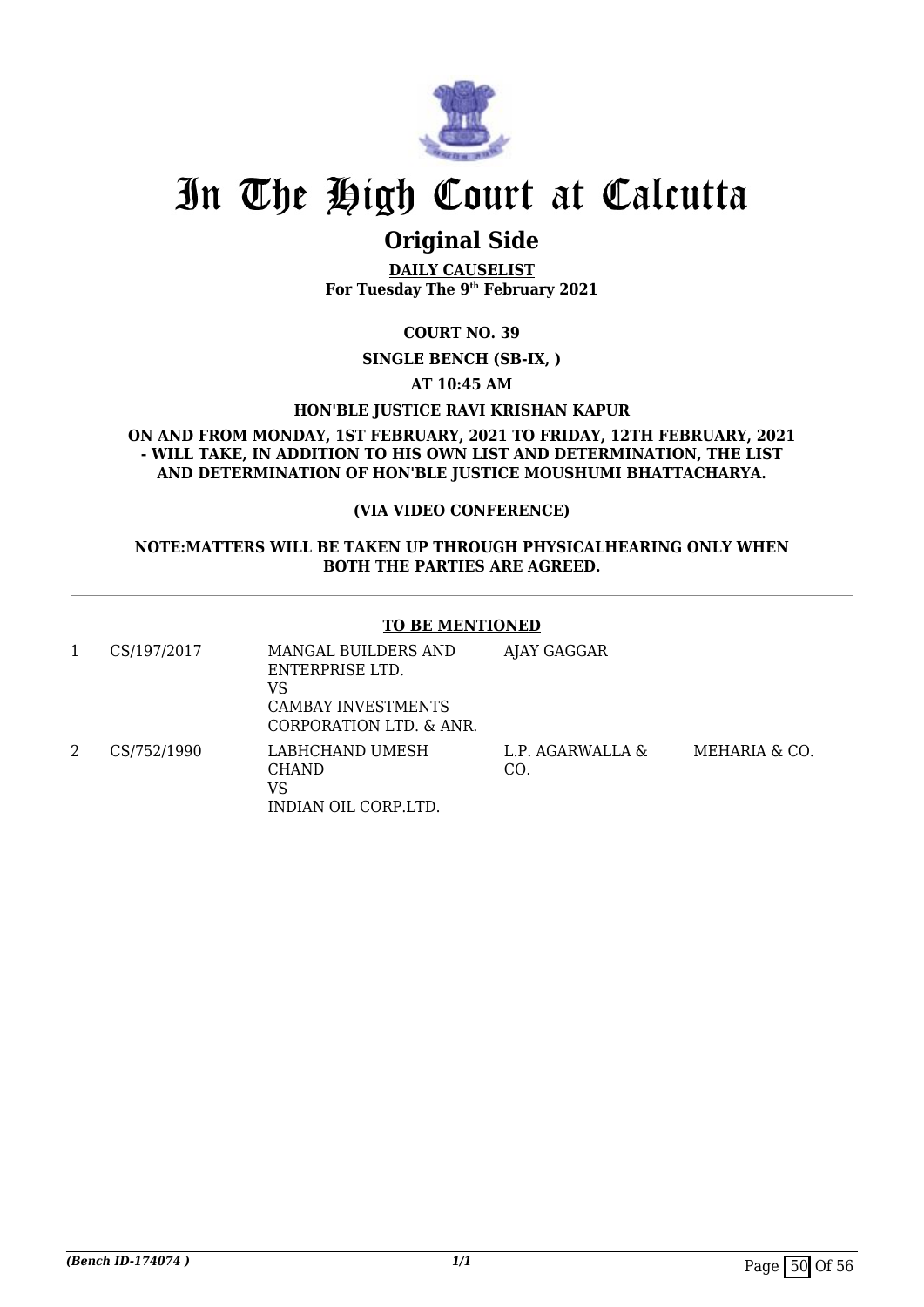# In The High Court at Calcutta

## Original Side

**DAILY CAUSELIST**
**For Tuesday The 9th February 2021**

**COURT NO. 39**

**SINGLE BENCH (SB-IX, )**

**AT 10:45 AM**

**HON'BLE JUSTICE RAVI KRISHAN KAPUR**

**ON AND FROM MONDAY, 1ST FEBRUARY, 2021 TO FRIDAY, 12TH FEBRUARY, 2021 - WILL TAKE, IN ADDITION TO HIS OWN LIST AND DETERMINATION, THE LIST AND DETERMINATION OF HON'BLE JUSTICE MOUSHUMI BHATTACHARYA.**

**(VIA VIDEO CONFERENCE)**

**NOTE:MATTERS WILL BE TAKEN UP THROUGH PHYSICALHEARING ONLY WHEN BOTH THE PARTIES ARE AGREED.**

---

**TO BE MENTIONED**

| | | | | |
|---|---|---|---|---|
| 1 | CS/197/2017 | MANGAL BUILDERS AND ENTERPRISE LTD.<br>VS<br>CAMBAY INVESTMENTS CORPORATION LTD. & ANR. | AJAY GAGGAR | |
| 2 | CS/752/1990 | LABHCHAND UMESH CHAND<br>VS<br>INDIAN OIL CORP.LTD. | L.P. AGARWALLA & CO. | MEHARIA & CO. |

*(Bench ID-174074 )*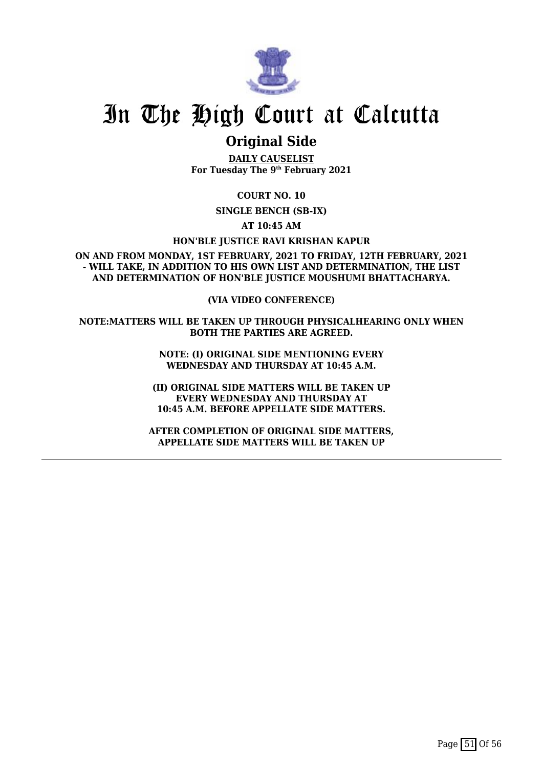# In The High Court at Calcutta

## Original Side

**DAILY CAUSELIST**
**For Tuesday The 9th February 2021**

**COURT NO. 10**

**SINGLE BENCH (SB-IX)**

**AT 10:45 AM**

**HON'BLE JUSTICE RAVI KRISHAN KAPUR**

**ON AND FROM MONDAY, 1ST FEBRUARY, 2021 TO FRIDAY, 12TH FEBRUARY, 2021 - WILL TAKE, IN ADDITION TO HIS OWN LIST AND DETERMINATION, THE LIST AND DETERMINATION OF HON'BLE JUSTICE MOUSHUMI BHATTACHARYA.**

**(VIA VIDEO CONFERENCE)**

**NOTE:MATTERS WILL BE TAKEN UP THROUGH PHYSICALHEARING ONLY WHEN BOTH THE PARTIES ARE AGREED.**

**NOTE: (I) ORIGINAL SIDE MENTIONING EVERY WEDNESDAY AND THURSDAY AT 10:45 A.M.**

**(II) ORIGINAL SIDE MATTERS WILL BE TAKEN UP EVERY WEDNESDAY AND THURSDAY AT 10:45 A.M. BEFORE APPELLATE SIDE MATTERS.**

**AFTER COMPLETION OF ORIGINAL SIDE MATTERS, APPELLATE SIDE MATTERS WILL BE TAKEN UP**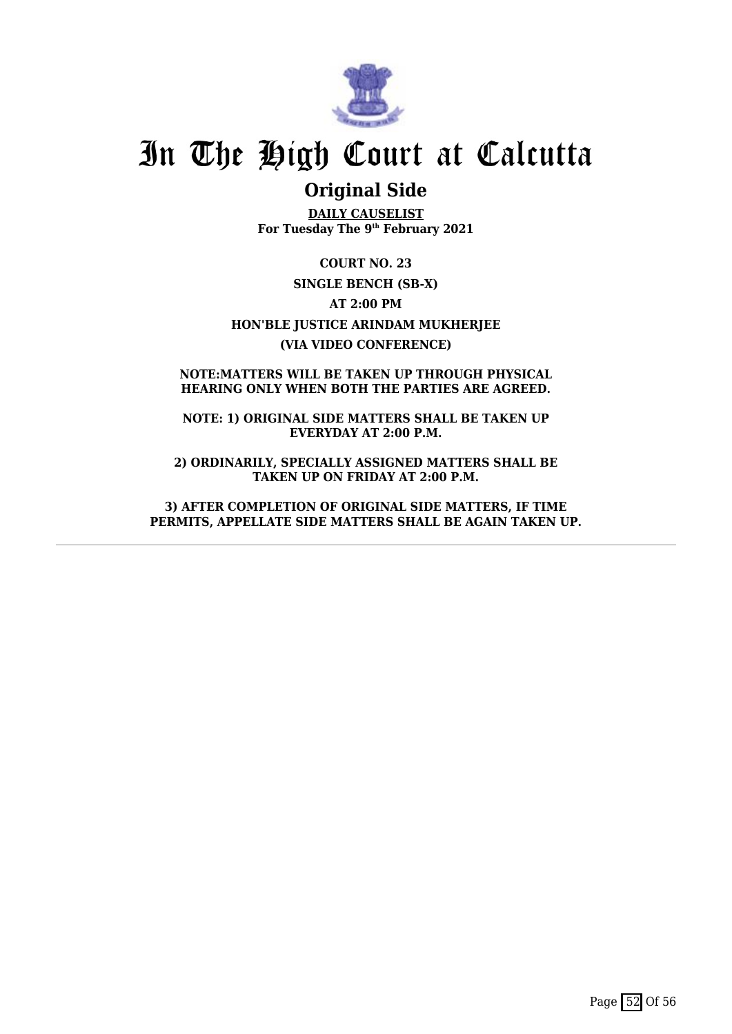# In The High Court at Calcutta

## Original Side

**DAILY CAUSELIST**
**For Tuesday The 9th February 2021**

**COURT NO. 23**

**SINGLE BENCH (SB-X)**

**AT 2:00 PM**

**HON'BLE JUSTICE ARINDAM MUKHERJEE**

**(VIA VIDEO CONFERENCE)**

**NOTE:MATTERS WILL BE TAKEN UP THROUGH PHYSICAL HEARING ONLY WHEN BOTH THE PARTIES ARE AGREED.**

**NOTE: 1) ORIGINAL SIDE MATTERS SHALL BE TAKEN UP EVERYDAY AT 2:00 P.M.**

**2) ORDINARILY, SPECIALLY ASSIGNED MATTERS SHALL BE TAKEN UP ON FRIDAY AT 2:00 P.M.**

**3) AFTER COMPLETION OF ORIGINAL SIDE MATTERS, IF TIME PERMITS, APPELLATE SIDE MATTERS SHALL BE AGAIN TAKEN UP.**

---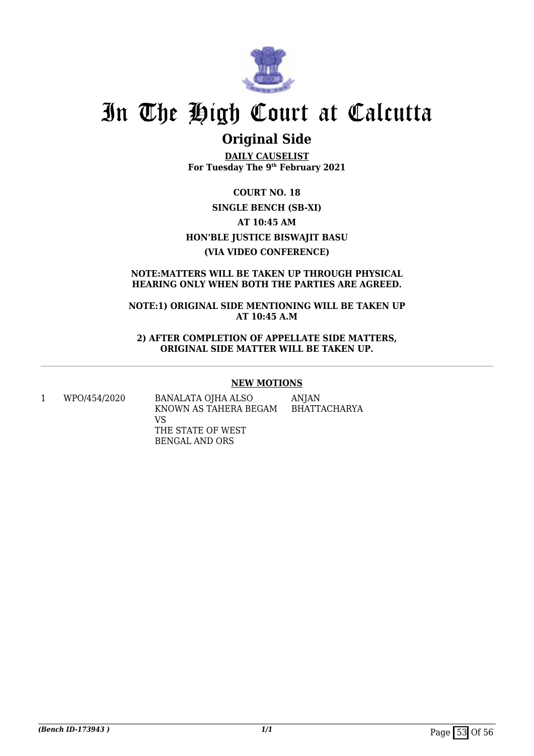# In The High Court at Calcutta

## Original Side

**DAILY CAUSELIST**
**For Tuesday The 9th February 2021**

**COURT NO. 18**

**SINGLE BENCH (SB-XI)**

**AT 10:45 AM**

**HON'BLE JUSTICE BISWAJIT BASU**

**(VIA VIDEO CONFERENCE)**

**NOTE:MATTERS WILL BE TAKEN UP THROUGH PHYSICAL HEARING ONLY WHEN BOTH THE PARTIES ARE AGREED.**

**NOTE:1) ORIGINAL SIDE MENTIONING WILL BE TAKEN UP AT 10:45 A.M**

**2) AFTER COMPLETION OF APPELLATE SIDE MATTERS, ORIGINAL SIDE MATTER WILL BE TAKEN UP.**

**NEW MOTIONS**

| | | | |
|---|---|---|---|
| 1 | WPO/454/2020 | BANALATA OJHA ALSO KNOWN AS TAHERA BEGAM<br>VS<br>THE STATE OF WEST BENGAL AND ORS | ANJAN BHATTACHARYA |

*(Bench ID-173943 )*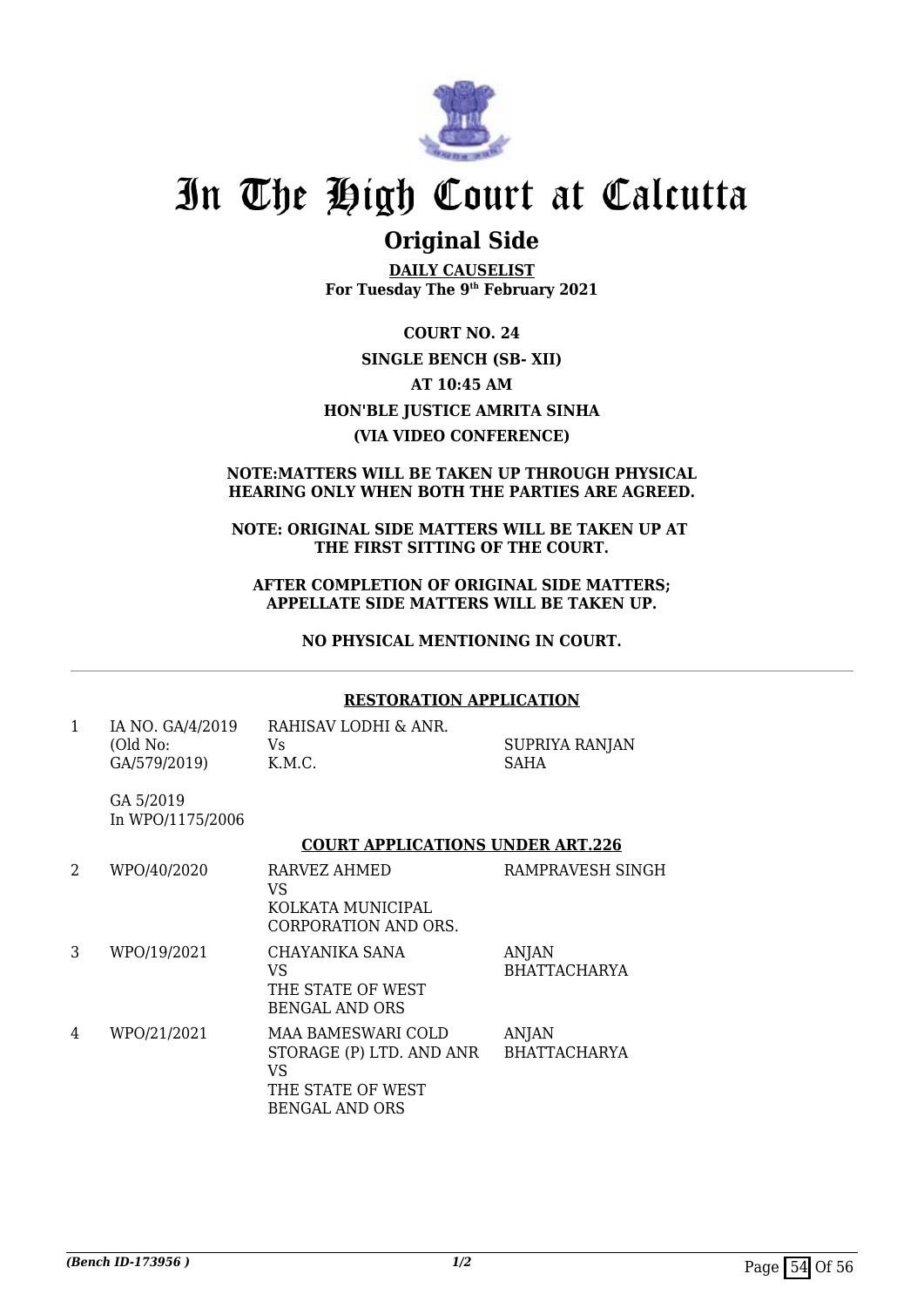# In The High Court at Calcutta

## Original Side

**DAILY CAUSELIST**
**For Tuesday The 9th February 2021**

**COURT NO. 24**
**SINGLE BENCH (SB- XII)**
**AT 10:45 AM**
**HON'BLE JUSTICE AMRITA SINHA**
**(VIA VIDEO CONFERENCE)**

**NOTE:MATTERS WILL BE TAKEN UP THROUGH PHYSICAL HEARING ONLY WHEN BOTH THE PARTIES ARE AGREED.**

**NOTE: ORIGINAL SIDE MATTERS WILL BE TAKEN UP AT THE FIRST SITTING OF THE COURT.**

**AFTER COMPLETION OF ORIGINAL SIDE MATTERS; APPELLATE SIDE MATTERS WILL BE TAKEN UP.**

**NO PHYSICAL MENTIONING IN COURT.**

**RESTORATION APPLICATION**

| | | | |
|---|---|---|---|
| 1 | IA NO. GA/4/2019 (Old No: GA/579/2019)<br><br>GA 5/2019 In WPO/1175/2006 | RAHISAV LODHI & ANR.<br>Vs<br>K.M.C. | SUPRIYA RANJAN SAHA |

**COURT APPLICATIONS UNDER ART.226**

| | | | |
|---|---|---|---|
| 2 | WPO/40/2020 | RARVEZ AHMED<br>VS<br>KOLKATA MUNICIPAL CORPORATION AND ORS. | RAMPRAVESH SINGH |
| 3 | WPO/19/2021 | CHAYANIKA SANA<br>VS<br>THE STATE OF WEST BENGAL AND ORS | ANJAN BHATTACHARYA |
| 4 | WPO/21/2021 | MAA BAMESWARI COLD STORAGE (P) LTD. AND ANR<br>VS<br>THE STATE OF WEST BENGAL AND ORS | ANJAN BHATTACHARYA |

*(Bench ID-173956 )*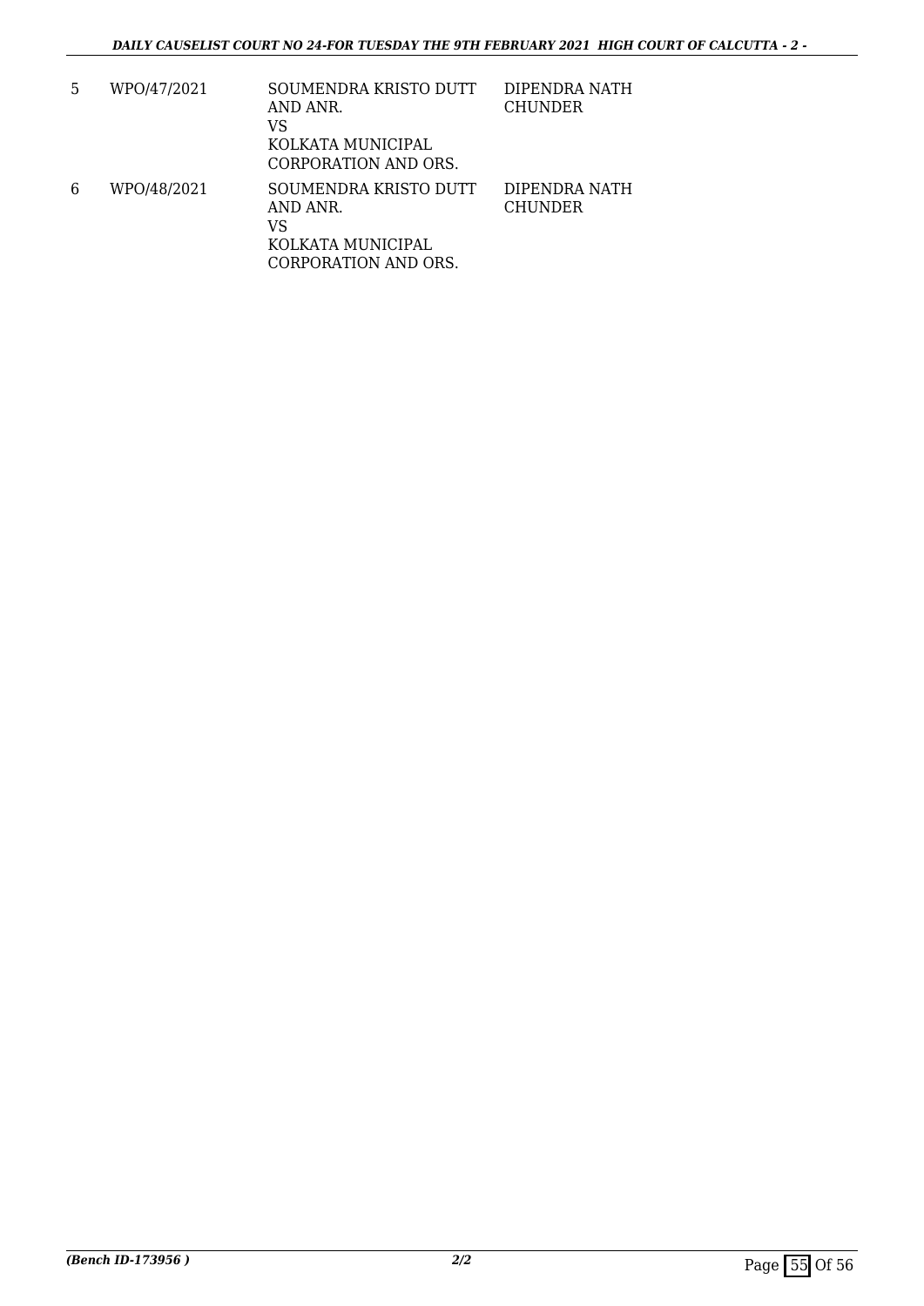| | | | |
|---|---|---|---|
| 5 | WPO/47/2021 | SOUMENDRA KRISTO DUTT AND ANR.<br>VS<br>KOLKATA MUNICIPAL CORPORATION AND ORS. | DIPENDRA NATH CHUNDER |
| 6 | WPO/48/2021 | SOUMENDRA KRISTO DUTT AND ANR.<br>VS<br>KOLKATA MUNICIPAL CORPORATION AND ORS. | DIPENDRA NATH CHUNDER |

*(Bench ID-173956 )* *2/2*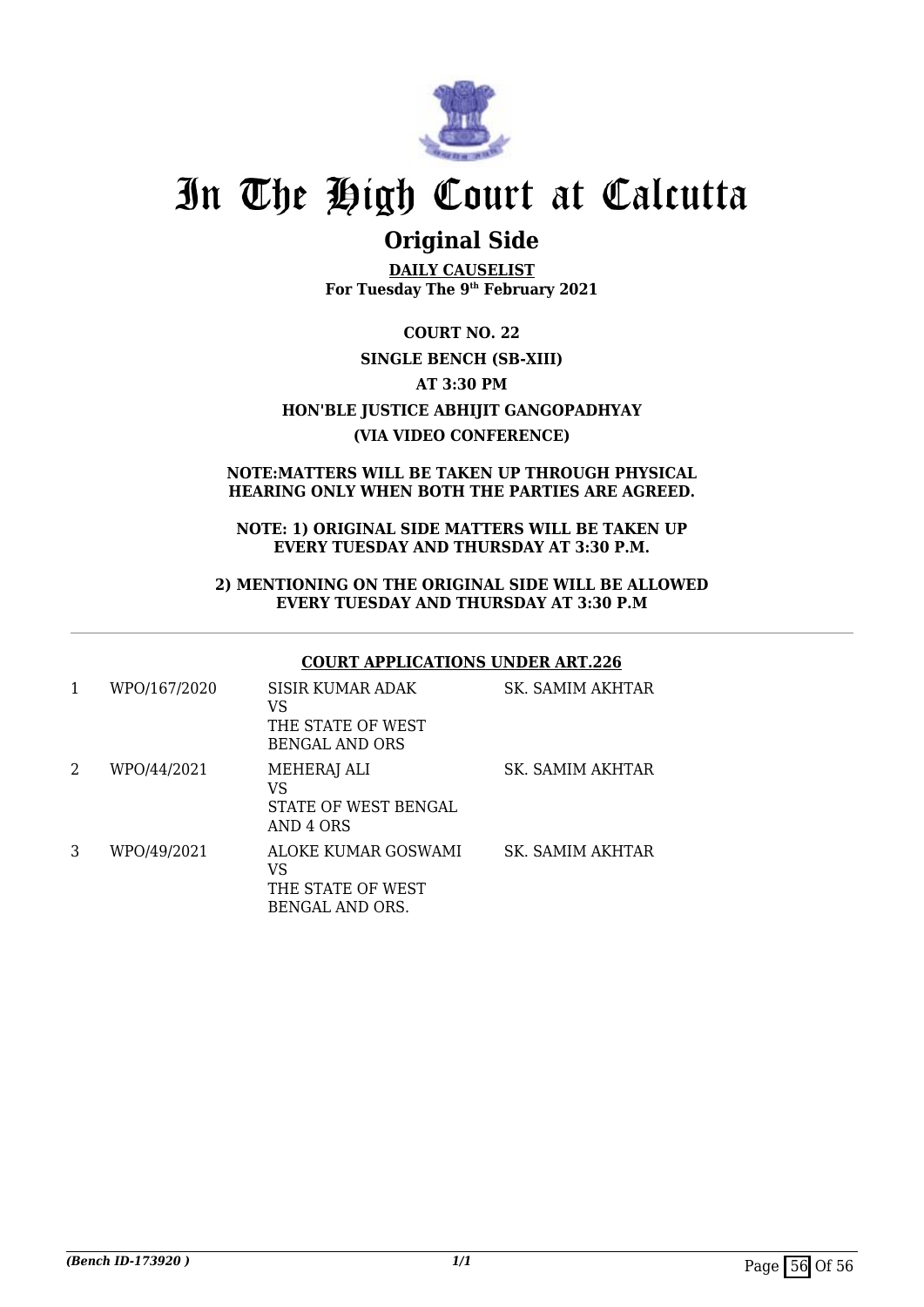# In The High Court at Calcutta

## Original Side

**DAILY CAUSELIST**
**For Tuesday The 9th February 2021**

**COURT NO. 22**

**SINGLE BENCH (SB-XIII)**

**AT 3:30 PM**

**HON'BLE JUSTICE ABHIJIT GANGOPADHYAY**

**(VIA VIDEO CONFERENCE)**

**NOTE:MATTERS WILL BE TAKEN UP THROUGH PHYSICAL HEARING ONLY WHEN BOTH THE PARTIES ARE AGREED.**

**NOTE: 1) ORIGINAL SIDE MATTERS WILL BE TAKEN UP EVERY TUESDAY AND THURSDAY AT 3:30 P.M.**

**2) MENTIONING ON THE ORIGINAL SIDE WILL BE ALLOWED EVERY TUESDAY AND THURSDAY AT 3:30 P.M**

**COURT APPLICATIONS UNDER ART.226**

| | | | |
|---|---|---|---|
| 1 | WPO/167/2020 | SISIR KUMAR ADAK<br>VS<br>THE STATE OF WEST BENGAL AND ORS | SK. SAMIM AKHTAR |
| 2 | WPO/44/2021 | MEHERAJ ALI<br>VS<br>STATE OF WEST BENGAL AND 4 ORS | SK. SAMIM AKHTAR |
| 3 | WPO/49/2021 | ALOKE KUMAR GOSWAMI<br>VS<br>THE STATE OF WEST BENGAL AND ORS. | SK. SAMIM AKHTAR |

*(Bench ID-173920 )*